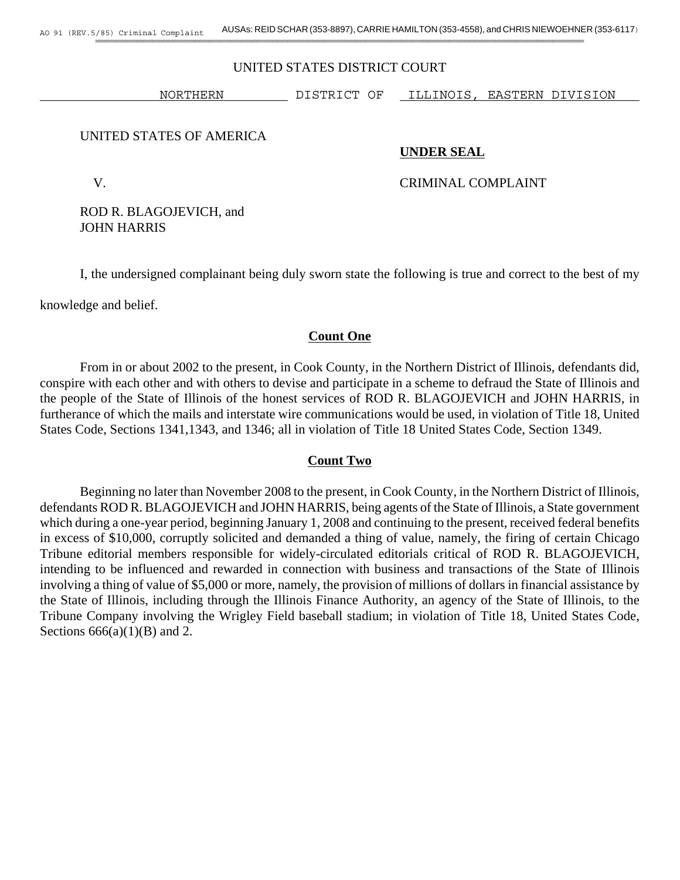AO 91 (REV.5/85) Criminal Complaint AUSAs: REID SCHAR (353-8897), CARRIE HAMILTON (353-4558), and CHRIS NIEWOEHNER (353-6117)

UNITED STATES DISTRICT COURT

NORTHERN DISTRICT OF ILLINOIS, EASTERN DIVISION

UNITED STATES OF AMERICA

**UNDER SEAL**

V.

CRIMINAL COMPLAINT

ROD R. BLAGOJEVICH, and
JOHN HARRIS

I, the undersigned complainant being duly sworn state the following is true and correct to the best of my knowledge and belief.

**Count One**

From in or about 2002 to the present, in Cook County, in the Northern District of Illinois, defendants did, conspire with each other and with others to devise and participate in a scheme to defraud the State of Illinois and the people of the State of Illinois of the honest services of ROD R. BLAGOJEVICH and JOHN HARRIS, in furtherance of which the mails and interstate wire communications would be used, in violation of Title 18, United States Code, Sections 1341,1343, and 1346; all in violation of Title 18 United States Code, Section 1349.

**Count Two**

Beginning no later than November 2008 to the present, in Cook County, in the Northern District of Illinois, defendants ROD R. BLAGOJEVICH and JOHN HARRIS, being agents of the State of Illinois, a State government which during a one-year period, beginning January 1, 2008 and continuing to the present, received federal benefits in excess of $10,000, corruptly solicited and demanded a thing of value, namely, the firing of certain Chicago Tribune editorial members responsible for widely-circulated editorials critical of ROD R. BLAGOJEVICH, intending to be influenced and rewarded in connection with business and transactions of the State of Illinois involving a thing of value of $5,000 or more, namely, the provision of millions of dollars in financial assistance by the State of Illinois, including through the Illinois Finance Authority, an agency of the State of Illinois, to the Tribune Company involving the Wrigley Field baseball stadium; in violation of Title 18, United States Code, Sections 666(a)(1)(B) and 2.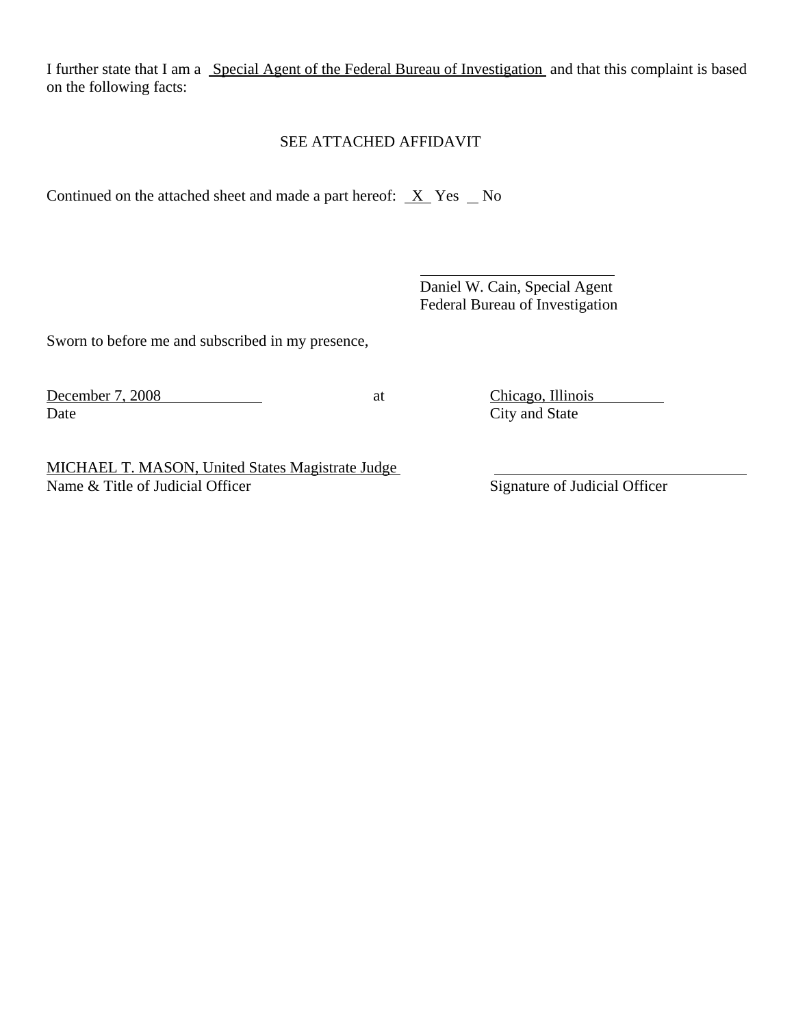I further state that I am a Special Agent of the Federal Bureau of Investigation and that this complaint is based on the following facts:

SEE ATTACHED AFFIDAVIT

Continued on the attached sheet and made a part hereof: X Yes \_ No

\_\_\_\_\_\_\_\_\_\_\_\_\_\_\_\_\_\_\_\_\_\_\_\_\_\_\_\_

Daniel W. Cain, Special Agent
Federal Bureau of Investigation

Sworn to before me and subscribed in my presence,

| December 7, 2008 | at | Chicago, Illinois |
|---|---|---|
| Date | | City and State |

| MICHAEL T. MASON, United States Magistrate Judge | \_\_\_\_\_\_\_\_\_\_\_\_\_\_\_\_\_\_\_\_\_\_\_\_\_\_\_\_ |
|---|---|
| Name & Title of Judicial Officer | Signature of Judicial Officer |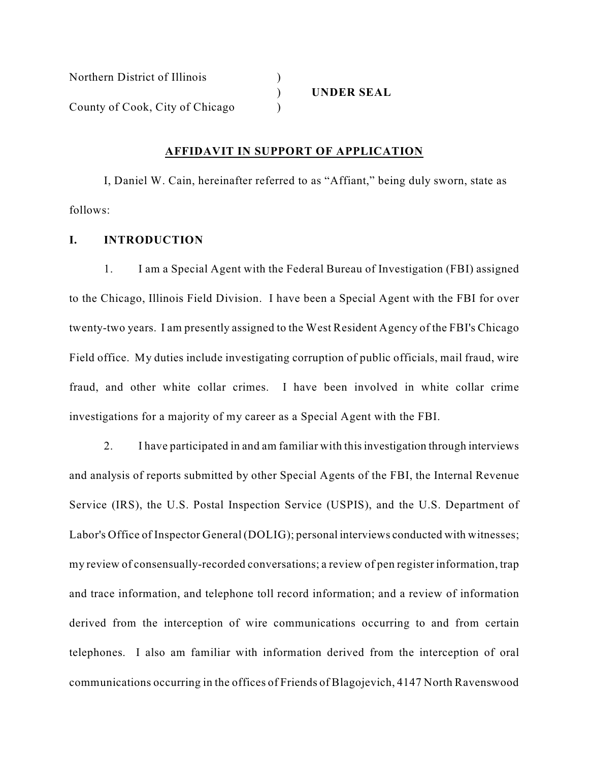Northern District of Illinois )
) **UNDER SEAL**
County of Cook, City of Chicago )

**AFFIDAVIT IN SUPPORT OF APPLICATION**

I, Daniel W. Cain, hereinafter referred to as "Affiant," being duly sworn, state as follows:

## I. INTRODUCTION

1. I am a Special Agent with the Federal Bureau of Investigation (FBI) assigned to the Chicago, Illinois Field Division. I have been a Special Agent with the FBI for over twenty-two years. I am presently assigned to the West Resident Agency of the FBI's Chicago Field office. My duties include investigating corruption of public officials, mail fraud, wire fraud, and other white collar crimes. I have been involved in white collar crime investigations for a majority of my career as a Special Agent with the FBI.

2. I have participated in and am familiar with this investigation through interviews and analysis of reports submitted by other Special Agents of the FBI, the Internal Revenue Service (IRS), the U.S. Postal Inspection Service (USPIS), and the U.S. Department of Labor's Office of Inspector General (DOLIG); personal interviews conducted with witnesses; my review of consensually-recorded conversations; a review of pen register information, trap and trace information, and telephone toll record information; and a review of information derived from the interception of wire communications occurring to and from certain telephones. I also am familiar with information derived from the interception of oral communications occurring in the offices of Friends of Blagojevich, 4147 North Ravenswood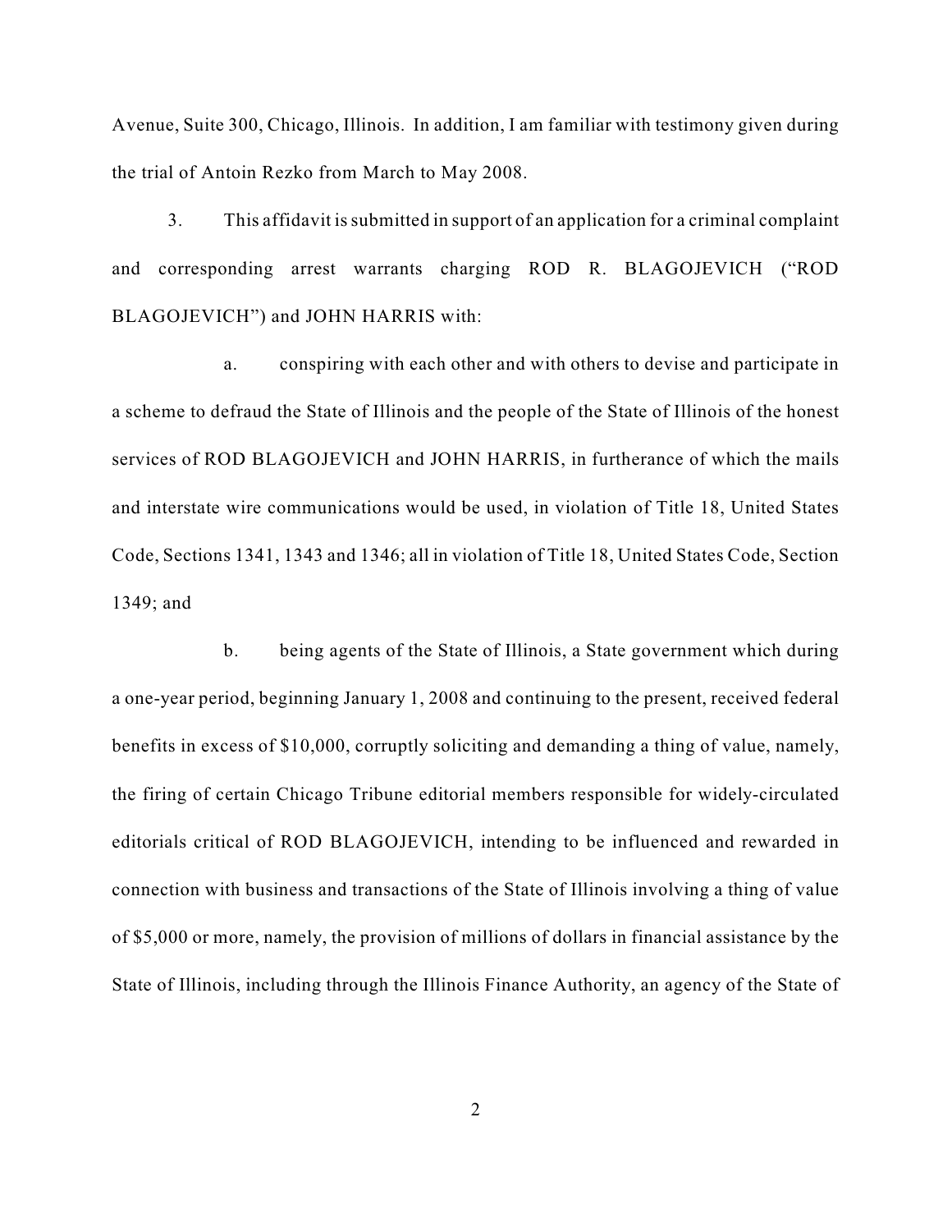Avenue, Suite 300, Chicago, Illinois. In addition, I am familiar with testimony given during the trial of Antoin Rezko from March to May 2008.

3. This affidavit is submitted in support of an application for a criminal complaint and corresponding arrest warrants charging ROD R. BLAGOJEVICH ("ROD BLAGOJEVICH") and JOHN HARRIS with:

a. conspiring with each other and with others to devise and participate in a scheme to defraud the State of Illinois and the people of the State of Illinois of the honest services of ROD BLAGOJEVICH and JOHN HARRIS, in furtherance of which the mails and interstate wire communications would be used, in violation of Title 18, United States Code, Sections 1341, 1343 and 1346; all in violation of Title 18, United States Code, Section 1349; and

b. being agents of the State of Illinois, a State government which during a one-year period, beginning January 1, 2008 and continuing to the present, received federal benefits in excess of $10,000, corruptly soliciting and demanding a thing of value, namely, the firing of certain Chicago Tribune editorial members responsible for widely-circulated editorials critical of ROD BLAGOJEVICH, intending to be influenced and rewarded in connection with business and transactions of the State of Illinois involving a thing of value of $5,000 or more, namely, the provision of millions of dollars in financial assistance by the State of Illinois, including through the Illinois Finance Authority, an agency of the State of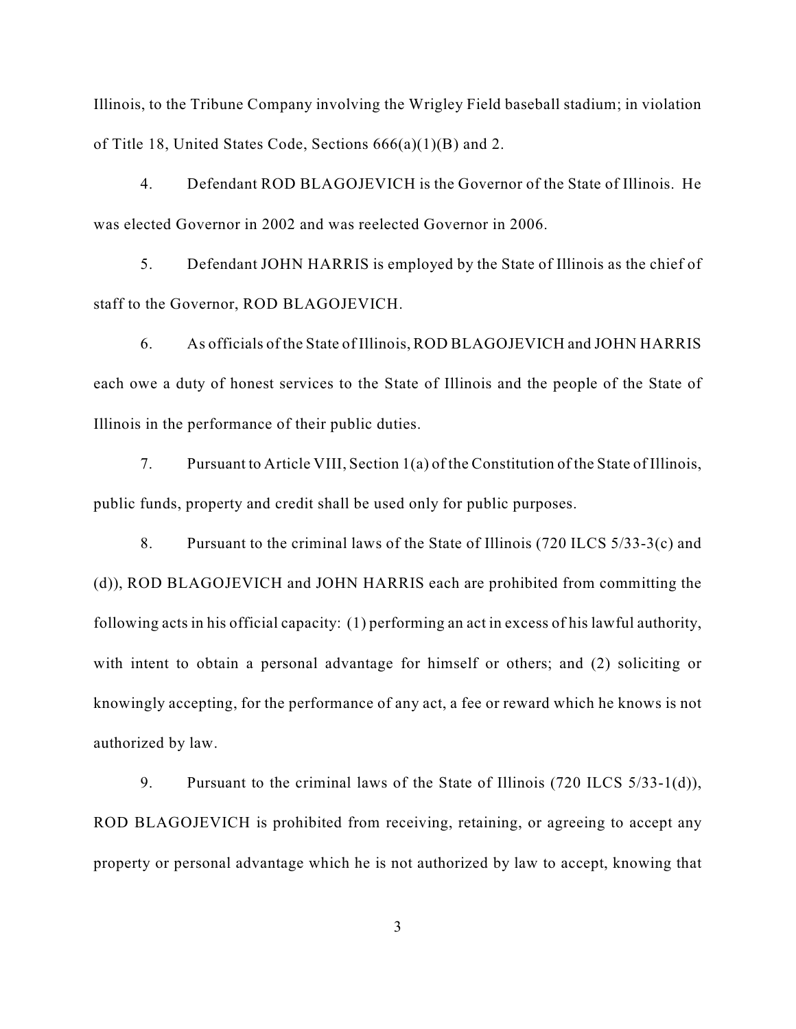Illinois, to the Tribune Company involving the Wrigley Field baseball stadium; in violation of Title 18, United States Code, Sections 666(a)(1)(B) and 2.

4. Defendant ROD BLAGOJEVICH is the Governor of the State of Illinois. He was elected Governor in 2002 and was reelected Governor in 2006.

5. Defendant JOHN HARRIS is employed by the State of Illinois as the chief of staff to the Governor, ROD BLAGOJEVICH.

6. As officials of the State of Illinois, ROD BLAGOJEVICH and JOHN HARRIS each owe a duty of honest services to the State of Illinois and the people of the State of Illinois in the performance of their public duties.

7. Pursuant to Article VIII, Section 1(a) of the Constitution of the State of Illinois, public funds, property and credit shall be used only for public purposes.

8. Pursuant to the criminal laws of the State of Illinois (720 ILCS 5/33-3(c) and (d)), ROD BLAGOJEVICH and JOHN HARRIS each are prohibited from committing the following acts in his official capacity: (1) performing an act in excess of his lawful authority, with intent to obtain a personal advantage for himself or others; and (2) soliciting or knowingly accepting, for the performance of any act, a fee or reward which he knows is not authorized by law.

9. Pursuant to the criminal laws of the State of Illinois (720 ILCS 5/33-1(d)), ROD BLAGOJEVICH is prohibited from receiving, retaining, or agreeing to accept any property or personal advantage which he is not authorized by law to accept, knowing that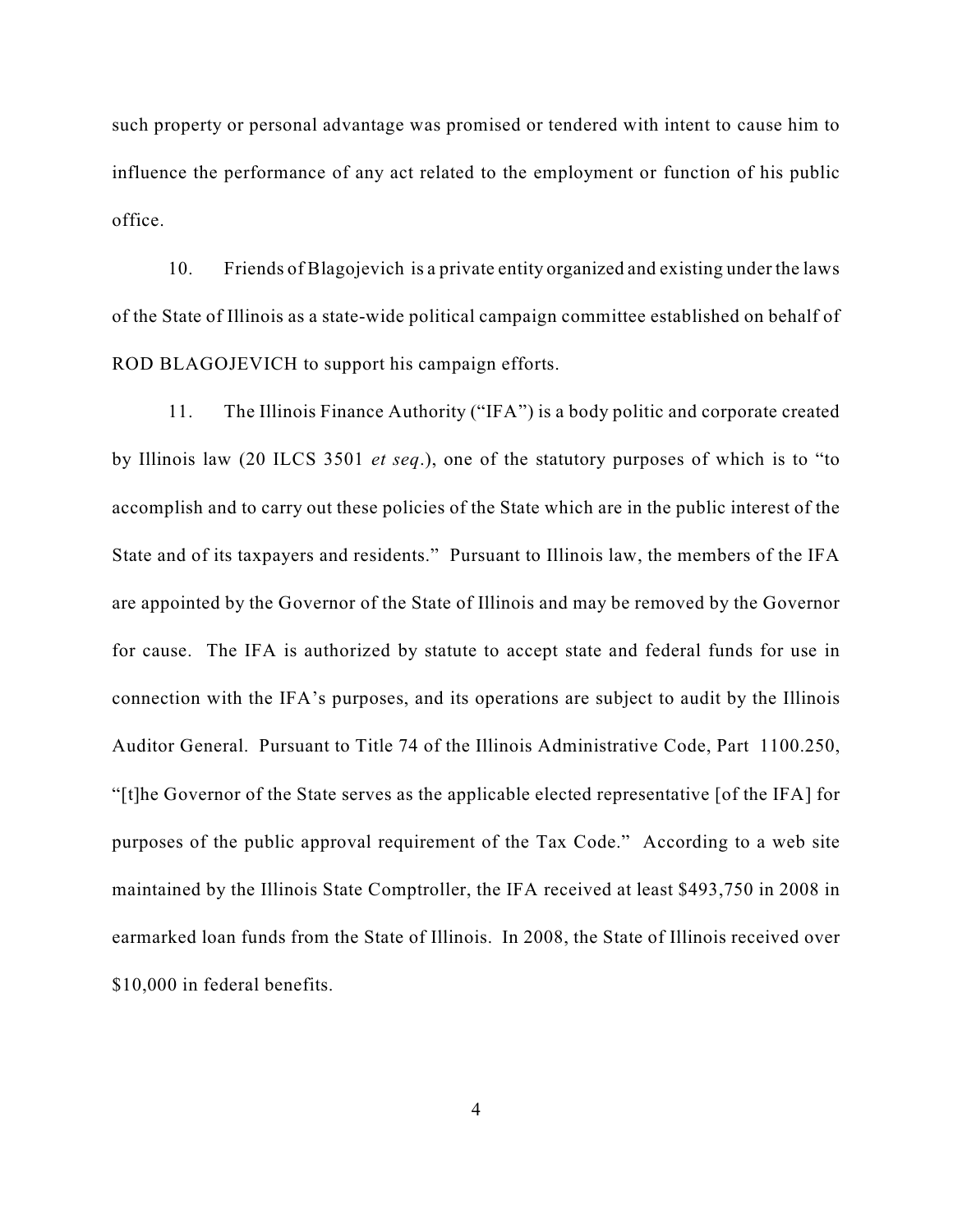such property or personal advantage was promised or tendered with intent to cause him to influence the performance of any act related to the employment or function of his public office.

10. Friends of Blagojevich is a private entity organized and existing under the laws of the State of Illinois as a state-wide political campaign committee established on behalf of ROD BLAGOJEVICH to support his campaign efforts.

11. The Illinois Finance Authority ("IFA") is a body politic and corporate created by Illinois law (20 ILCS 3501 *et seq*.), one of the statutory purposes of which is to "to accomplish and to carry out these policies of the State which are in the public interest of the State and of its taxpayers and residents." Pursuant to Illinois law, the members of the IFA are appointed by the Governor of the State of Illinois and may be removed by the Governor for cause. The IFA is authorized by statute to accept state and federal funds for use in connection with the IFA's purposes, and its operations are subject to audit by the Illinois Auditor General. Pursuant to Title 74 of the Illinois Administrative Code, Part 1100.250, "[t]he Governor of the State serves as the applicable elected representative [of the IFA] for purposes of the public approval requirement of the Tax Code." According to a web site maintained by the Illinois State Comptroller, the IFA received at least $493,750 in 2008 in earmarked loan funds from the State of Illinois. In 2008, the State of Illinois received over $10,000 in federal benefits.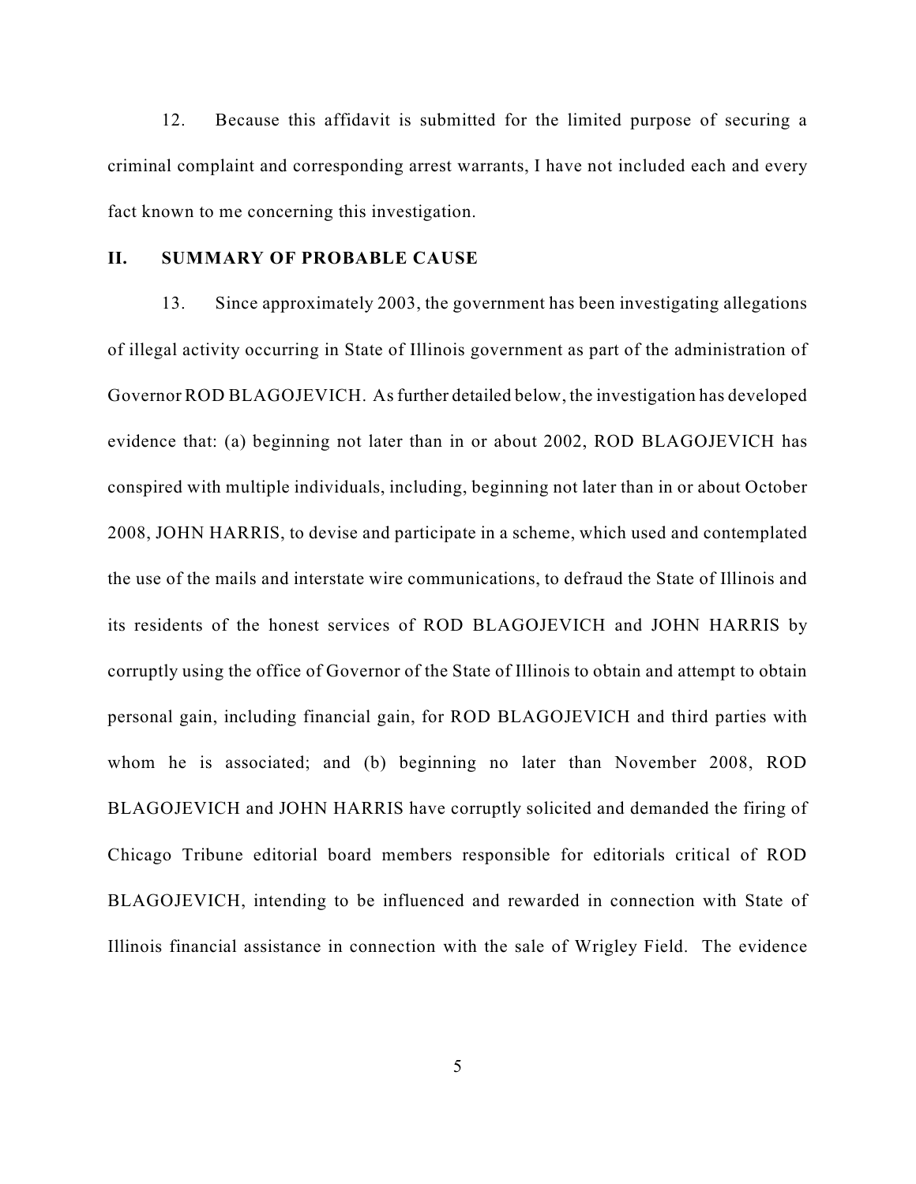12. Because this affidavit is submitted for the limited purpose of securing a criminal complaint and corresponding arrest warrants, I have not included each and every fact known to me concerning this investigation.

## II. SUMMARY OF PROBABLE CAUSE

13. Since approximately 2003, the government has been investigating allegations of illegal activity occurring in State of Illinois government as part of the administration of Governor ROD BLAGOJEVICH. As further detailed below, the investigation has developed evidence that: (a) beginning not later than in or about 2002, ROD BLAGOJEVICH has conspired with multiple individuals, including, beginning not later than in or about October 2008, JOHN HARRIS, to devise and participate in a scheme, which used and contemplated the use of the mails and interstate wire communications, to defraud the State of Illinois and its residents of the honest services of ROD BLAGOJEVICH and JOHN HARRIS by corruptly using the office of Governor of the State of Illinois to obtain and attempt to obtain personal gain, including financial gain, for ROD BLAGOJEVICH and third parties with whom he is associated; and (b) beginning no later than November 2008, ROD BLAGOJEVICH and JOHN HARRIS have corruptly solicited and demanded the firing of Chicago Tribune editorial board members responsible for editorials critical of ROD BLAGOJEVICH, intending to be influenced and rewarded in connection with State of Illinois financial assistance in connection with the sale of Wrigley Field. The evidence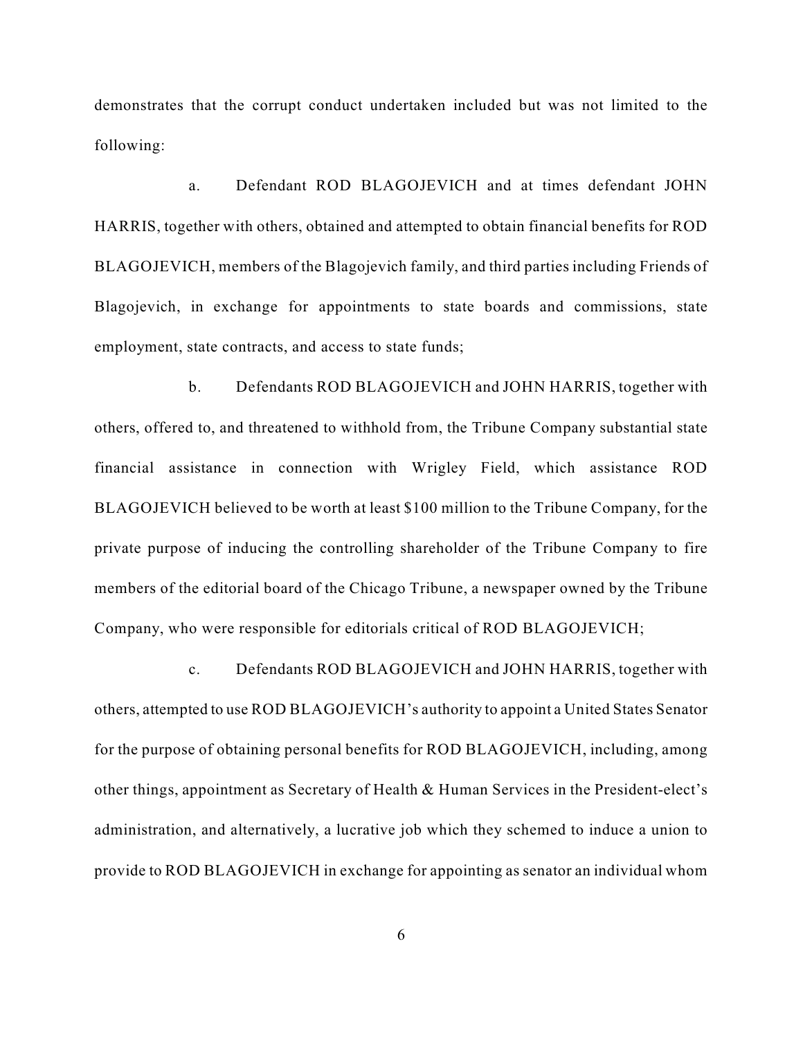demonstrates that the corrupt conduct undertaken included but was not limited to the following:

a. Defendant ROD BLAGOJEVICH and at times defendant JOHN HARRIS, together with others, obtained and attempted to obtain financial benefits for ROD BLAGOJEVICH, members of the Blagojevich family, and third parties including Friends of Blagojevich, in exchange for appointments to state boards and commissions, state employment, state contracts, and access to state funds;

b. Defendants ROD BLAGOJEVICH and JOHN HARRIS, together with others, offered to, and threatened to withhold from, the Tribune Company substantial state financial assistance in connection with Wrigley Field, which assistance ROD BLAGOJEVICH believed to be worth at least $100 million to the Tribune Company, for the private purpose of inducing the controlling shareholder of the Tribune Company to fire members of the editorial board of the Chicago Tribune, a newspaper owned by the Tribune Company, who were responsible for editorials critical of ROD BLAGOJEVICH;

c. Defendants ROD BLAGOJEVICH and JOHN HARRIS, together with others, attempted to use ROD BLAGOJEVICH's authority to appoint a United States Senator for the purpose of obtaining personal benefits for ROD BLAGOJEVICH, including, among other things, appointment as Secretary of Health & Human Services in the President-elect's administration, and alternatively, a lucrative job which they schemed to induce a union to provide to ROD BLAGOJEVICH in exchange for appointing as senator an individual whom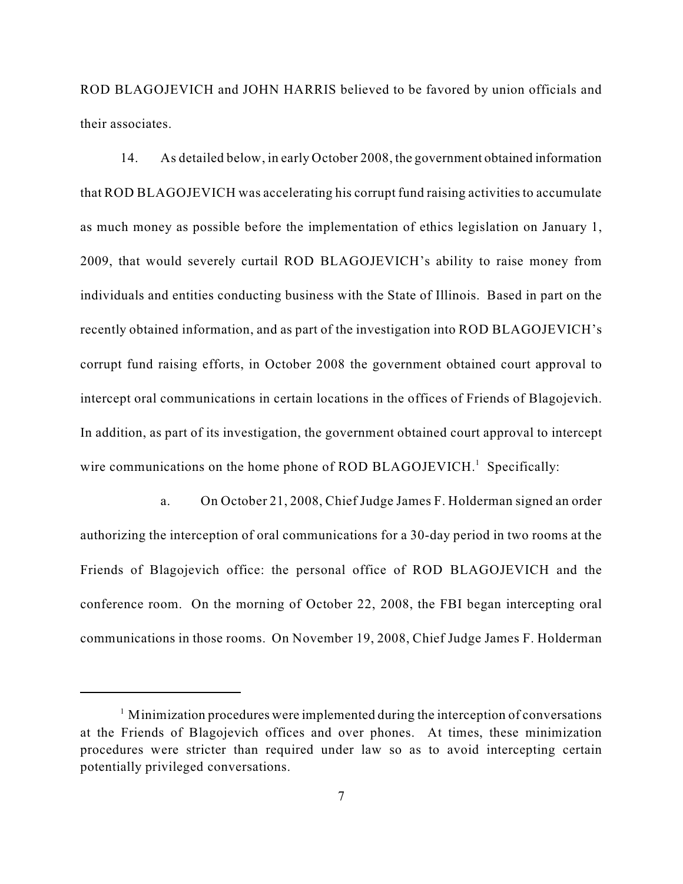ROD BLAGOJEVICH and JOHN HARRIS believed to be favored by union officials and their associates.

14. As detailed below, in early October 2008, the government obtained information that ROD BLAGOJEVICH was accelerating his corrupt fund raising activities to accumulate as much money as possible before the implementation of ethics legislation on January 1, 2009, that would severely curtail ROD BLAGOJEVICH's ability to raise money from individuals and entities conducting business with the State of Illinois. Based in part on the recently obtained information, and as part of the investigation into ROD BLAGOJEVICH's corrupt fund raising efforts, in October 2008 the government obtained court approval to intercept oral communications in certain locations in the offices of Friends of Blagojevich. In addition, as part of its investigation, the government obtained court approval to intercept wire communications on the home phone of ROD BLAGOJEVICH.[1] Specifically:

a. On October 21, 2008, Chief Judge James F. Holderman signed an order authorizing the interception of oral communications for a 30-day period in two rooms at the Friends of Blagojevich office: the personal office of ROD BLAGOJEVICH and the conference room. On the morning of October 22, 2008, the FBI began intercepting oral communications in those rooms. On November 19, 2008, Chief Judge James F. Holderman

[1] Minimization procedures were implemented during the interception of conversations at the Friends of Blagojevich offices and over phones. At times, these minimization procedures were stricter than required under law so as to avoid intercepting certain potentially privileged conversations.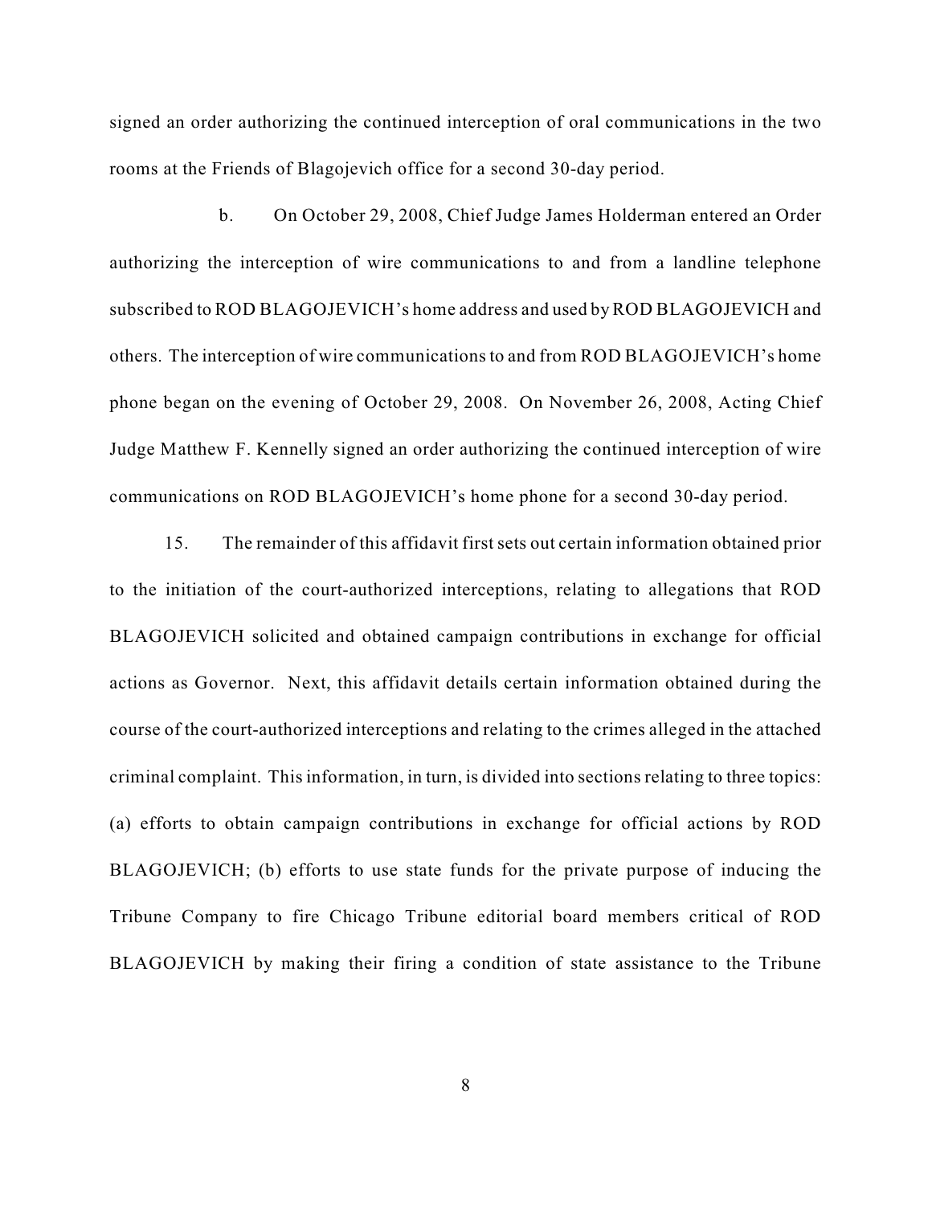signed an order authorizing the continued interception of oral communications in the two rooms at the Friends of Blagojevich office for a second 30-day period.

b. On October 29, 2008, Chief Judge James Holderman entered an Order authorizing the interception of wire communications to and from a landline telephone subscribed to ROD BLAGOJEVICH's home address and used by ROD BLAGOJEVICH and others. The interception of wire communications to and from ROD BLAGOJEVICH's home phone began on the evening of October 29, 2008. On November 26, 2008, Acting Chief Judge Matthew F. Kennelly signed an order authorizing the continued interception of wire communications on ROD BLAGOJEVICH's home phone for a second 30-day period.

15. The remainder of this affidavit first sets out certain information obtained prior to the initiation of the court-authorized interceptions, relating to allegations that ROD BLAGOJEVICH solicited and obtained campaign contributions in exchange for official actions as Governor. Next, this affidavit details certain information obtained during the course of the court-authorized interceptions and relating to the crimes alleged in the attached criminal complaint. This information, in turn, is divided into sections relating to three topics: (a) efforts to obtain campaign contributions in exchange for official actions by ROD BLAGOJEVICH; (b) efforts to use state funds for the private purpose of inducing the Tribune Company to fire Chicago Tribune editorial board members critical of ROD BLAGOJEVICH by making their firing a condition of state assistance to the Tribune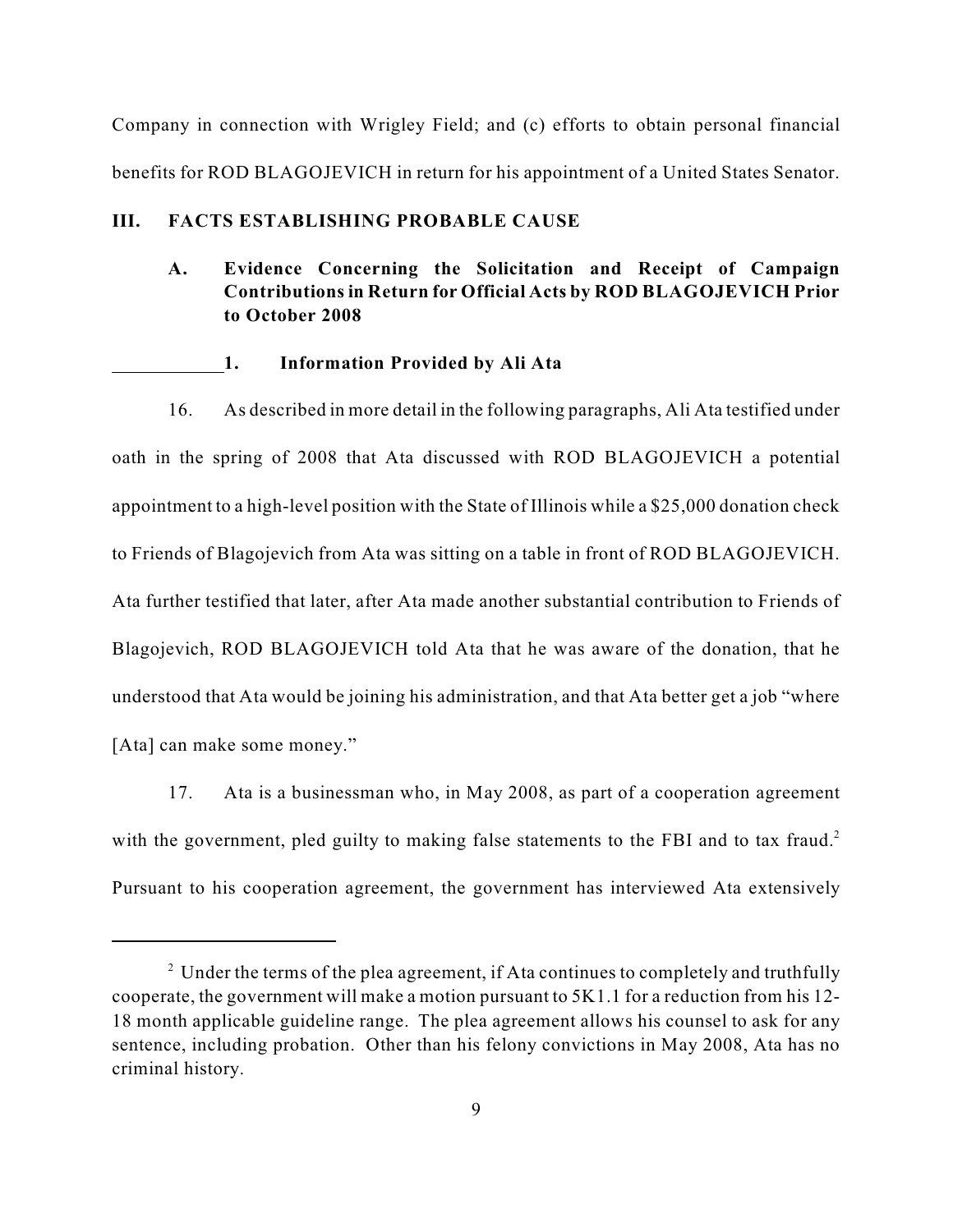Company in connection with Wrigley Field; and (c) efforts to obtain personal financial benefits for ROD BLAGOJEVICH in return for his appointment of a United States Senator.

## III. FACTS ESTABLISHING PROBABLE CAUSE

### A. Evidence Concerning the Solicitation and Receipt of Campaign Contributions in Return for Official Acts by ROD BLAGOJEVICH Prior to October 2008

#### 1. Information Provided by Ali Ata

16. As described in more detail in the following paragraphs, Ali Ata testified under oath in the spring of 2008 that Ata discussed with ROD BLAGOJEVICH a potential appointment to a high-level position with the State of Illinois while a $25,000 donation check to Friends of Blagojevich from Ata was sitting on a table in front of ROD BLAGOJEVICH. Ata further testified that later, after Ata made another substantial contribution to Friends of Blagojevich, ROD BLAGOJEVICH told Ata that he was aware of the donation, that he understood that Ata would be joining his administration, and that Ata better get a job "where [Ata] can make some money."

17. Ata is a businessman who, in May 2008, as part of a cooperation agreement with the government, pled guilty to making false statements to the FBI and to tax fraud.[2] Pursuant to his cooperation agreement, the government has interviewed Ata extensively

---

[2] Under the terms of the plea agreement, if Ata continues to completely and truthfully cooperate, the government will make a motion pursuant to 5K1.1 for a reduction from his 12-18 month applicable guideline range. The plea agreement allows his counsel to ask for any sentence, including probation. Other than his felony convictions in May 2008, Ata has no criminal history.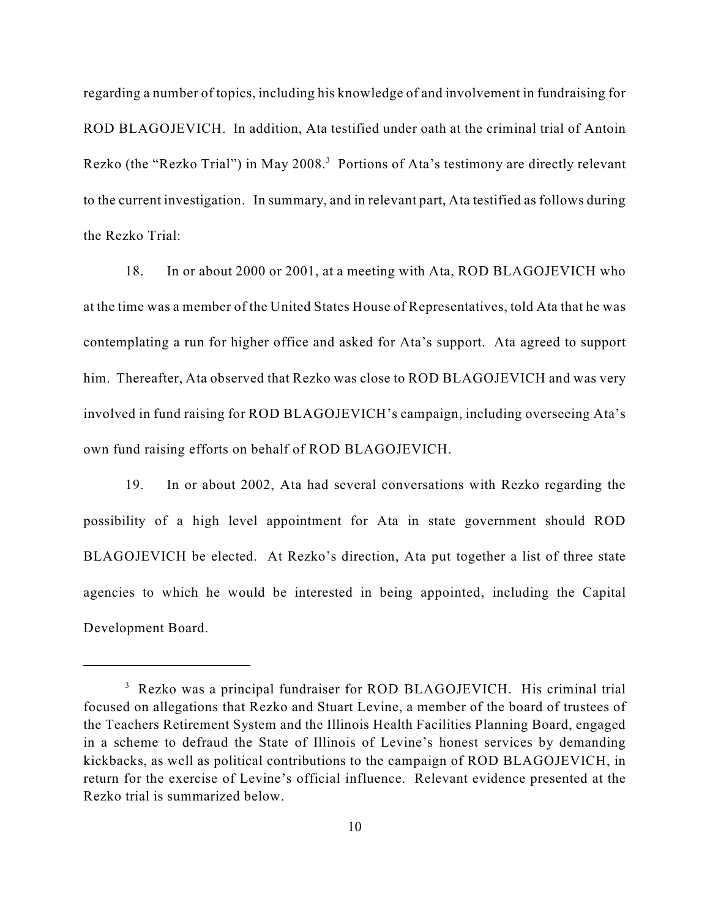regarding a number of topics, including his knowledge of and involvement in fundraising for ROD BLAGOJEVICH. In addition, Ata testified under oath at the criminal trial of Antoin Rezko (the "Rezko Trial") in May 2008.[3] Portions of Ata's testimony are directly relevant to the current investigation. In summary, and in relevant part, Ata testified as follows during the Rezko Trial:

18. In or about 2000 or 2001, at a meeting with Ata, ROD BLAGOJEVICH who at the time was a member of the United States House of Representatives, told Ata that he was contemplating a run for higher office and asked for Ata's support. Ata agreed to support him. Thereafter, Ata observed that Rezko was close to ROD BLAGOJEVICH and was very involved in fund raising for ROD BLAGOJEVICH's campaign, including overseeing Ata's own fund raising efforts on behalf of ROD BLAGOJEVICH.

19. In or about 2002, Ata had several conversations with Rezko regarding the possibility of a high level appointment for Ata in state government should ROD BLAGOJEVICH be elected. At Rezko's direction, Ata put together a list of three state agencies to which he would be interested in being appointed, including the Capital Development Board.

---

[3] Rezko was a principal fundraiser for ROD BLAGOJEVICH. His criminal trial focused on allegations that Rezko and Stuart Levine, a member of the board of trustees of the Teachers Retirement System and the Illinois Health Facilities Planning Board, engaged in a scheme to defraud the State of Illinois of Levine's honest services by demanding kickbacks, as well as political contributions to the campaign of ROD BLAGOJEVICH, in return for the exercise of Levine's official influence. Relevant evidence presented at the Rezko trial is summarized below.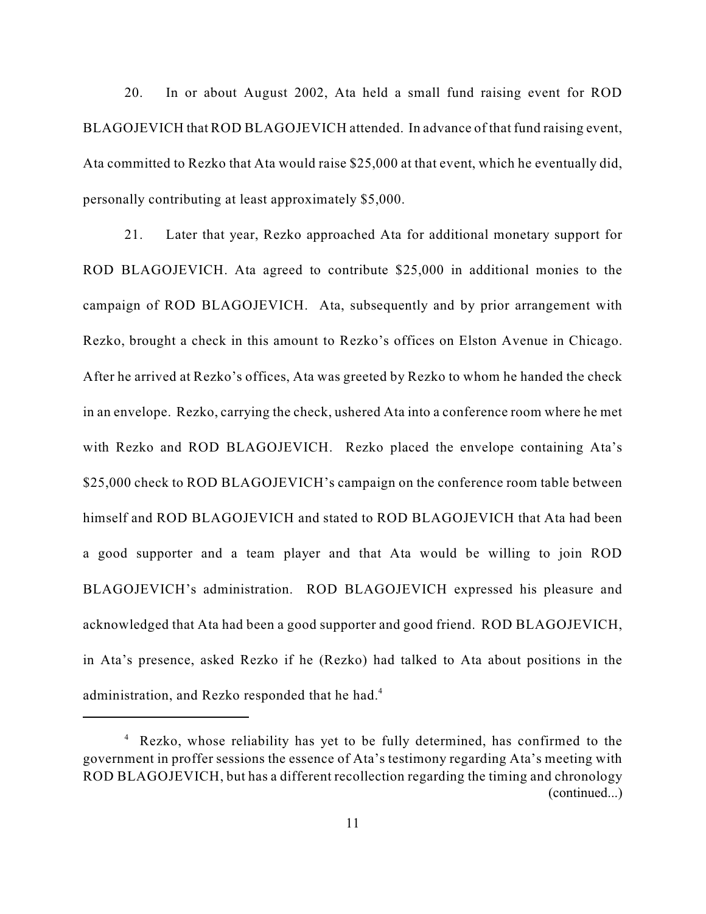20. In or about August 2002, Ata held a small fund raising event for ROD BLAGOJEVICH that ROD BLAGOJEVICH attended. In advance of that fund raising event, Ata committed to Rezko that Ata would raise $25,000 at that event, which he eventually did, personally contributing at least approximately $5,000.

21. Later that year, Rezko approached Ata for additional monetary support for ROD BLAGOJEVICH. Ata agreed to contribute $25,000 in additional monies to the campaign of ROD BLAGOJEVICH. Ata, subsequently and by prior arrangement with Rezko, brought a check in this amount to Rezko's offices on Elston Avenue in Chicago. After he arrived at Rezko's offices, Ata was greeted by Rezko to whom he handed the check in an envelope. Rezko, carrying the check, ushered Ata into a conference room where he met with Rezko and ROD BLAGOJEVICH. Rezko placed the envelope containing Ata's $25,000 check to ROD BLAGOJEVICH's campaign on the conference room table between himself and ROD BLAGOJEVICH and stated to ROD BLAGOJEVICH that Ata had been a good supporter and a team player and that Ata would be willing to join ROD BLAGOJEVICH's administration. ROD BLAGOJEVICH expressed his pleasure and acknowledged that Ata had been a good supporter and good friend. ROD BLAGOJEVICH, in Ata's presence, asked Rezko if he (Rezko) had talked to Ata about positions in the administration, and Rezko responded that he had.[4]

---

[4] Rezko, whose reliability has yet to be fully determined, has confirmed to the government in proffer sessions the essence of Ata's testimony regarding Ata's meeting with ROD BLAGOJEVICH, but has a different recollection regarding the timing and chronology (continued...)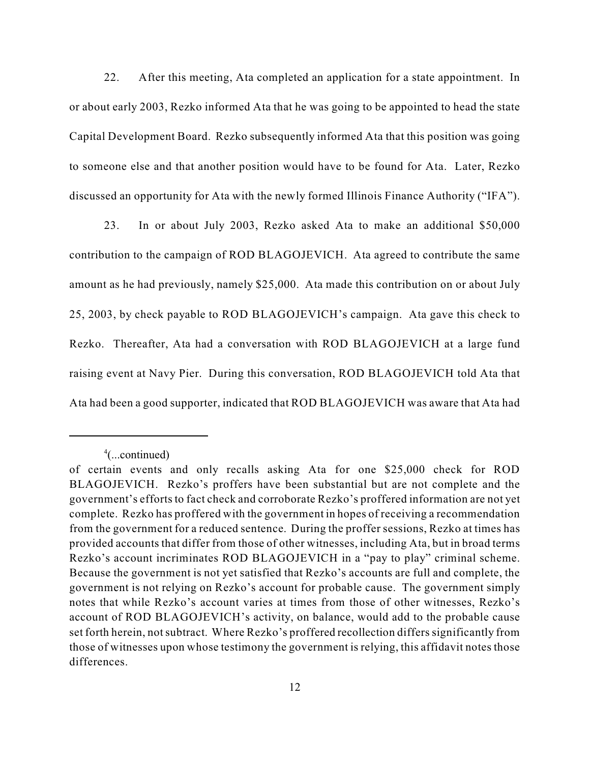22. After this meeting, Ata completed an application for a state appointment. In or about early 2003, Rezko informed Ata that he was going to be appointed to head the state Capital Development Board. Rezko subsequently informed Ata that this position was going to someone else and that another position would have to be found for Ata. Later, Rezko discussed an opportunity for Ata with the newly formed Illinois Finance Authority ("IFA").

23. In or about July 2003, Rezko asked Ata to make an additional $50,000 contribution to the campaign of ROD BLAGOJEVICH. Ata agreed to contribute the same amount as he had previously, namely $25,000. Ata made this contribution on or about July 25, 2003, by check payable to ROD BLAGOJEVICH's campaign. Ata gave this check to Rezko. Thereafter, Ata had a conversation with ROD BLAGOJEVICH at a large fund raising event at Navy Pier. During this conversation, ROD BLAGOJEVICH told Ata that Ata had been a good supporter, indicated that ROD BLAGOJEVICH was aware that Ata had

---

[4](...continued)
of certain events and only recalls asking Ata for one $25,000 check for ROD BLAGOJEVICH. Rezko's proffers have been substantial but are not complete and the government's efforts to fact check and corroborate Rezko's proffered information are not yet complete. Rezko has proffered with the government in hopes of receiving a recommendation from the government for a reduced sentence. During the proffer sessions, Rezko at times has provided accounts that differ from those of other witnesses, including Ata, but in broad terms Rezko's account incriminates ROD BLAGOJEVICH in a "pay to play" criminal scheme. Because the government is not yet satisfied that Rezko's accounts are full and complete, the government is not relying on Rezko's account for probable cause. The government simply notes that while Rezko's account varies at times from those of other witnesses, Rezko's account of ROD BLAGOJEVICH's activity, on balance, would add to the probable cause set forth herein, not subtract. Where Rezko's proffered recollection differs significantly from those of witnesses upon whose testimony the government is relying, this affidavit notes those differences.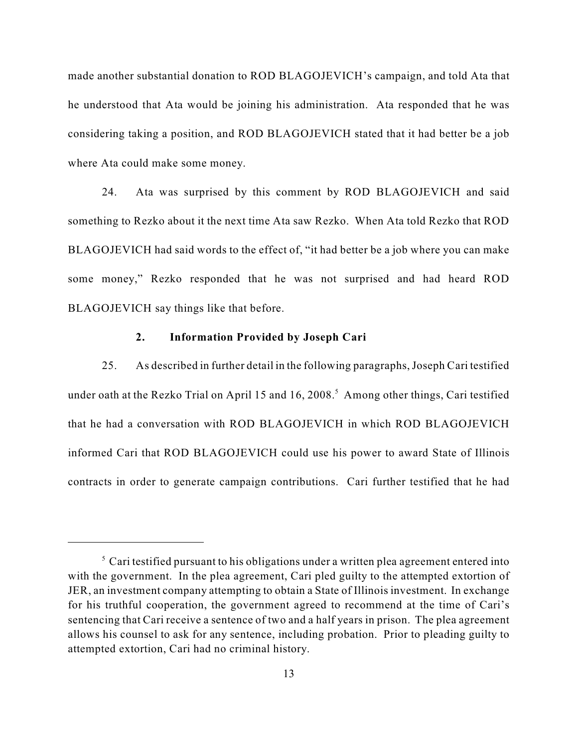made another substantial donation to ROD BLAGOJEVICH's campaign, and told Ata that he understood that Ata would be joining his administration. Ata responded that he was considering taking a position, and ROD BLAGOJEVICH stated that it had better be a job where Ata could make some money.

24. Ata was surprised by this comment by ROD BLAGOJEVICH and said something to Rezko about it the next time Ata saw Rezko. When Ata told Rezko that ROD BLAGOJEVICH had said words to the effect of, "it had better be a job where you can make some money," Rezko responded that he was not surprised and had heard ROD BLAGOJEVICH say things like that before.

### 2. Information Provided by Joseph Cari

25. As described in further detail in the following paragraphs, Joseph Cari testified under oath at the Rezko Trial on April 15 and 16, 2008.[5] Among other things, Cari testified that he had a conversation with ROD BLAGOJEVICH in which ROD BLAGOJEVICH informed Cari that ROD BLAGOJEVICH could use his power to award State of Illinois contracts in order to generate campaign contributions. Cari further testified that he had

---

[5] Cari testified pursuant to his obligations under a written plea agreement entered into with the government. In the plea agreement, Cari pled guilty to the attempted extortion of JER, an investment company attempting to obtain a State of Illinois investment. In exchange for his truthful cooperation, the government agreed to recommend at the time of Cari's sentencing that Cari receive a sentence of two and a half years in prison. The plea agreement allows his counsel to ask for any sentence, including probation. Prior to pleading guilty to attempted extortion, Cari had no criminal history.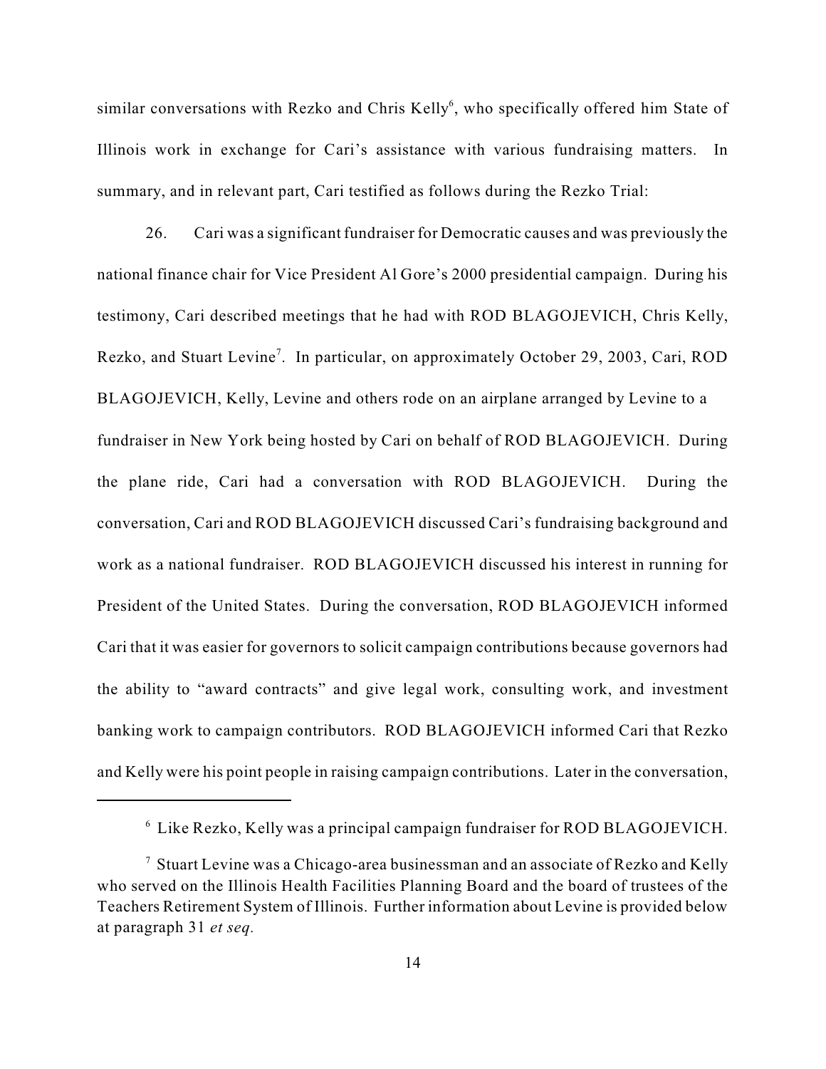similar conversations with Rezko and Chris Kelly[6], who specifically offered him State of Illinois work in exchange for Cari's assistance with various fundraising matters. In summary, and in relevant part, Cari testified as follows during the Rezko Trial:

26. Cari was a significant fundraiser for Democratic causes and was previously the national finance chair for Vice President Al Gore's 2000 presidential campaign. During his testimony, Cari described meetings that he had with ROD BLAGOJEVICH, Chris Kelly, Rezko, and Stuart Levine[7]. In particular, on approximately October 29, 2003, Cari, ROD BLAGOJEVICH, Kelly, Levine and others rode on an airplane arranged by Levine to a fundraiser in New York being hosted by Cari on behalf of ROD BLAGOJEVICH. During the plane ride, Cari had a conversation with ROD BLAGOJEVICH. During the conversation, Cari and ROD BLAGOJEVICH discussed Cari's fundraising background and work as a national fundraiser. ROD BLAGOJEVICH discussed his interest in running for President of the United States. During the conversation, ROD BLAGOJEVICH informed Cari that it was easier for governors to solicit campaign contributions because governors had the ability to "award contracts" and give legal work, consulting work, and investment banking work to campaign contributors. ROD BLAGOJEVICH informed Cari that Rezko and Kelly were his point people in raising campaign contributions. Later in the conversation,

---

[6] Like Rezko, Kelly was a principal campaign fundraiser for ROD BLAGOJEVICH.

[7] Stuart Levine was a Chicago-area businessman and an associate of Rezko and Kelly who served on the Illinois Health Facilities Planning Board and the board of trustees of the Teachers Retirement System of Illinois. Further information about Levine is provided below at paragraph 31 *et seq.*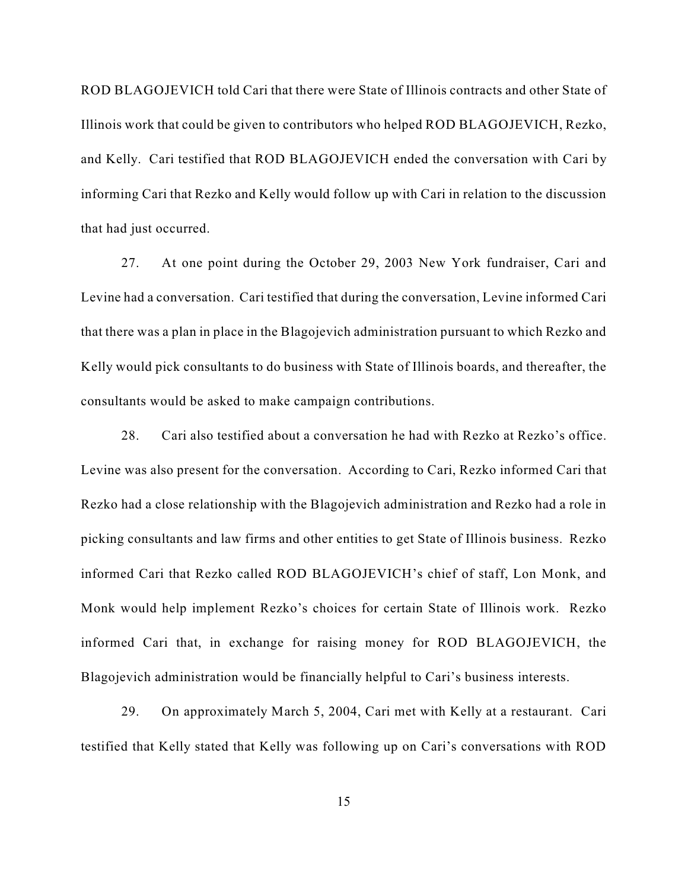ROD BLAGOJEVICH told Cari that there were State of Illinois contracts and other State of Illinois work that could be given to contributors who helped ROD BLAGOJEVICH, Rezko, and Kelly. Cari testified that ROD BLAGOJEVICH ended the conversation with Cari by informing Cari that Rezko and Kelly would follow up with Cari in relation to the discussion that had just occurred.

27. At one point during the October 29, 2003 New York fundraiser, Cari and Levine had a conversation. Cari testified that during the conversation, Levine informed Cari that there was a plan in place in the Blagojevich administration pursuant to which Rezko and Kelly would pick consultants to do business with State of Illinois boards, and thereafter, the consultants would be asked to make campaign contributions.

28. Cari also testified about a conversation he had with Rezko at Rezko's office. Levine was also present for the conversation. According to Cari, Rezko informed Cari that Rezko had a close relationship with the Blagojevich administration and Rezko had a role in picking consultants and law firms and other entities to get State of Illinois business. Rezko informed Cari that Rezko called ROD BLAGOJEVICH's chief of staff, Lon Monk, and Monk would help implement Rezko's choices for certain State of Illinois work. Rezko informed Cari that, in exchange for raising money for ROD BLAGOJEVICH, the Blagojevich administration would be financially helpful to Cari's business interests.

29. On approximately March 5, 2004, Cari met with Kelly at a restaurant. Cari testified that Kelly stated that Kelly was following up on Cari's conversations with ROD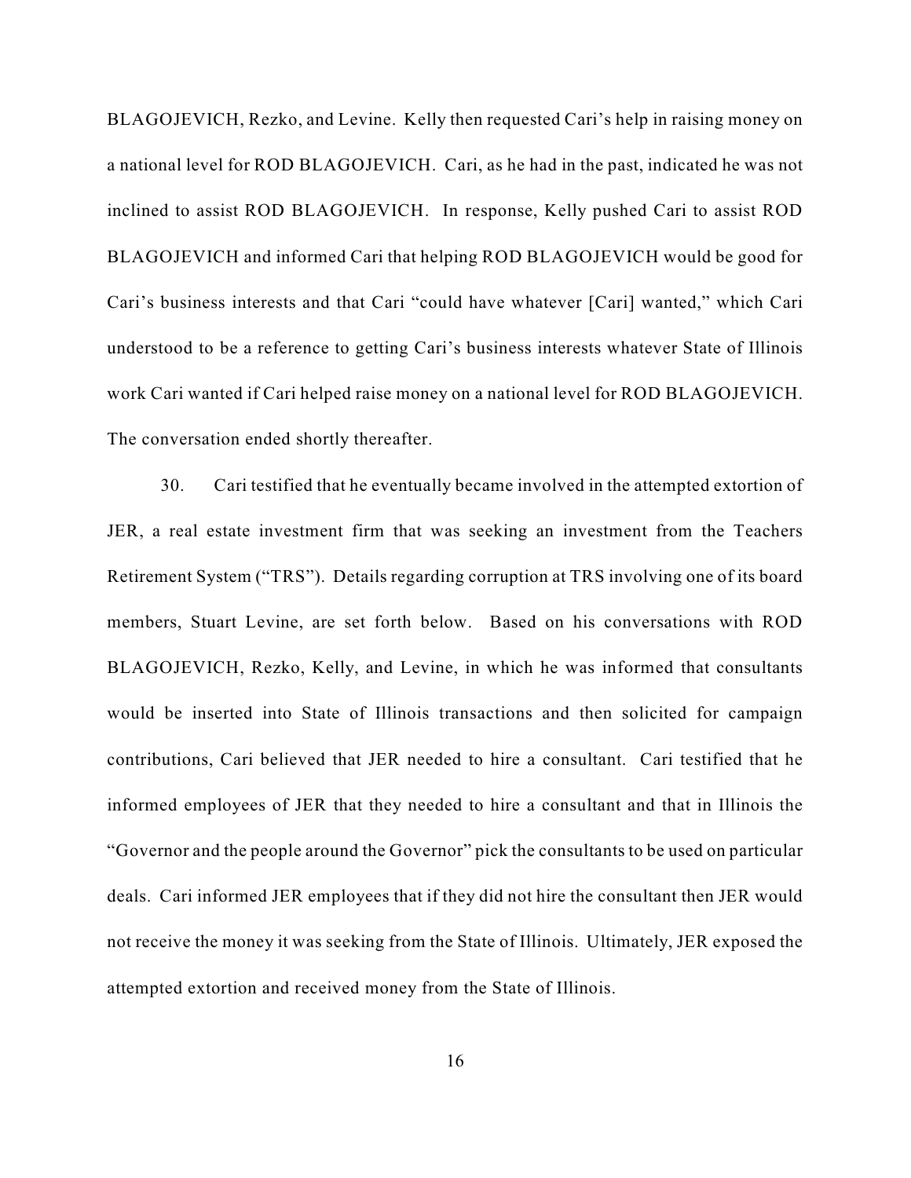BLAGOJEVICH, Rezko, and Levine. Kelly then requested Cari's help in raising money on a national level for ROD BLAGOJEVICH. Cari, as he had in the past, indicated he was not inclined to assist ROD BLAGOJEVICH. In response, Kelly pushed Cari to assist ROD BLAGOJEVICH and informed Cari that helping ROD BLAGOJEVICH would be good for Cari's business interests and that Cari "could have whatever [Cari] wanted," which Cari understood to be a reference to getting Cari's business interests whatever State of Illinois work Cari wanted if Cari helped raise money on a national level for ROD BLAGOJEVICH. The conversation ended shortly thereafter.

30. Cari testified that he eventually became involved in the attempted extortion of JER, a real estate investment firm that was seeking an investment from the Teachers Retirement System ("TRS"). Details regarding corruption at TRS involving one of its board members, Stuart Levine, are set forth below. Based on his conversations with ROD BLAGOJEVICH, Rezko, Kelly, and Levine, in which he was informed that consultants would be inserted into State of Illinois transactions and then solicited for campaign contributions, Cari believed that JER needed to hire a consultant. Cari testified that he informed employees of JER that they needed to hire a consultant and that in Illinois the "Governor and the people around the Governor" pick the consultants to be used on particular deals. Cari informed JER employees that if they did not hire the consultant then JER would not receive the money it was seeking from the State of Illinois. Ultimately, JER exposed the attempted extortion and received money from the State of Illinois.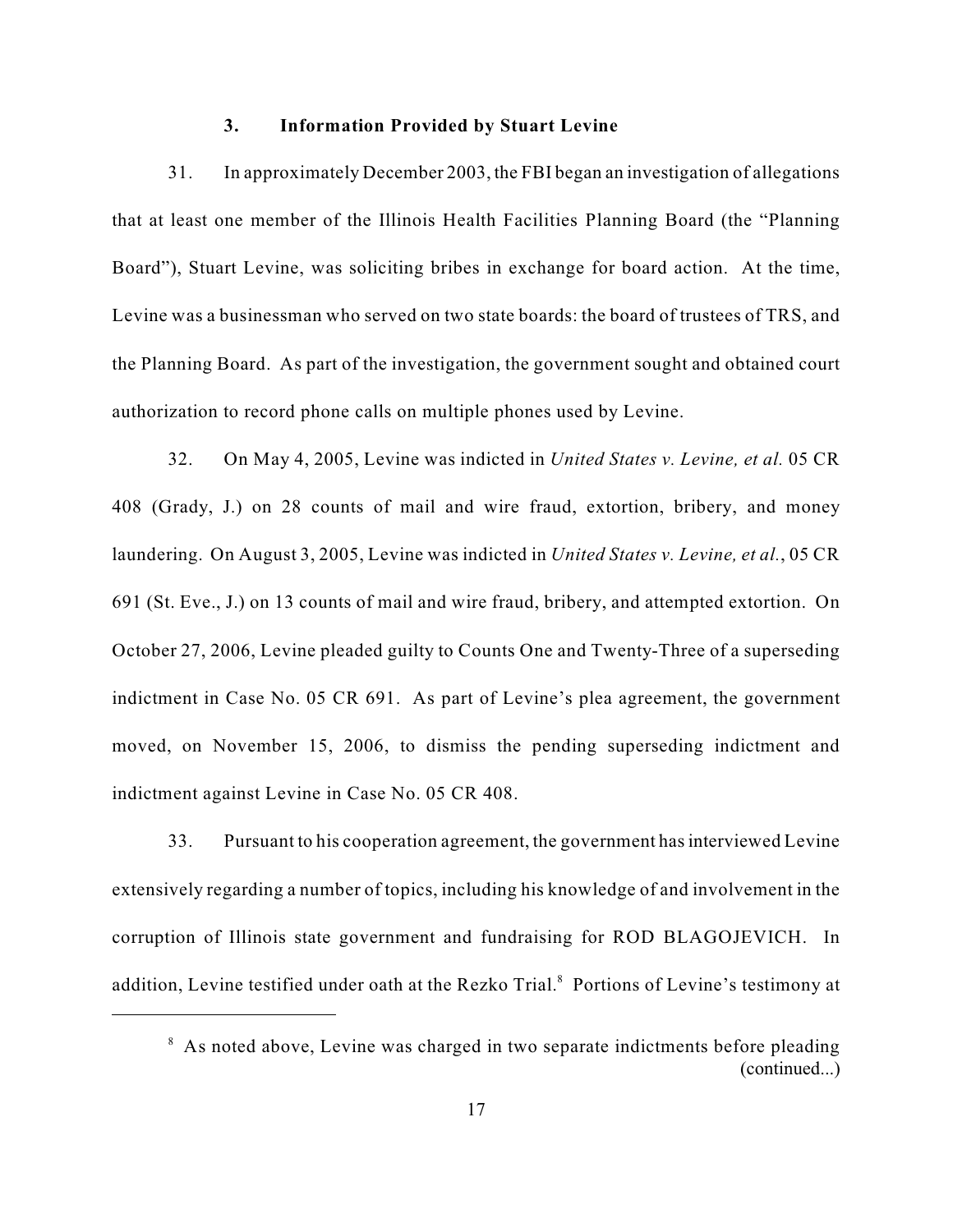### 3. Information Provided by Stuart Levine

31. In approximately December 2003, the FBI began an investigation of allegations that at least one member of the Illinois Health Facilities Planning Board (the "Planning Board"), Stuart Levine, was soliciting bribes in exchange for board action. At the time, Levine was a businessman who served on two state boards: the board of trustees of TRS, and the Planning Board. As part of the investigation, the government sought and obtained court authorization to record phone calls on multiple phones used by Levine.

32. On May 4, 2005, Levine was indicted in *United States v. Levine, et al.* 05 CR 408 (Grady, J.) on 28 counts of mail and wire fraud, extortion, bribery, and money laundering. On August 3, 2005, Levine was indicted in *United States v. Levine, et al.*, 05 CR 691 (St. Eve., J.) on 13 counts of mail and wire fraud, bribery, and attempted extortion. On October 27, 2006, Levine pleaded guilty to Counts One and Twenty-Three of a superseding indictment in Case No. 05 CR 691. As part of Levine's plea agreement, the government moved, on November 15, 2006, to dismiss the pending superseding indictment and indictment against Levine in Case No. 05 CR 408.

33. Pursuant to his cooperation agreement, the government has interviewed Levine extensively regarding a number of topics, including his knowledge of and involvement in the corruption of Illinois state government and fundraising for ROD BLAGOJEVICH. In addition, Levine testified under oath at the Rezko Trial.[8] Portions of Levine's testimony at

---

[8] As noted above, Levine was charged in two separate indictments before pleading (continued...)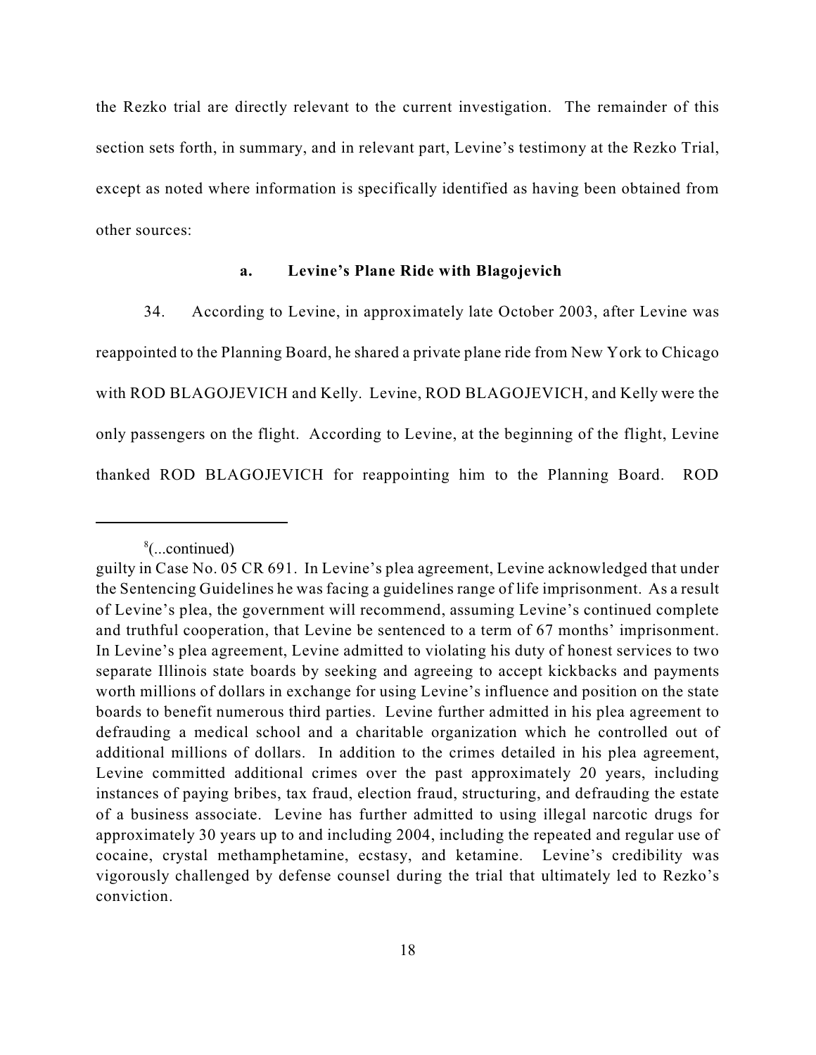the Rezko trial are directly relevant to the current investigation. The remainder of this section sets forth, in summary, and in relevant part, Levine's testimony at the Rezko Trial, except as noted where information is specifically identified as having been obtained from other sources:

### a. Levine's Plane Ride with Blagojevich

34. According to Levine, in approximately late October 2003, after Levine was reappointed to the Planning Board, he shared a private plane ride from New York to Chicago with ROD BLAGOJEVICH and Kelly. Levine, ROD BLAGOJEVICH, and Kelly were the only passengers on the flight. According to Levine, at the beginning of the flight, Levine thanked ROD BLAGOJEVICH for reappointing him to the Planning Board. ROD

---

[8](...continued)
guilty in Case No. 05 CR 691. In Levine's plea agreement, Levine acknowledged that under the Sentencing Guidelines he was facing a guidelines range of life imprisonment. As a result of Levine's plea, the government will recommend, assuming Levine's continued complete and truthful cooperation, that Levine be sentenced to a term of 67 months' imprisonment. In Levine's plea agreement, Levine admitted to violating his duty of honest services to two separate Illinois state boards by seeking and agreeing to accept kickbacks and payments worth millions of dollars in exchange for using Levine's influence and position on the state boards to benefit numerous third parties. Levine further admitted in his plea agreement to defrauding a medical school and a charitable organization which he controlled out of additional millions of dollars. In addition to the crimes detailed in his plea agreement, Levine committed additional crimes over the past approximately 20 years, including instances of paying bribes, tax fraud, election fraud, structuring, and defrauding the estate of a business associate. Levine has further admitted to using illegal narcotic drugs for approximately 30 years up to and including 2004, including the repeated and regular use of cocaine, crystal methamphetamine, ecstasy, and ketamine. Levine's credibility was vigorously challenged by defense counsel during the trial that ultimately led to Rezko's conviction.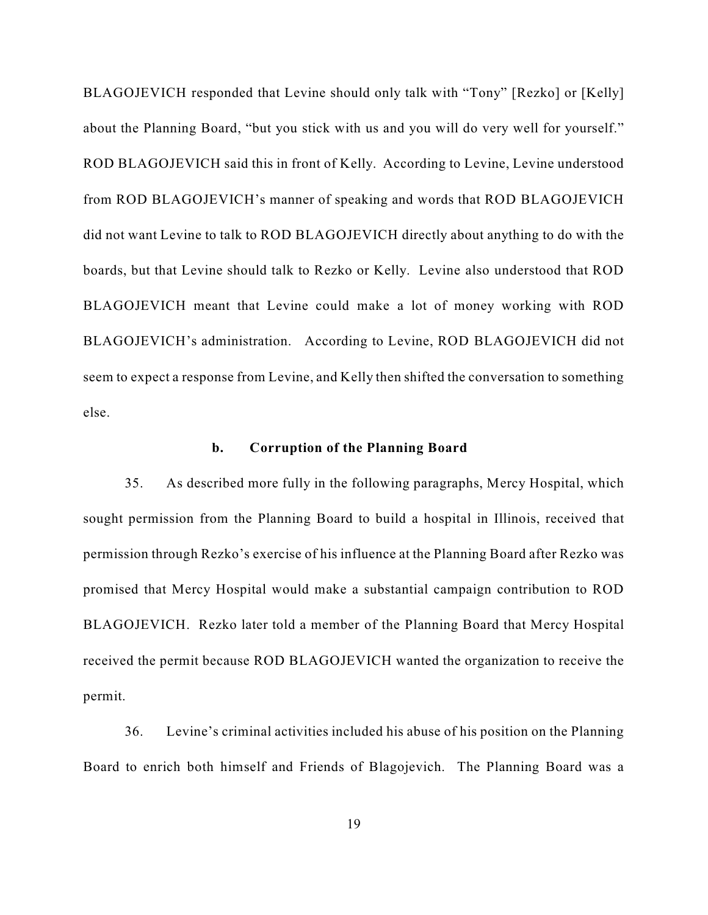BLAGOJEVICH responded that Levine should only talk with "Tony" [Rezko] or [Kelly] about the Planning Board, "but you stick with us and you will do very well for yourself." ROD BLAGOJEVICH said this in front of Kelly. According to Levine, Levine understood from ROD BLAGOJEVICH's manner of speaking and words that ROD BLAGOJEVICH did not want Levine to talk to ROD BLAGOJEVICH directly about anything to do with the boards, but that Levine should talk to Rezko or Kelly. Levine also understood that ROD BLAGOJEVICH meant that Levine could make a lot of money working with ROD BLAGOJEVICH's administration. According to Levine, ROD BLAGOJEVICH did not seem to expect a response from Levine, and Kelly then shifted the conversation to something else.

### b. Corruption of the Planning Board

35. As described more fully in the following paragraphs, Mercy Hospital, which sought permission from the Planning Board to build a hospital in Illinois, received that permission through Rezko's exercise of his influence at the Planning Board after Rezko was promised that Mercy Hospital would make a substantial campaign contribution to ROD BLAGOJEVICH. Rezko later told a member of the Planning Board that Mercy Hospital received the permit because ROD BLAGOJEVICH wanted the organization to receive the permit.

36. Levine's criminal activities included his abuse of his position on the Planning Board to enrich both himself and Friends of Blagojevich. The Planning Board was a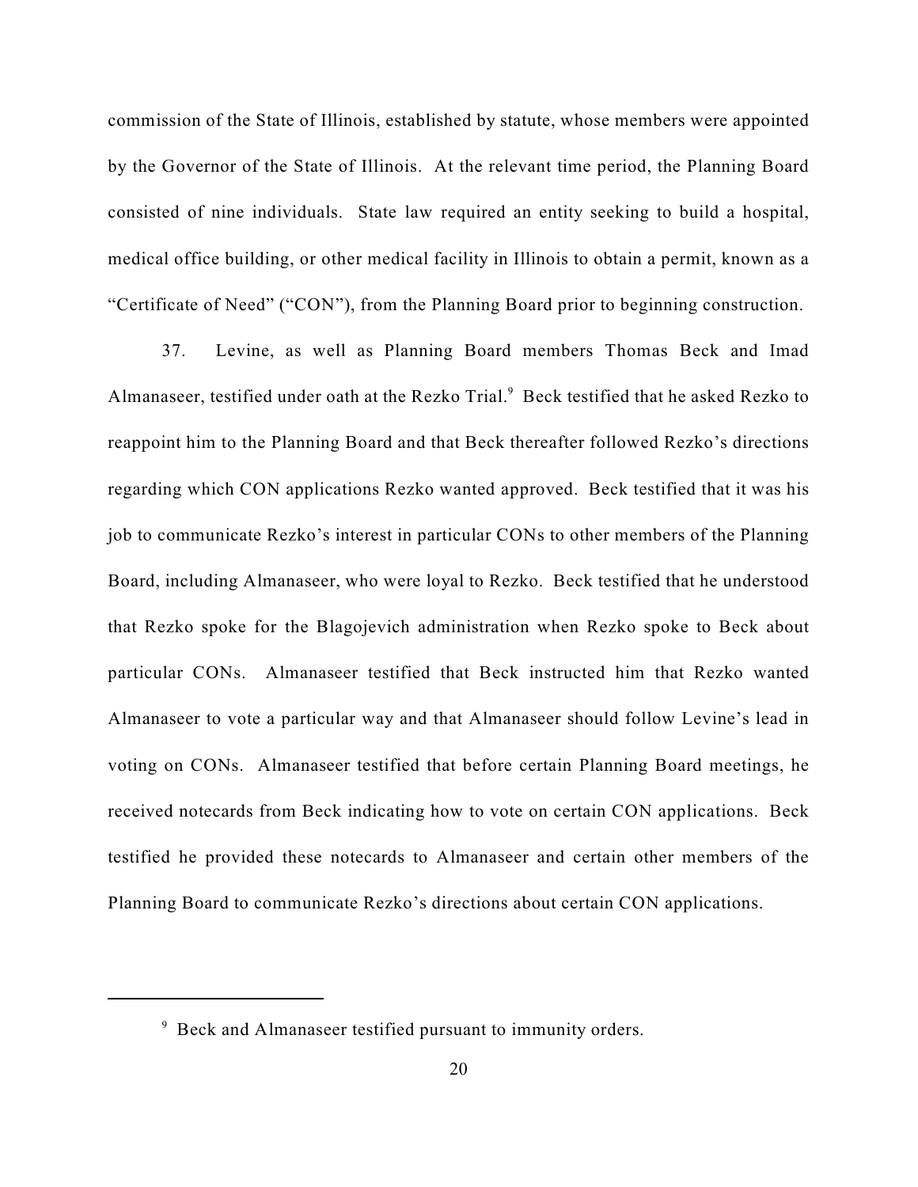commission of the State of Illinois, established by statute, whose members were appointed by the Governor of the State of Illinois. At the relevant time period, the Planning Board consisted of nine individuals. State law required an entity seeking to build a hospital, medical office building, or other medical facility in Illinois to obtain a permit, known as a "Certificate of Need" ("CON"), from the Planning Board prior to beginning construction.

37. Levine, as well as Planning Board members Thomas Beck and Imad Almanaseer, testified under oath at the Rezko Trial.[9] Beck testified that he asked Rezko to reappoint him to the Planning Board and that Beck thereafter followed Rezko's directions regarding which CON applications Rezko wanted approved. Beck testified that it was his job to communicate Rezko's interest in particular CONs to other members of the Planning Board, including Almanaseer, who were loyal to Rezko. Beck testified that he understood that Rezko spoke for the Blagojevich administration when Rezko spoke to Beck about particular CONs. Almanaseer testified that Beck instructed him that Rezko wanted Almanaseer to vote a particular way and that Almanaseer should follow Levine's lead in voting on CONs. Almanaseer testified that before certain Planning Board meetings, he received notecards from Beck indicating how to vote on certain CON applications. Beck testified he provided these notecards to Almanaseer and certain other members of the Planning Board to communicate Rezko's directions about certain CON applications.

---

[9] Beck and Almanaseer testified pursuant to immunity orders.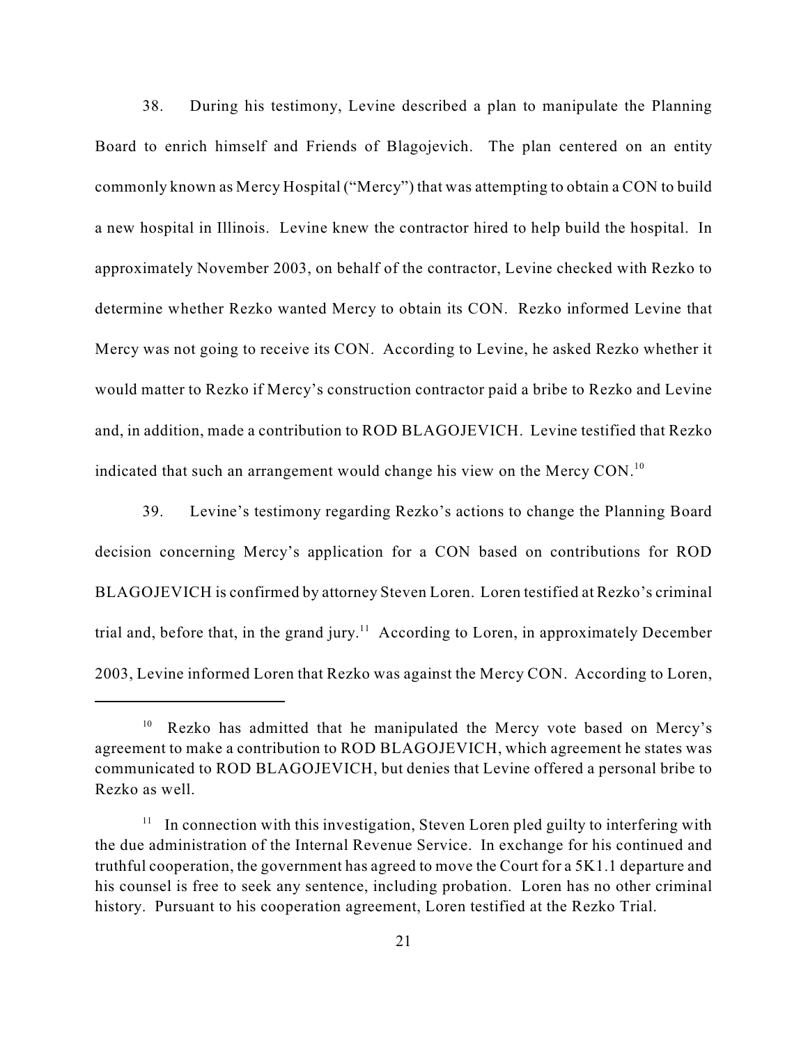38. During his testimony, Levine described a plan to manipulate the Planning Board to enrich himself and Friends of Blagojevich. The plan centered on an entity commonly known as Mercy Hospital ("Mercy") that was attempting to obtain a CON to build a new hospital in Illinois. Levine knew the contractor hired to help build the hospital. In approximately November 2003, on behalf of the contractor, Levine checked with Rezko to determine whether Rezko wanted Mercy to obtain its CON. Rezko informed Levine that Mercy was not going to receive its CON. According to Levine, he asked Rezko whether it would matter to Rezko if Mercy's construction contractor paid a bribe to Rezko and Levine and, in addition, made a contribution to ROD BLAGOJEVICH. Levine testified that Rezko indicated that such an arrangement would change his view on the Mercy CON.[10]

39. Levine's testimony regarding Rezko's actions to change the Planning Board decision concerning Mercy's application for a CON based on contributions for ROD BLAGOJEVICH is confirmed by attorney Steven Loren. Loren testified at Rezko's criminal trial and, before that, in the grand jury.[11] According to Loren, in approximately December 2003, Levine informed Loren that Rezko was against the Mercy CON. According to Loren,

---

[10] Rezko has admitted that he manipulated the Mercy vote based on Mercy's agreement to make a contribution to ROD BLAGOJEVICH, which agreement he states was communicated to ROD BLAGOJEVICH, but denies that Levine offered a personal bribe to Rezko as well.

[11] In connection with this investigation, Steven Loren pled guilty to interfering with the due administration of the Internal Revenue Service. In exchange for his continued and truthful cooperation, the government has agreed to move the Court for a 5K1.1 departure and his counsel is free to seek any sentence, including probation. Loren has no other criminal history. Pursuant to his cooperation agreement, Loren testified at the Rezko Trial.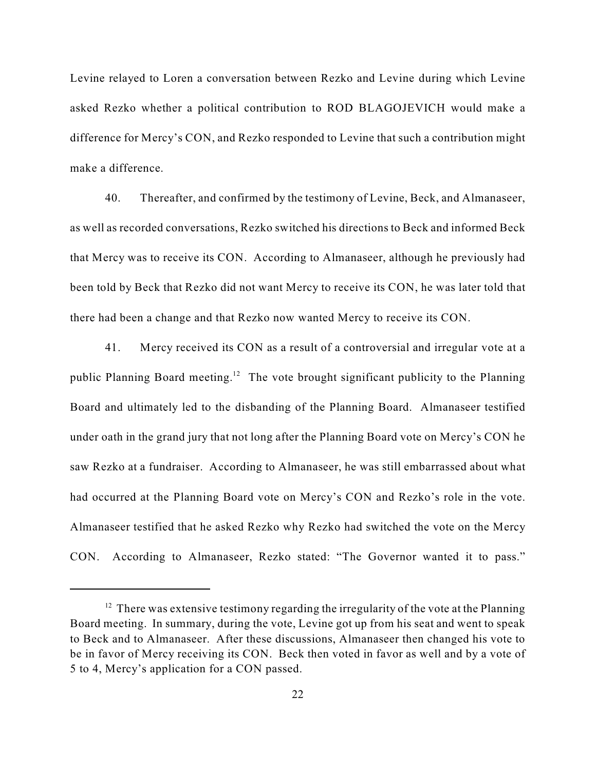Levine relayed to Loren a conversation between Rezko and Levine during which Levine asked Rezko whether a political contribution to ROD BLAGOJEVICH would make a difference for Mercy's CON, and Rezko responded to Levine that such a contribution might make a difference.

40. Thereafter, and confirmed by the testimony of Levine, Beck, and Almanaseer, as well as recorded conversations, Rezko switched his directions to Beck and informed Beck that Mercy was to receive its CON. According to Almanaseer, although he previously had been told by Beck that Rezko did not want Mercy to receive its CON, he was later told that there had been a change and that Rezko now wanted Mercy to receive its CON.

41. Mercy received its CON as a result of a controversial and irregular vote at a public Planning Board meeting.[12] The vote brought significant publicity to the Planning Board and ultimately led to the disbanding of the Planning Board. Almanaseer testified under oath in the grand jury that not long after the Planning Board vote on Mercy's CON he saw Rezko at a fundraiser. According to Almanaseer, he was still embarrassed about what had occurred at the Planning Board vote on Mercy's CON and Rezko's role in the vote. Almanaseer testified that he asked Rezko why Rezko had switched the vote on the Mercy CON. According to Almanaseer, Rezko stated: "The Governor wanted it to pass."

---

[12] There was extensive testimony regarding the irregularity of the vote at the Planning Board meeting. In summary, during the vote, Levine got up from his seat and went to speak to Beck and to Almanaseer. After these discussions, Almanaseer then changed his vote to be in favor of Mercy receiving its CON. Beck then voted in favor as well and by a vote of 5 to 4, Mercy's application for a CON passed.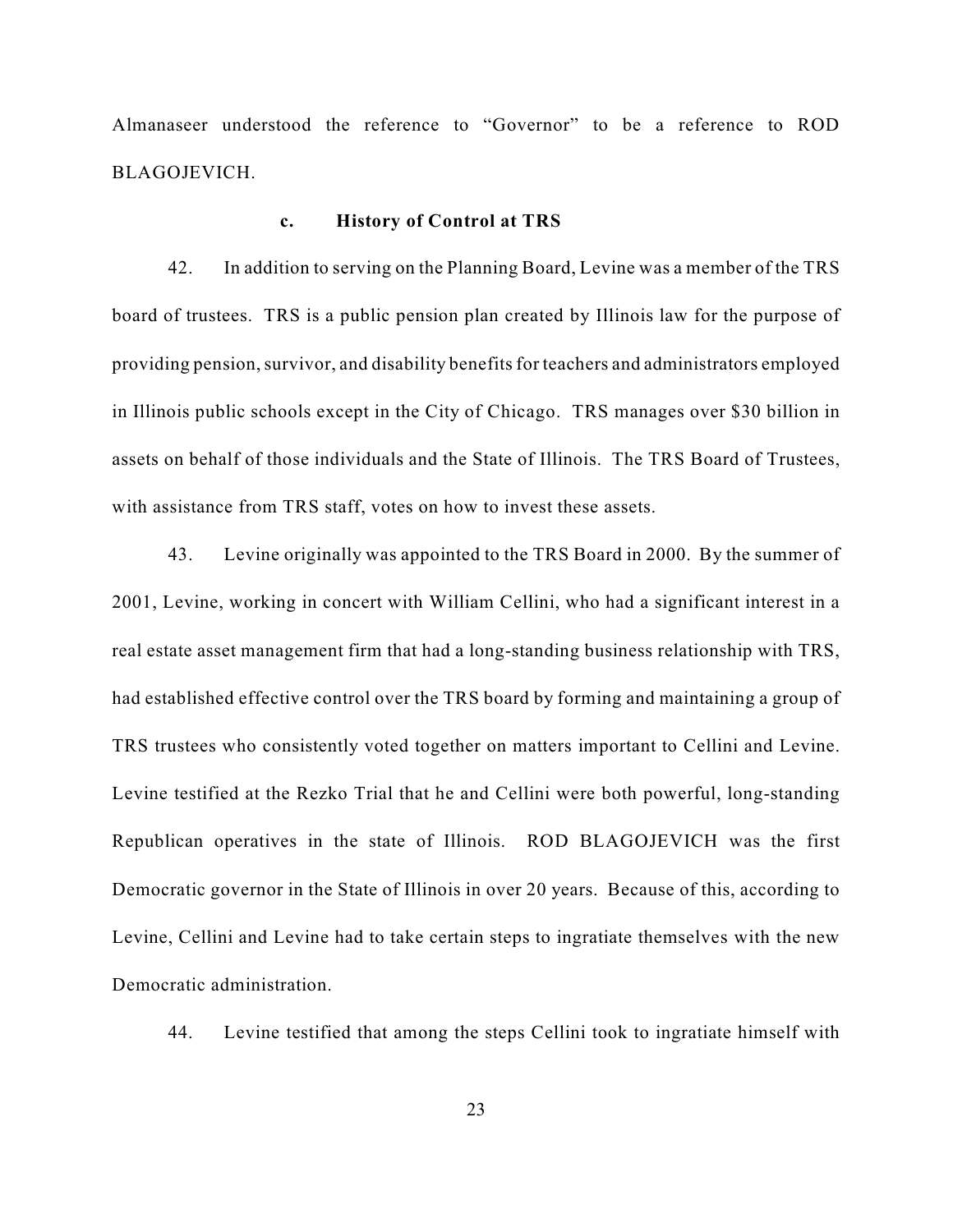Almanaseer understood the reference to "Governor" to be a reference to ROD BLAGOJEVICH.

### c. History of Control at TRS

42. In addition to serving on the Planning Board, Levine was a member of the TRS board of trustees. TRS is a public pension plan created by Illinois law for the purpose of providing pension, survivor, and disability benefits for teachers and administrators employed in Illinois public schools except in the City of Chicago. TRS manages over $30 billion in assets on behalf of those individuals and the State of Illinois. The TRS Board of Trustees, with assistance from TRS staff, votes on how to invest these assets.

43. Levine originally was appointed to the TRS Board in 2000. By the summer of 2001, Levine, working in concert with William Cellini, who had a significant interest in a real estate asset management firm that had a long-standing business relationship with TRS, had established effective control over the TRS board by forming and maintaining a group of TRS trustees who consistently voted together on matters important to Cellini and Levine. Levine testified at the Rezko Trial that he and Cellini were both powerful, long-standing Republican operatives in the state of Illinois. ROD BLAGOJEVICH was the first Democratic governor in the State of Illinois in over 20 years. Because of this, according to Levine, Cellini and Levine had to take certain steps to ingratiate themselves with the new Democratic administration.

44. Levine testified that among the steps Cellini took to ingratiate himself with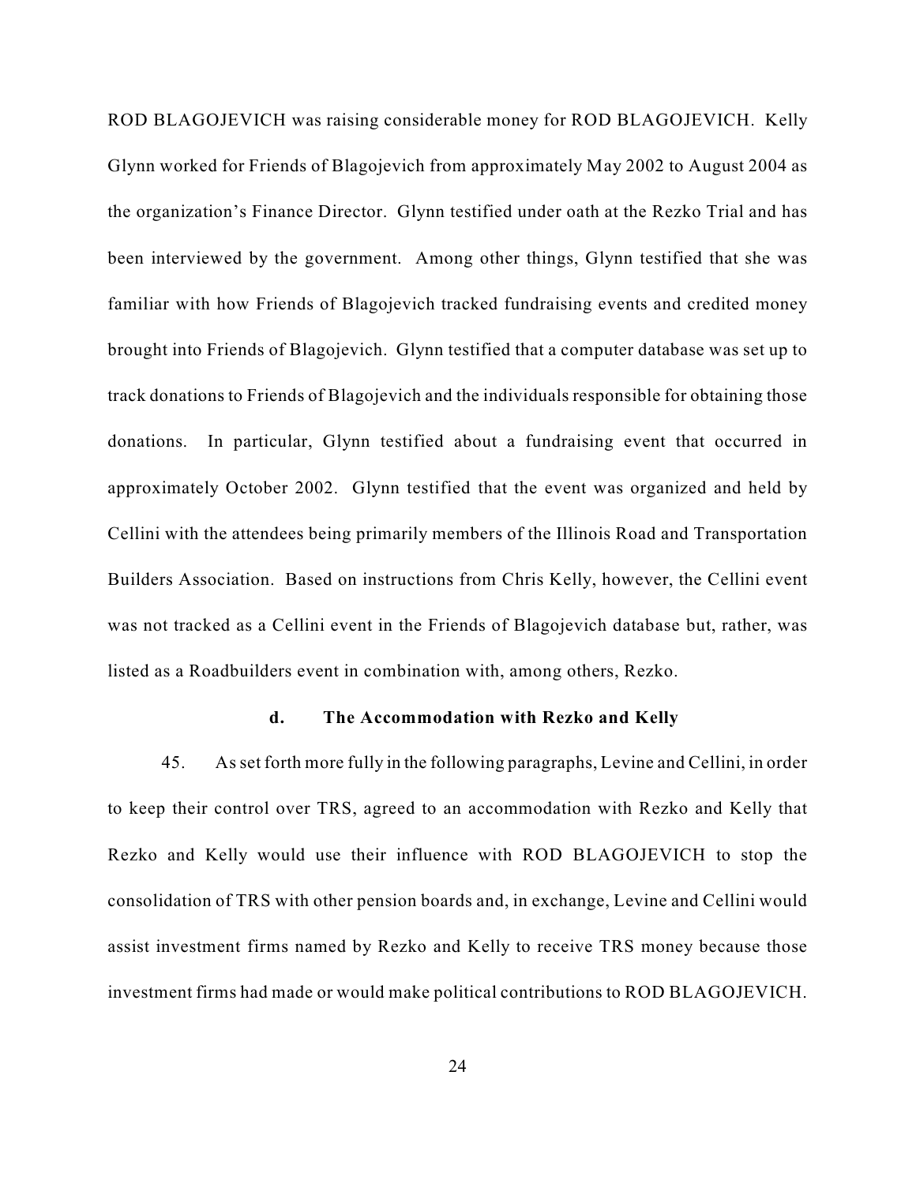ROD BLAGOJEVICH was raising considerable money for ROD BLAGOJEVICH. Kelly Glynn worked for Friends of Blagojevich from approximately May 2002 to August 2004 as the organization's Finance Director. Glynn testified under oath at the Rezko Trial and has been interviewed by the government. Among other things, Glynn testified that she was familiar with how Friends of Blagojevich tracked fundraising events and credited money brought into Friends of Blagojevich. Glynn testified that a computer database was set up to track donations to Friends of Blagojevich and the individuals responsible for obtaining those donations. In particular, Glynn testified about a fundraising event that occurred in approximately October 2002. Glynn testified that the event was organized and held by Cellini with the attendees being primarily members of the Illinois Road and Transportation Builders Association. Based on instructions from Chris Kelly, however, the Cellini event was not tracked as a Cellini event in the Friends of Blagojevich database but, rather, was listed as a Roadbuilders event in combination with, among others, Rezko.

#### d. The Accommodation with Rezko and Kelly

45. As set forth more fully in the following paragraphs, Levine and Cellini, in order to keep their control over TRS, agreed to an accommodation with Rezko and Kelly that Rezko and Kelly would use their influence with ROD BLAGOJEVICH to stop the consolidation of TRS with other pension boards and, in exchange, Levine and Cellini would assist investment firms named by Rezko and Kelly to receive TRS money because those investment firms had made or would make political contributions to ROD BLAGOJEVICH.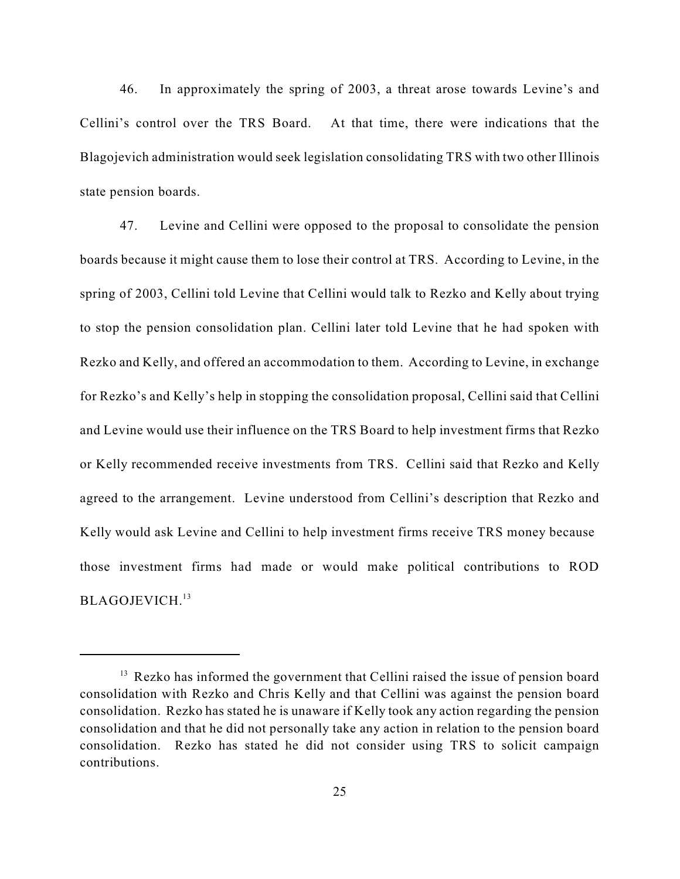46. In approximately the spring of 2003, a threat arose towards Levine's and Cellini's control over the TRS Board. At that time, there were indications that the Blagojevich administration would seek legislation consolidating TRS with two other Illinois state pension boards.

47. Levine and Cellini were opposed to the proposal to consolidate the pension boards because it might cause them to lose their control at TRS. According to Levine, in the spring of 2003, Cellini told Levine that Cellini would talk to Rezko and Kelly about trying to stop the pension consolidation plan. Cellini later told Levine that he had spoken with Rezko and Kelly, and offered an accommodation to them. According to Levine, in exchange for Rezko's and Kelly's help in stopping the consolidation proposal, Cellini said that Cellini and Levine would use their influence on the TRS Board to help investment firms that Rezko or Kelly recommended receive investments from TRS. Cellini said that Rezko and Kelly agreed to the arrangement. Levine understood from Cellini's description that Rezko and Kelly would ask Levine and Cellini to help investment firms receive TRS money because those investment firms had made or would make political contributions to ROD BLAGOJEVICH.[13]

---

[13] Rezko has informed the government that Cellini raised the issue of pension board consolidation with Rezko and Chris Kelly and that Cellini was against the pension board consolidation. Rezko has stated he is unaware if Kelly took any action regarding the pension consolidation and that he did not personally take any action in relation to the pension board consolidation. Rezko has stated he did not consider using TRS to solicit campaign contributions.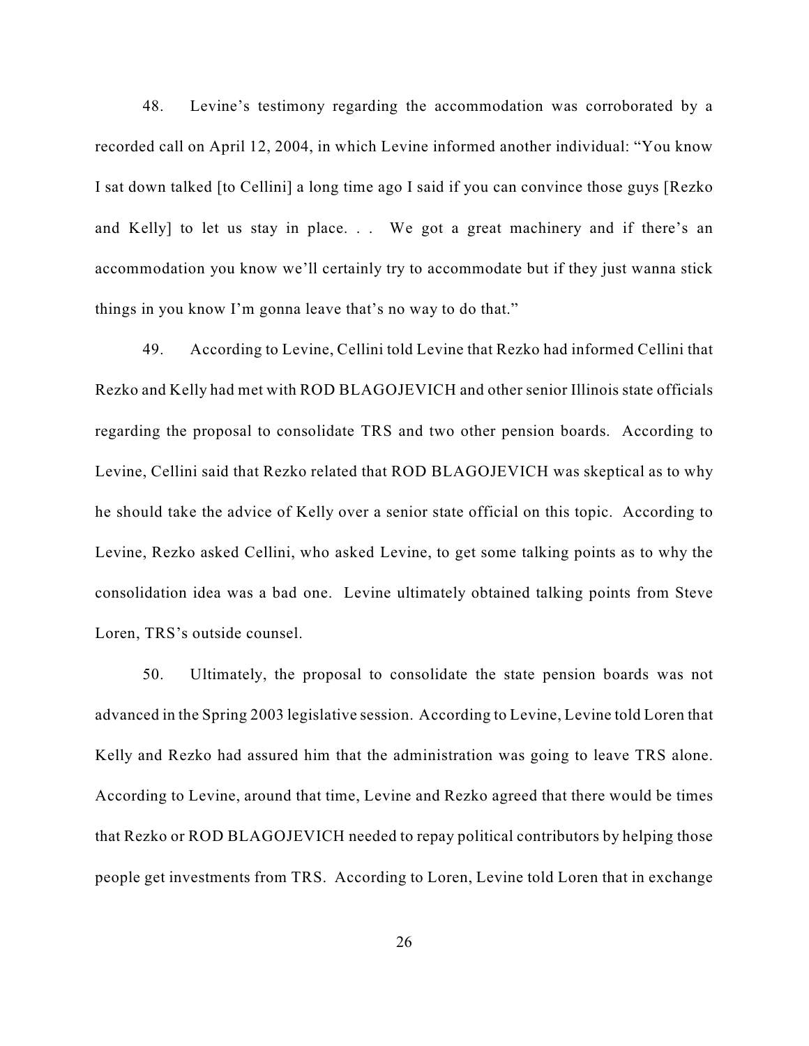48. Levine's testimony regarding the accommodation was corroborated by a recorded call on April 12, 2004, in which Levine informed another individual: "You know I sat down talked [to Cellini] a long time ago I said if you can convince those guys [Rezko and Kelly] to let us stay in place. . . We got a great machinery and if there's an accommodation you know we'll certainly try to accommodate but if they just wanna stick things in you know I'm gonna leave that's no way to do that."

49. According to Levine, Cellini told Levine that Rezko had informed Cellini that Rezko and Kelly had met with ROD BLAGOJEVICH and other senior Illinois state officials regarding the proposal to consolidate TRS and two other pension boards. According to Levine, Cellini said that Rezko related that ROD BLAGOJEVICH was skeptical as to why he should take the advice of Kelly over a senior state official on this topic. According to Levine, Rezko asked Cellini, who asked Levine, to get some talking points as to why the consolidation idea was a bad one. Levine ultimately obtained talking points from Steve Loren, TRS's outside counsel.

50. Ultimately, the proposal to consolidate the state pension boards was not advanced in the Spring 2003 legislative session. According to Levine, Levine told Loren that Kelly and Rezko had assured him that the administration was going to leave TRS alone. According to Levine, around that time, Levine and Rezko agreed that there would be times that Rezko or ROD BLAGOJEVICH needed to repay political contributors by helping those people get investments from TRS. According to Loren, Levine told Loren that in exchange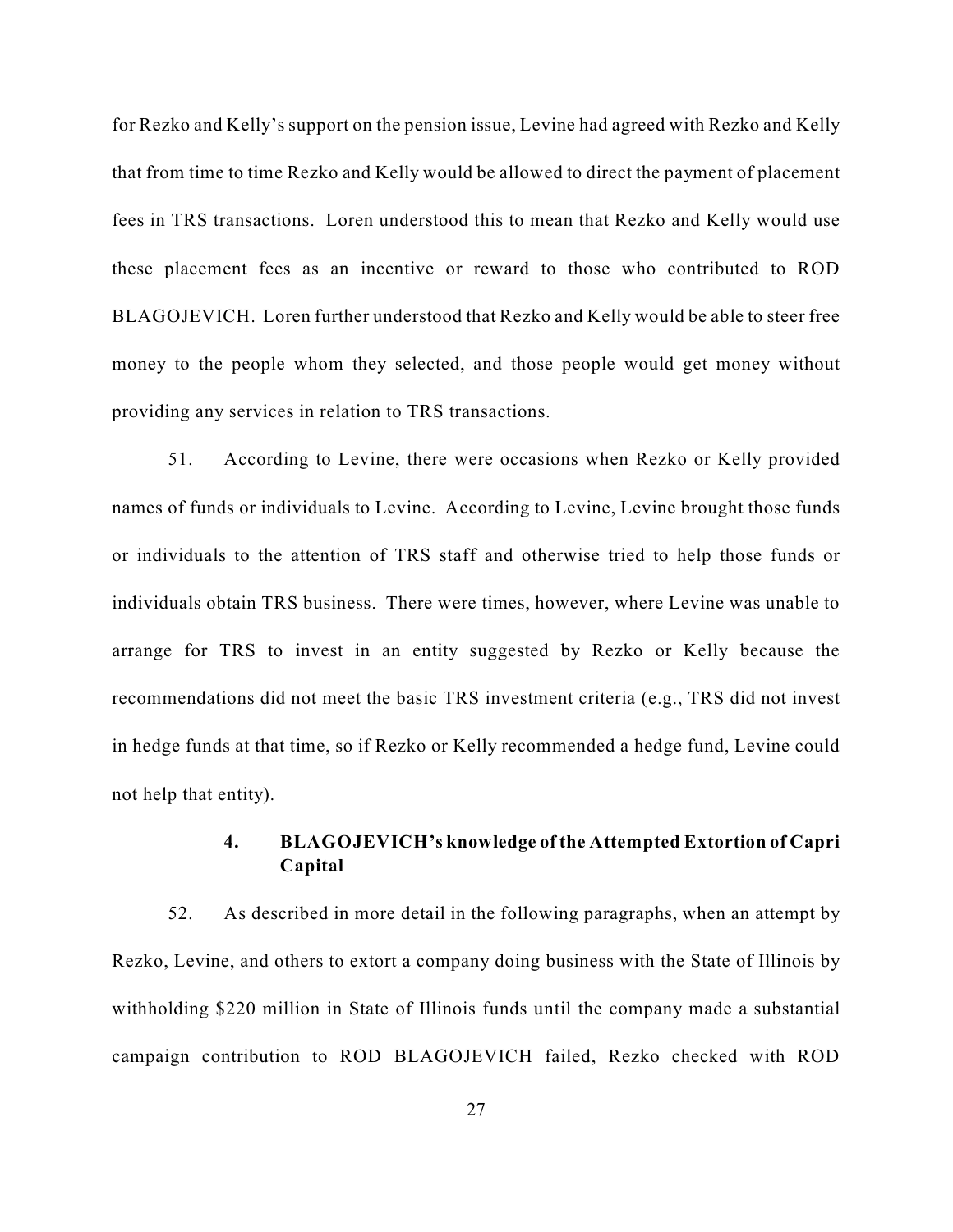for Rezko and Kelly's support on the pension issue, Levine had agreed with Rezko and Kelly that from time to time Rezko and Kelly would be allowed to direct the payment of placement fees in TRS transactions. Loren understood this to mean that Rezko and Kelly would use these placement fees as an incentive or reward to those who contributed to ROD BLAGOJEVICH. Loren further understood that Rezko and Kelly would be able to steer free money to the people whom they selected, and those people would get money without providing any services in relation to TRS transactions.

51. According to Levine, there were occasions when Rezko or Kelly provided names of funds or individuals to Levine. According to Levine, Levine brought those funds or individuals to the attention of TRS staff and otherwise tried to help those funds or individuals obtain TRS business. There were times, however, where Levine was unable to arrange for TRS to invest in an entity suggested by Rezko or Kelly because the recommendations did not meet the basic TRS investment criteria (e.g., TRS did not invest in hedge funds at that time, so if Rezko or Kelly recommended a hedge fund, Levine could not help that entity).

### 4. BLAGOJEVICH's knowledge of the Attempted Extortion of Capri Capital

52. As described in more detail in the following paragraphs, when an attempt by Rezko, Levine, and others to extort a company doing business with the State of Illinois by withholding $220 million in State of Illinois funds until the company made a substantial campaign contribution to ROD BLAGOJEVICH failed, Rezko checked with ROD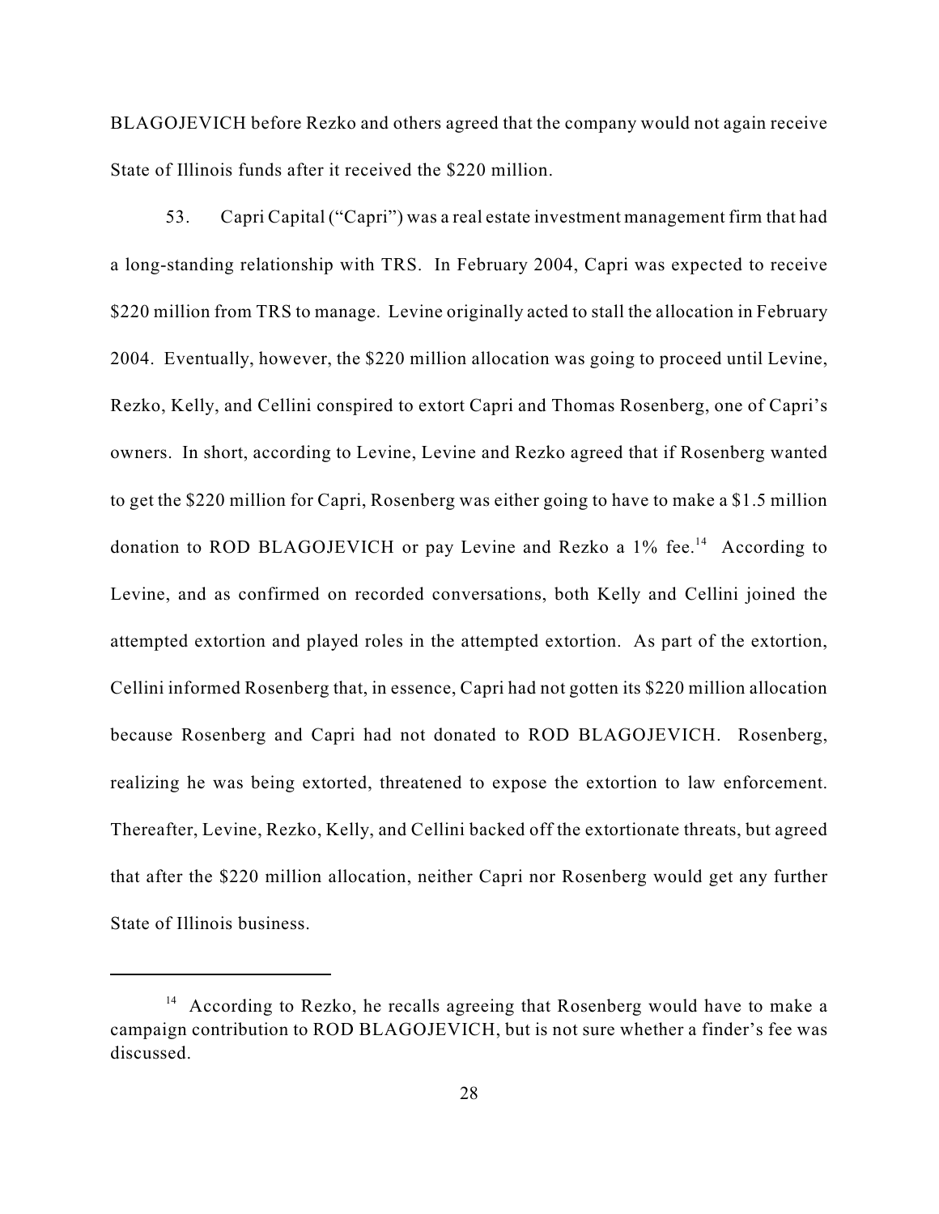BLAGOJEVICH before Rezko and others agreed that the company would not again receive State of Illinois funds after it received the $220 million.

53. Capri Capital ("Capri") was a real estate investment management firm that had a long-standing relationship with TRS. In February 2004, Capri was expected to receive $220 million from TRS to manage. Levine originally acted to stall the allocation in February 2004. Eventually, however, the $220 million allocation was going to proceed until Levine, Rezko, Kelly, and Cellini conspired to extort Capri and Thomas Rosenberg, one of Capri's owners. In short, according to Levine, Levine and Rezko agreed that if Rosenberg wanted to get the $220 million for Capri, Rosenberg was either going to have to make a $1.5 million donation to ROD BLAGOJEVICH or pay Levine and Rezko a 1% fee.[14] According to Levine, and as confirmed on recorded conversations, both Kelly and Cellini joined the attempted extortion and played roles in the attempted extortion. As part of the extortion, Cellini informed Rosenberg that, in essence, Capri had not gotten its $220 million allocation because Rosenberg and Capri had not donated to ROD BLAGOJEVICH. Rosenberg, realizing he was being extorted, threatened to expose the extortion to law enforcement. Thereafter, Levine, Rezko, Kelly, and Cellini backed off the extortionate threats, but agreed that after the $220 million allocation, neither Capri nor Rosenberg would get any further State of Illinois business.

---

[14] According to Rezko, he recalls agreeing that Rosenberg would have to make a campaign contribution to ROD BLAGOJEVICH, but is not sure whether a finder's fee was discussed.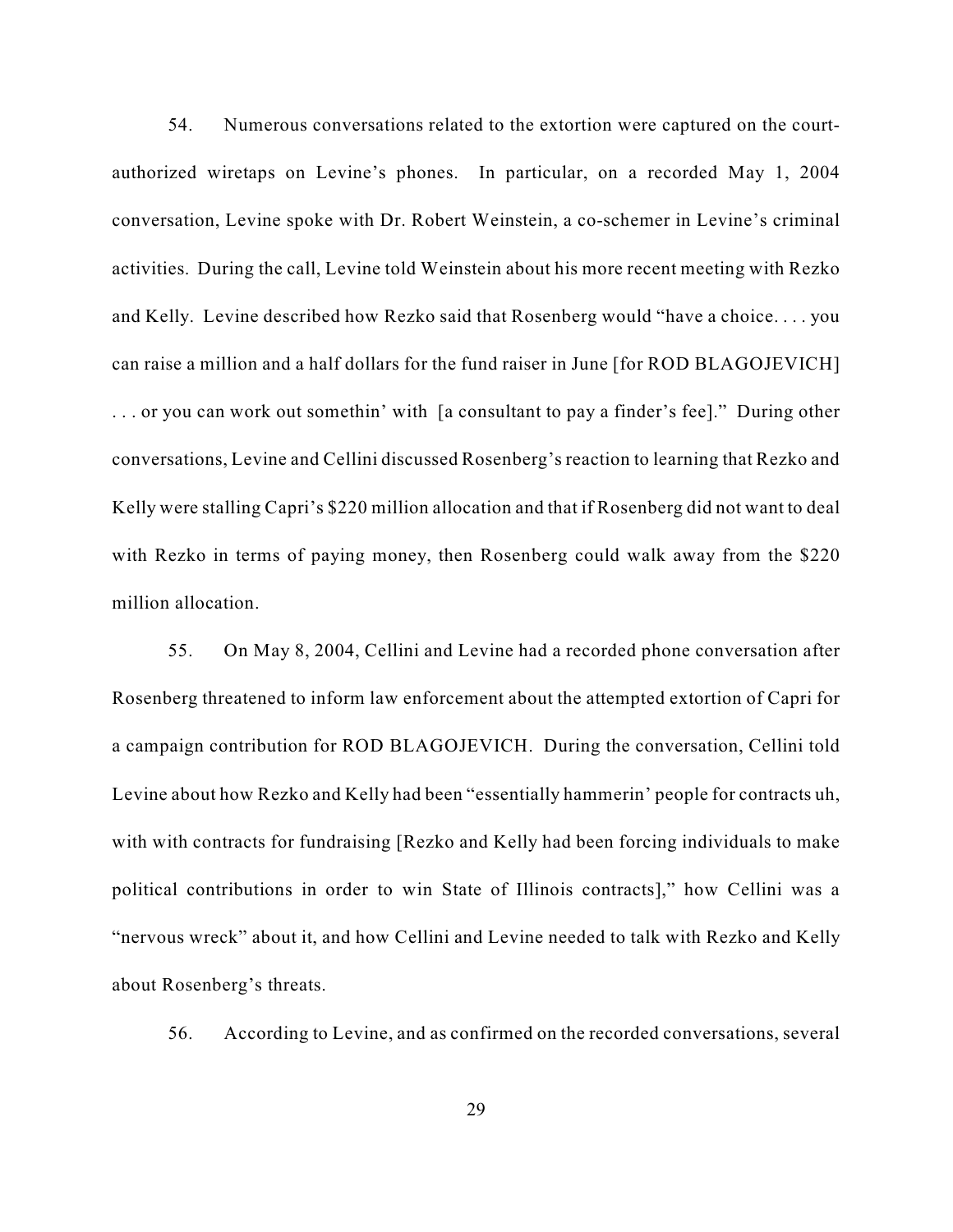54. Numerous conversations related to the extortion were captured on the court-authorized wiretaps on Levine's phones. In particular, on a recorded May 1, 2004 conversation, Levine spoke with Dr. Robert Weinstein, a co-schemer in Levine's criminal activities. During the call, Levine told Weinstein about his more recent meeting with Rezko and Kelly. Levine described how Rezko said that Rosenberg would "have a choice. . . . you can raise a million and a half dollars for the fund raiser in June [for ROD BLAGOJEVICH] . . . or you can work out somethin' with [a consultant to pay a finder's fee]." During other conversations, Levine and Cellini discussed Rosenberg's reaction to learning that Rezko and Kelly were stalling Capri's $220 million allocation and that if Rosenberg did not want to deal with Rezko in terms of paying money, then Rosenberg could walk away from the $220 million allocation.

55. On May 8, 2004, Cellini and Levine had a recorded phone conversation after Rosenberg threatened to inform law enforcement about the attempted extortion of Capri for a campaign contribution for ROD BLAGOJEVICH. During the conversation, Cellini told Levine about how Rezko and Kelly had been "essentially hammerin' people for contracts uh, with with contracts for fundraising [Rezko and Kelly had been forcing individuals to make political contributions in order to win State of Illinois contracts]," how Cellini was a "nervous wreck" about it, and how Cellini and Levine needed to talk with Rezko and Kelly about Rosenberg's threats.

56. According to Levine, and as confirmed on the recorded conversations, several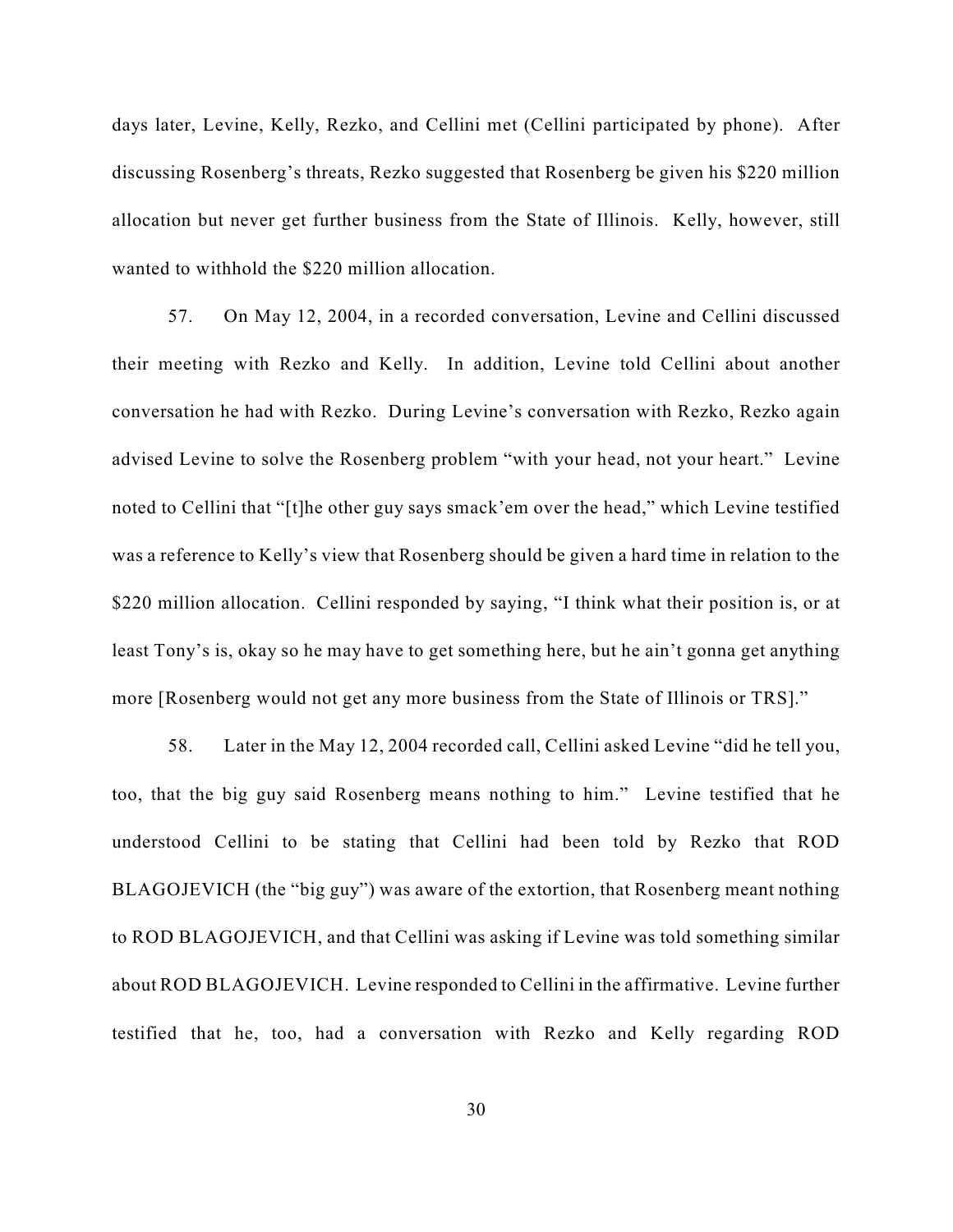days later, Levine, Kelly, Rezko, and Cellini met (Cellini participated by phone). After discussing Rosenberg's threats, Rezko suggested that Rosenberg be given his $220 million allocation but never get further business from the State of Illinois. Kelly, however, still wanted to withhold the $220 million allocation.

57. On May 12, 2004, in a recorded conversation, Levine and Cellini discussed their meeting with Rezko and Kelly. In addition, Levine told Cellini about another conversation he had with Rezko. During Levine's conversation with Rezko, Rezko again advised Levine to solve the Rosenberg problem "with your head, not your heart." Levine noted to Cellini that "[t]he other guy says smack'em over the head," which Levine testified was a reference to Kelly's view that Rosenberg should be given a hard time in relation to the $220 million allocation. Cellini responded by saying, "I think what their position is, or at least Tony's is, okay so he may have to get something here, but he ain't gonna get anything more [Rosenberg would not get any more business from the State of Illinois or TRS]."

58. Later in the May 12, 2004 recorded call, Cellini asked Levine "did he tell you, too, that the big guy said Rosenberg means nothing to him." Levine testified that he understood Cellini to be stating that Cellini had been told by Rezko that ROD BLAGOJEVICH (the "big guy") was aware of the extortion, that Rosenberg meant nothing to ROD BLAGOJEVICH, and that Cellini was asking if Levine was told something similar about ROD BLAGOJEVICH. Levine responded to Cellini in the affirmative. Levine further testified that he, too, had a conversation with Rezko and Kelly regarding ROD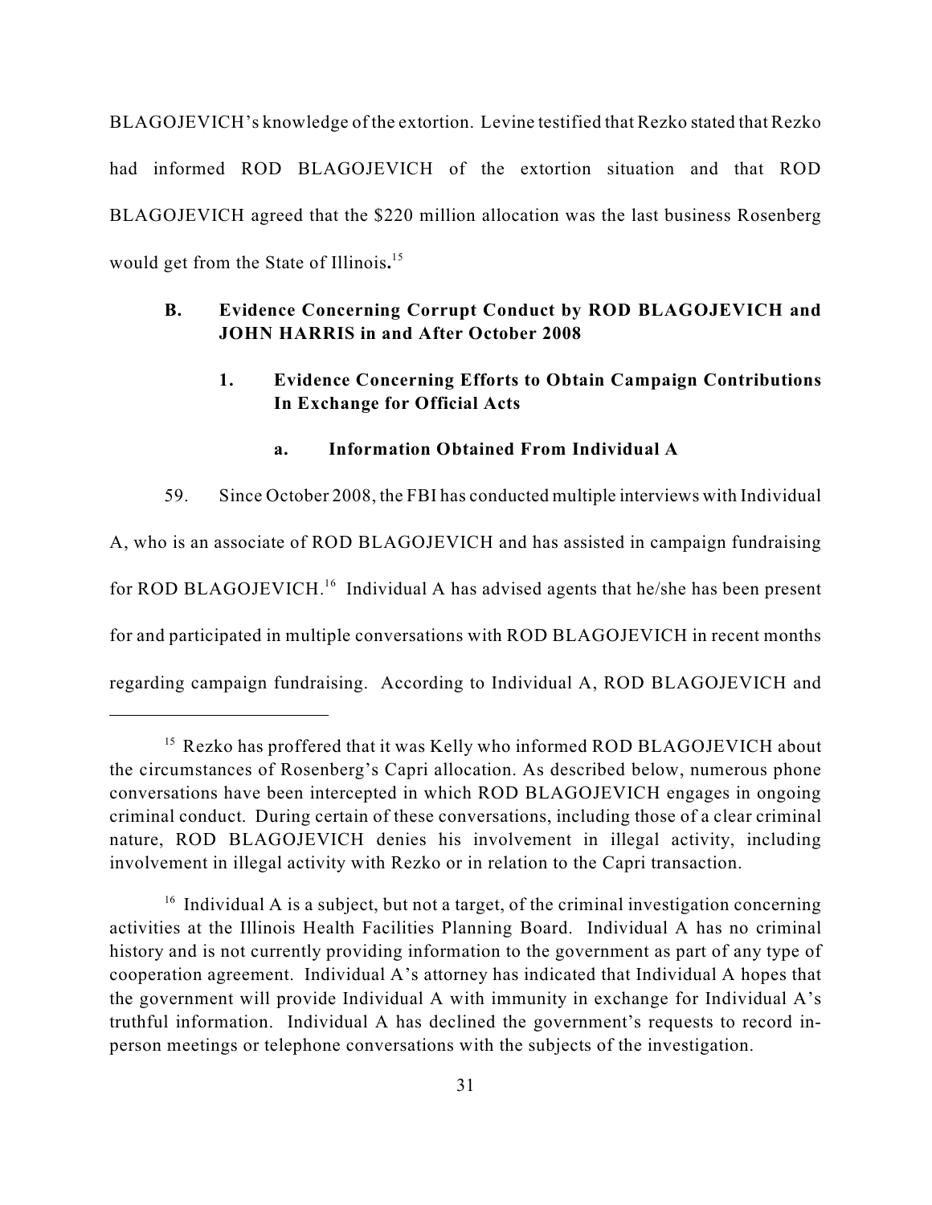BLAGOJEVICH's knowledge of the extortion. Levine testified that Rezko stated that Rezko had informed ROD BLAGOJEVICH of the extortion situation and that ROD BLAGOJEVICH agreed that the $220 million allocation was the last business Rosenberg would get from the State of Illinois.[15]

### B. Evidence Concerning Corrupt Conduct by ROD BLAGOJEVICH and JOHN HARRIS in and After October 2008

#### 1. Evidence Concerning Efforts to Obtain Campaign Contributions In Exchange for Official Acts

##### a. Information Obtained From Individual A

59. Since October 2008, the FBI has conducted multiple interviews with Individual A, who is an associate of ROD BLAGOJEVICH and has assisted in campaign fundraising for ROD BLAGOJEVICH.[16] Individual A has advised agents that he/she has been present for and participated in multiple conversations with ROD BLAGOJEVICH in recent months regarding campaign fundraising. According to Individual A, ROD BLAGOJEVICH and

---

[15] Rezko has proffered that it was Kelly who informed ROD BLAGOJEVICH about the circumstances of Rosenberg's Capri allocation. As described below, numerous phone conversations have been intercepted in which ROD BLAGOJEVICH engages in ongoing criminal conduct. During certain of these conversations, including those of a clear criminal nature, ROD BLAGOJEVICH denies his involvement in illegal activity, including involvement in illegal activity with Rezko or in relation to the Capri transaction.

[16] Individual A is a subject, but not a target, of the criminal investigation concerning activities at the Illinois Health Facilities Planning Board. Individual A has no criminal history and is not currently providing information to the government as part of any type of cooperation agreement. Individual A's attorney has indicated that Individual A hopes that the government will provide Individual A with immunity in exchange for Individual A's truthful information. Individual A has declined the government's requests to record in-person meetings or telephone conversations with the subjects of the investigation.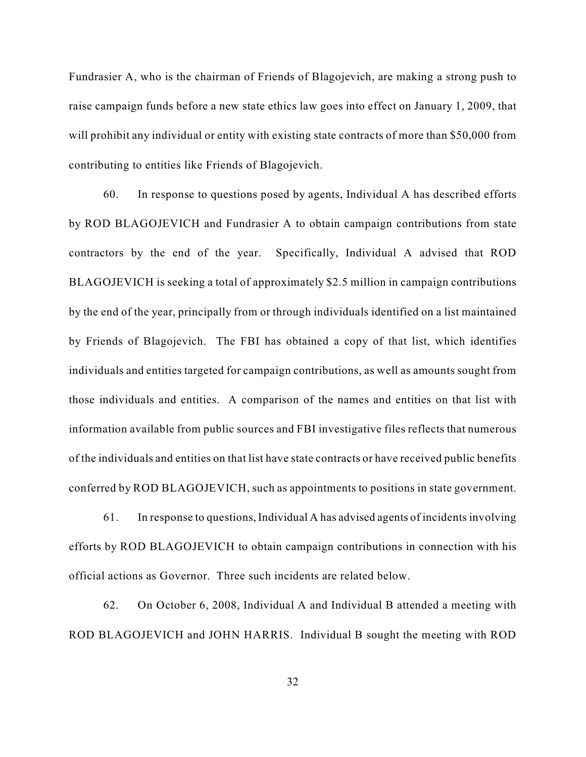Fundrasier A, who is the chairman of Friends of Blagojevich, are making a strong push to raise campaign funds before a new state ethics law goes into effect on January 1, 2009, that will prohibit any individual or entity with existing state contracts of more than $50,000 from contributing to entities like Friends of Blagojevich.

60. In response to questions posed by agents, Individual A has described efforts by ROD BLAGOJEVICH and Fundrasier A to obtain campaign contributions from state contractors by the end of the year. Specifically, Individual A advised that ROD BLAGOJEVICH is seeking a total of approximately $2.5 million in campaign contributions by the end of the year, principally from or through individuals identified on a list maintained by Friends of Blagojevich. The FBI has obtained a copy of that list, which identifies individuals and entities targeted for campaign contributions, as well as amounts sought from those individuals and entities. A comparison of the names and entities on that list with information available from public sources and FBI investigative files reflects that numerous of the individuals and entities on that list have state contracts or have received public benefits conferred by ROD BLAGOJEVICH, such as appointments to positions in state government.

61. In response to questions, Individual A has advised agents of incidents involving efforts by ROD BLAGOJEVICH to obtain campaign contributions in connection with his official actions as Governor. Three such incidents are related below.

62. On October 6, 2008, Individual A and Individual B attended a meeting with ROD BLAGOJEVICH and JOHN HARRIS. Individual B sought the meeting with ROD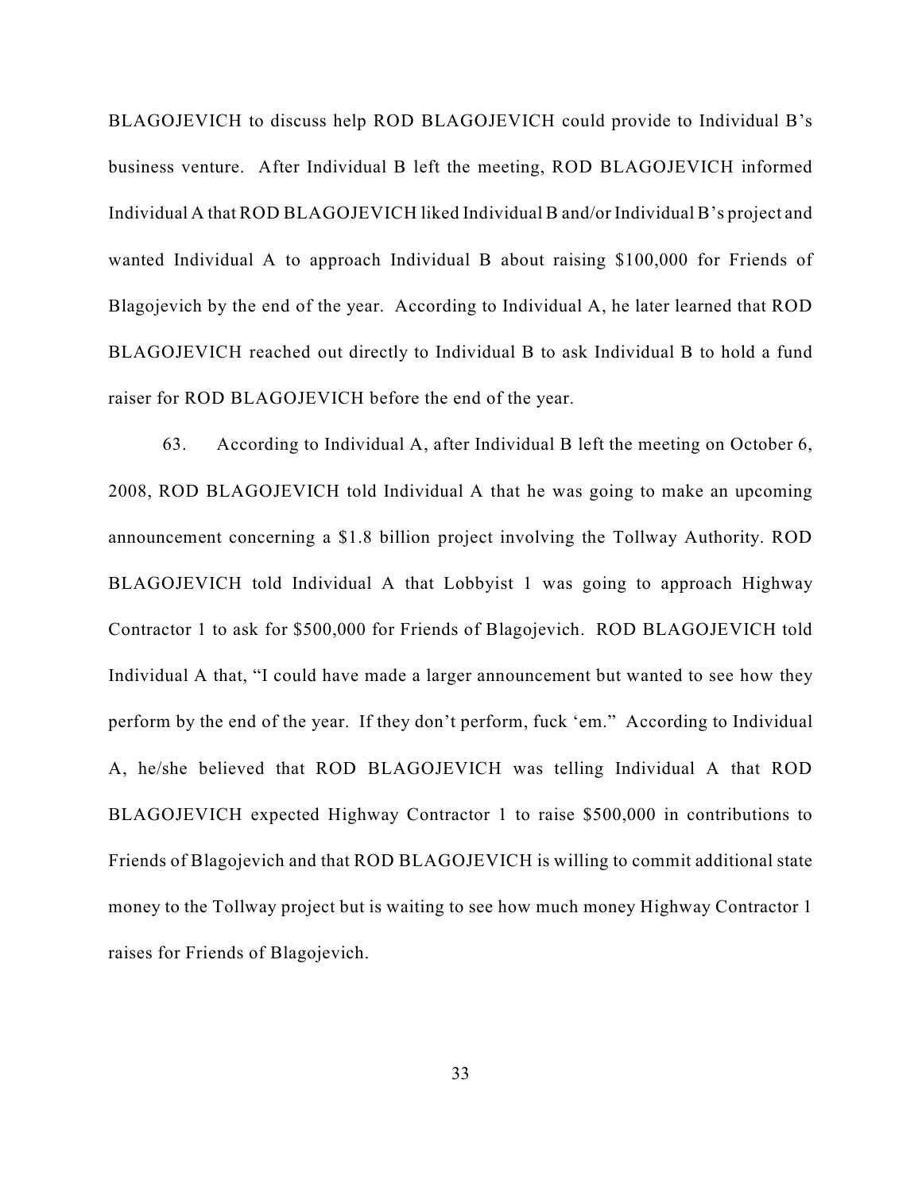BLAGOJEVICH to discuss help ROD BLAGOJEVICH could provide to Individual B's business venture. After Individual B left the meeting, ROD BLAGOJEVICH informed Individual A that ROD BLAGOJEVICH liked Individual B and/or Individual B's project and wanted Individual A to approach Individual B about raising $100,000 for Friends of Blagojevich by the end of the year. According to Individual A, he later learned that ROD BLAGOJEVICH reached out directly to Individual B to ask Individual B to hold a fund raiser for ROD BLAGOJEVICH before the end of the year.

63. According to Individual A, after Individual B left the meeting on October 6, 2008, ROD BLAGOJEVICH told Individual A that he was going to make an upcoming announcement concerning a $1.8 billion project involving the Tollway Authority. ROD BLAGOJEVICH told Individual A that Lobbyist 1 was going to approach Highway Contractor 1 to ask for $500,000 for Friends of Blagojevich. ROD BLAGOJEVICH told Individual A that, "I could have made a larger announcement but wanted to see how they perform by the end of the year. If they don't perform, fuck 'em." According to Individual A, he/she believed that ROD BLAGOJEVICH was telling Individual A that ROD BLAGOJEVICH expected Highway Contractor 1 to raise $500,000 in contributions to Friends of Blagojevich and that ROD BLAGOJEVICH is willing to commit additional state money to the Tollway project but is waiting to see how much money Highway Contractor 1 raises for Friends of Blagojevich.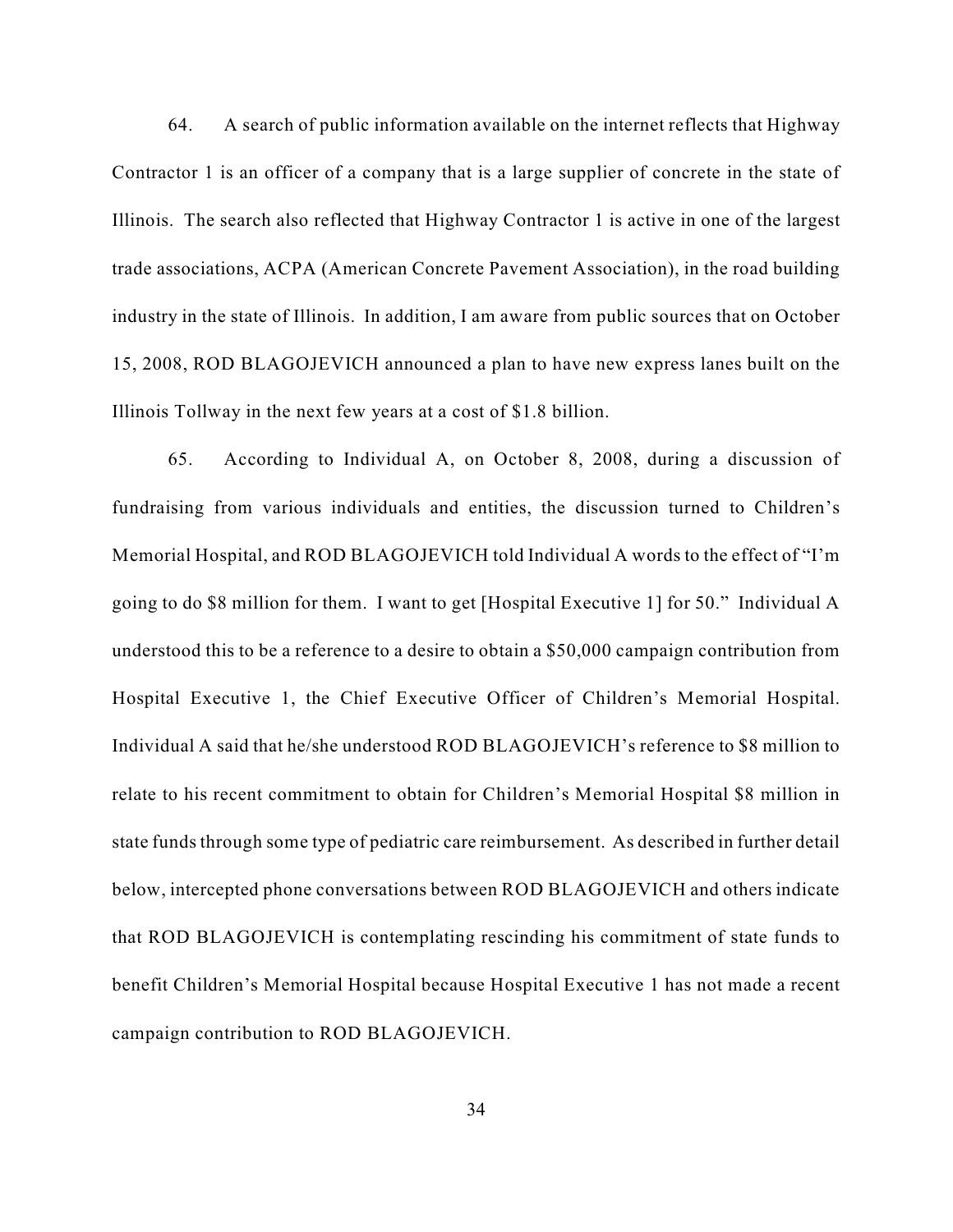64. A search of public information available on the internet reflects that Highway Contractor 1 is an officer of a company that is a large supplier of concrete in the state of Illinois. The search also reflected that Highway Contractor 1 is active in one of the largest trade associations, ACPA (American Concrete Pavement Association), in the road building industry in the state of Illinois. In addition, I am aware from public sources that on October 15, 2008, ROD BLAGOJEVICH announced a plan to have new express lanes built on the Illinois Tollway in the next few years at a cost of $1.8 billion.

65. According to Individual A, on October 8, 2008, during a discussion of fundraising from various individuals and entities, the discussion turned to Children's Memorial Hospital, and ROD BLAGOJEVICH told Individual A words to the effect of "I'm going to do $8 million for them. I want to get [Hospital Executive 1] for 50." Individual A understood this to be a reference to a desire to obtain a $50,000 campaign contribution from Hospital Executive 1, the Chief Executive Officer of Children's Memorial Hospital. Individual A said that he/she understood ROD BLAGOJEVICH's reference to $8 million to relate to his recent commitment to obtain for Children's Memorial Hospital $8 million in state funds through some type of pediatric care reimbursement. As described in further detail below, intercepted phone conversations between ROD BLAGOJEVICH and others indicate that ROD BLAGOJEVICH is contemplating rescinding his commitment of state funds to benefit Children's Memorial Hospital because Hospital Executive 1 has not made a recent campaign contribution to ROD BLAGOJEVICH.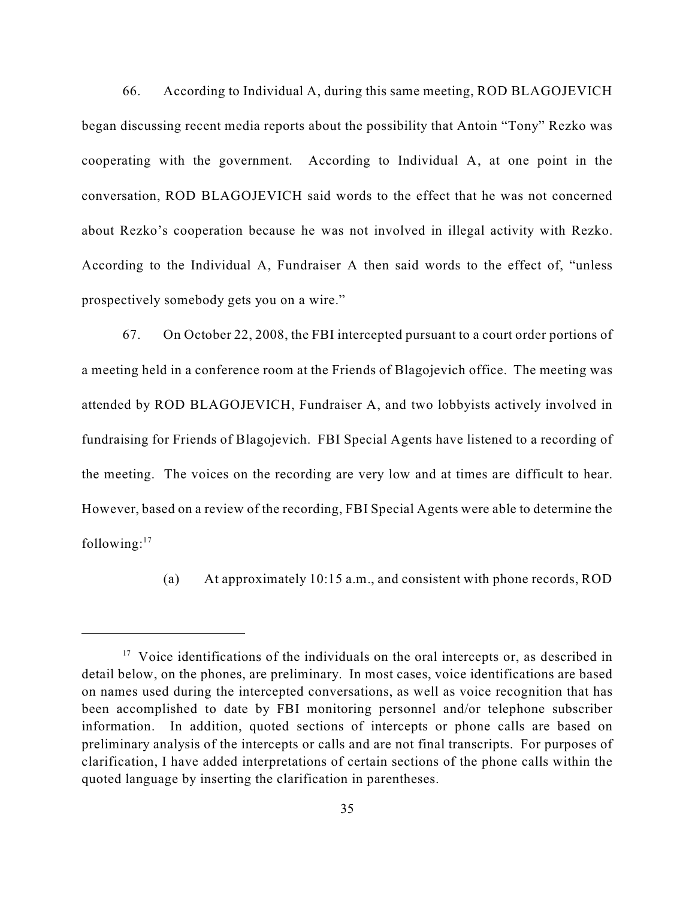66. According to Individual A, during this same meeting, ROD BLAGOJEVICH began discussing recent media reports about the possibility that Antoin "Tony" Rezko was cooperating with the government. According to Individual A, at one point in the conversation, ROD BLAGOJEVICH said words to the effect that he was not concerned about Rezko's cooperation because he was not involved in illegal activity with Rezko. According to the Individual A, Fundraiser A then said words to the effect of, "unless prospectively somebody gets you on a wire."

67. On October 22, 2008, the FBI intercepted pursuant to a court order portions of a meeting held in a conference room at the Friends of Blagojevich office. The meeting was attended by ROD BLAGOJEVICH, Fundraiser A, and two lobbyists actively involved in fundraising for Friends of Blagojevich. FBI Special Agents have listened to a recording of the meeting. The voices on the recording are very low and at times are difficult to hear. However, based on a review of the recording, FBI Special Agents were able to determine the following:[17]

(a) At approximately 10:15 a.m., and consistent with phone records, ROD

---

[17] Voice identifications of the individuals on the oral intercepts or, as described in detail below, on the phones, are preliminary. In most cases, voice identifications are based on names used during the intercepted conversations, as well as voice recognition that has been accomplished to date by FBI monitoring personnel and/or telephone subscriber information. In addition, quoted sections of intercepts or phone calls are based on preliminary analysis of the intercepts or calls and are not final transcripts. For purposes of clarification, I have added interpretations of certain sections of the phone calls within the quoted language by inserting the clarification in parentheses.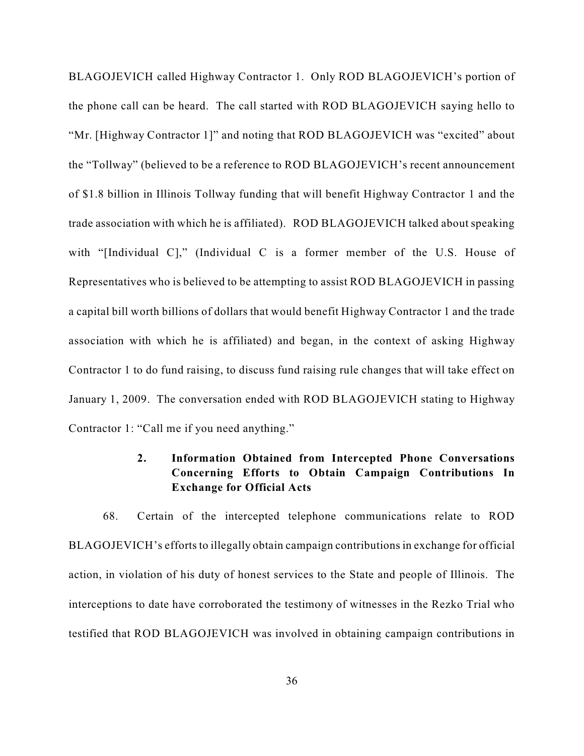BLAGOJEVICH called Highway Contractor 1. Only ROD BLAGOJEVICH's portion of the phone call can be heard. The call started with ROD BLAGOJEVICH saying hello to "Mr. [Highway Contractor 1]" and noting that ROD BLAGOJEVICH was "excited" about the "Tollway" (believed to be a reference to ROD BLAGOJEVICH's recent announcement of $1.8 billion in Illinois Tollway funding that will benefit Highway Contractor 1 and the trade association with which he is affiliated). ROD BLAGOJEVICH talked about speaking with "[Individual C]," (Individual C is a former member of the U.S. House of Representatives who is believed to be attempting to assist ROD BLAGOJEVICH in passing a capital bill worth billions of dollars that would benefit Highway Contractor 1 and the trade association with which he is affiliated) and began, in the context of asking Highway Contractor 1 to do fund raising, to discuss fund raising rule changes that will take effect on January 1, 2009. The conversation ended with ROD BLAGOJEVICH stating to Highway Contractor 1: "Call me if you need anything."

### 2. Information Obtained from Intercepted Phone Conversations Concerning Efforts to Obtain Campaign Contributions In Exchange for Official Acts

68. Certain of the intercepted telephone communications relate to ROD BLAGOJEVICH's efforts to illegally obtain campaign contributions in exchange for official action, in violation of his duty of honest services to the State and people of Illinois. The interceptions to date have corroborated the testimony of witnesses in the Rezko Trial who testified that ROD BLAGOJEVICH was involved in obtaining campaign contributions in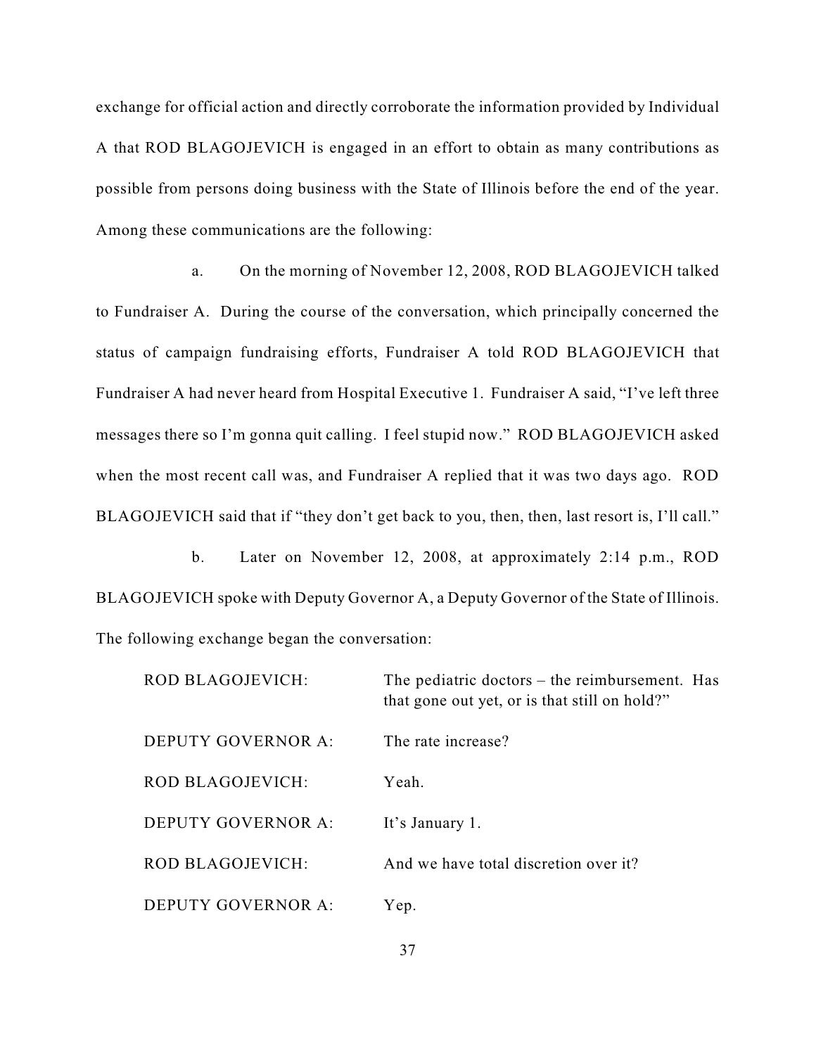exchange for official action and directly corroborate the information provided by Individual A that ROD BLAGOJEVICH is engaged in an effort to obtain as many contributions as possible from persons doing business with the State of Illinois before the end of the year. Among these communications are the following:

a. On the morning of November 12, 2008, ROD BLAGOJEVICH talked to Fundraiser A. During the course of the conversation, which principally concerned the status of campaign fundraising efforts, Fundraiser A told ROD BLAGOJEVICH that Fundraiser A had never heard from Hospital Executive 1. Fundraiser A said, "I've left three messages there so I'm gonna quit calling. I feel stupid now." ROD BLAGOJEVICH asked when the most recent call was, and Fundraiser A replied that it was two days ago. ROD BLAGOJEVICH said that if "they don't get back to you, then, then, last resort is, I'll call."

b. Later on November 12, 2008, at approximately 2:14 p.m., ROD BLAGOJEVICH spoke with Deputy Governor A, a Deputy Governor of the State of Illinois. The following exchange began the conversation:

| | |
|---|---|
| ROD BLAGOJEVICH: | The pediatric doctors – the reimbursement. Has that gone out yet, or is that still on hold?" |
| DEPUTY GOVERNOR A: | The rate increase? |
| ROD BLAGOJEVICH: | Yeah. |
| DEPUTY GOVERNOR A: | It's January 1. |
| ROD BLAGOJEVICH: | And we have total discretion over it? |
| DEPUTY GOVERNOR A: | Yep. |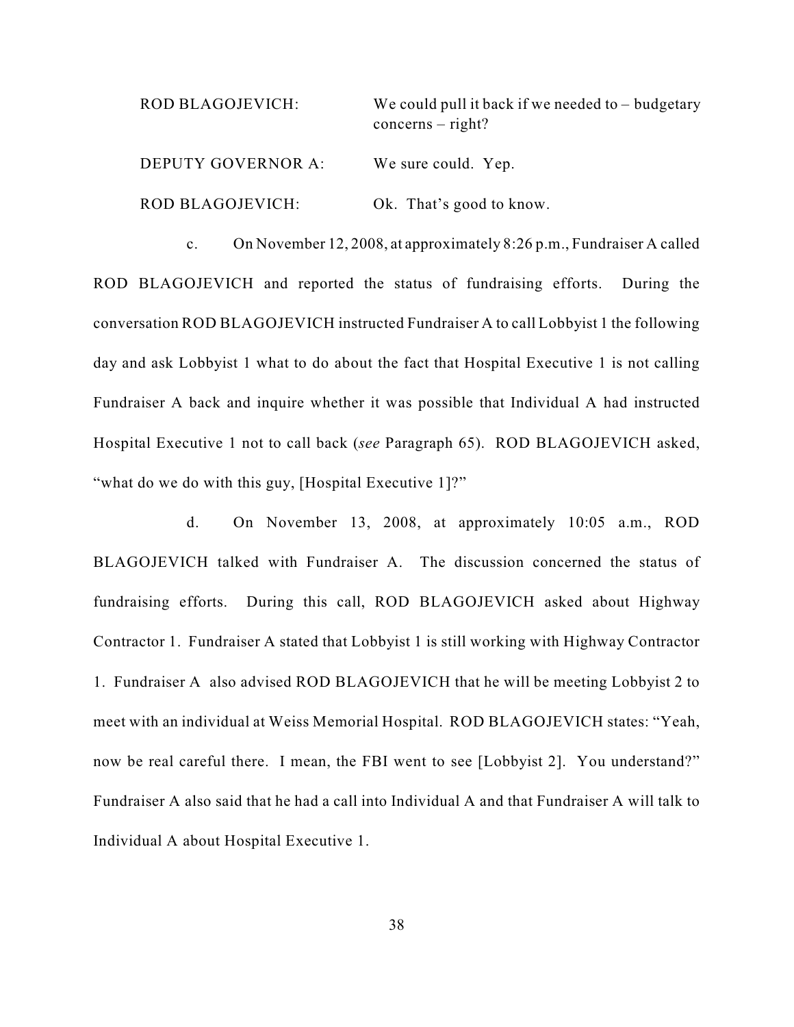ROD BLAGOJEVICH: We could pull it back if we needed to – budgetary concerns – right?

DEPUTY GOVERNOR A: We sure could. Yep.

ROD BLAGOJEVICH: Ok. That's good to know.

c. On November 12, 2008, at approximately 8:26 p.m., Fundraiser A called ROD BLAGOJEVICH and reported the status of fundraising efforts. During the conversation ROD BLAGOJEVICH instructed Fundraiser A to call Lobbyist 1 the following day and ask Lobbyist 1 what to do about the fact that Hospital Executive 1 is not calling Fundraiser A back and inquire whether it was possible that Individual A had instructed Hospital Executive 1 not to call back (*see* Paragraph 65). ROD BLAGOJEVICH asked, "what do we do with this guy, [Hospital Executive 1]?"

d. On November 13, 2008, at approximately 10:05 a.m., ROD BLAGOJEVICH talked with Fundraiser A. The discussion concerned the status of fundraising efforts. During this call, ROD BLAGOJEVICH asked about Highway Contractor 1. Fundraiser A stated that Lobbyist 1 is still working with Highway Contractor 1. Fundraiser A also advised ROD BLAGOJEVICH that he will be meeting Lobbyist 2 to meet with an individual at Weiss Memorial Hospital. ROD BLAGOJEVICH states: "Yeah, now be real careful there. I mean, the FBI went to see [Lobbyist 2]. You understand?" Fundraiser A also said that he had a call into Individual A and that Fundraiser A will talk to Individual A about Hospital Executive 1.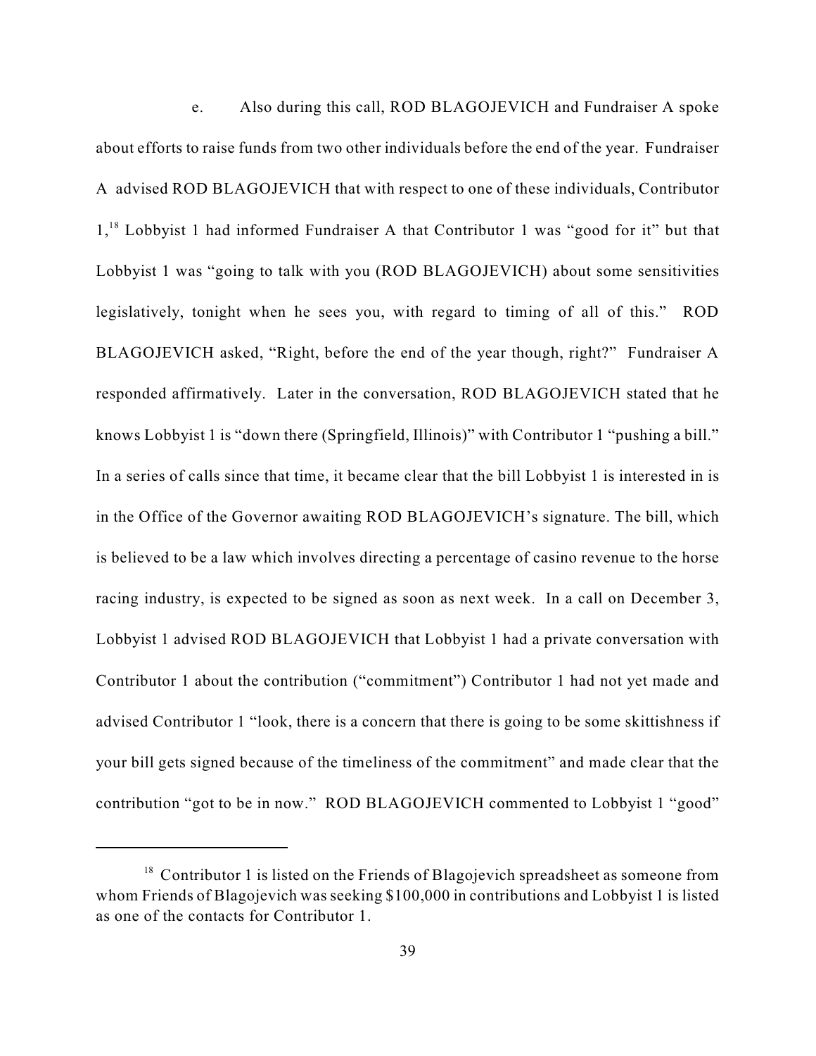e. Also during this call, ROD BLAGOJEVICH and Fundraiser A spoke about efforts to raise funds from two other individuals before the end of the year. Fundraiser A advised ROD BLAGOJEVICH that with respect to one of these individuals, Contributor 1,[18] Lobbyist 1 had informed Fundraiser A that Contributor 1 was "good for it" but that Lobbyist 1 was "going to talk with you (ROD BLAGOJEVICH) about some sensitivities legislatively, tonight when he sees you, with regard to timing of all of this." ROD BLAGOJEVICH asked, "Right, before the end of the year though, right?" Fundraiser A responded affirmatively. Later in the conversation, ROD BLAGOJEVICH stated that he knows Lobbyist 1 is "down there (Springfield, Illinois)" with Contributor 1 "pushing a bill." In a series of calls since that time, it became clear that the bill Lobbyist 1 is interested in is in the Office of the Governor awaiting ROD BLAGOJEVICH's signature. The bill, which is believed to be a law which involves directing a percentage of casino revenue to the horse racing industry, is expected to be signed as soon as next week. In a call on December 3, Lobbyist 1 advised ROD BLAGOJEVICH that Lobbyist 1 had a private conversation with Contributor 1 about the contribution ("commitment") Contributor 1 had not yet made and advised Contributor 1 "look, there is a concern that there is going to be some skittishness if your bill gets signed because of the timeliness of the commitment" and made clear that the contribution "got to be in now." ROD BLAGOJEVICH commented to Lobbyist 1 "good"

[18] Contributor 1 is listed on the Friends of Blagojevich spreadsheet as someone from whom Friends of Blagojevich was seeking $100,000 in contributions and Lobbyist 1 is listed as one of the contacts for Contributor 1.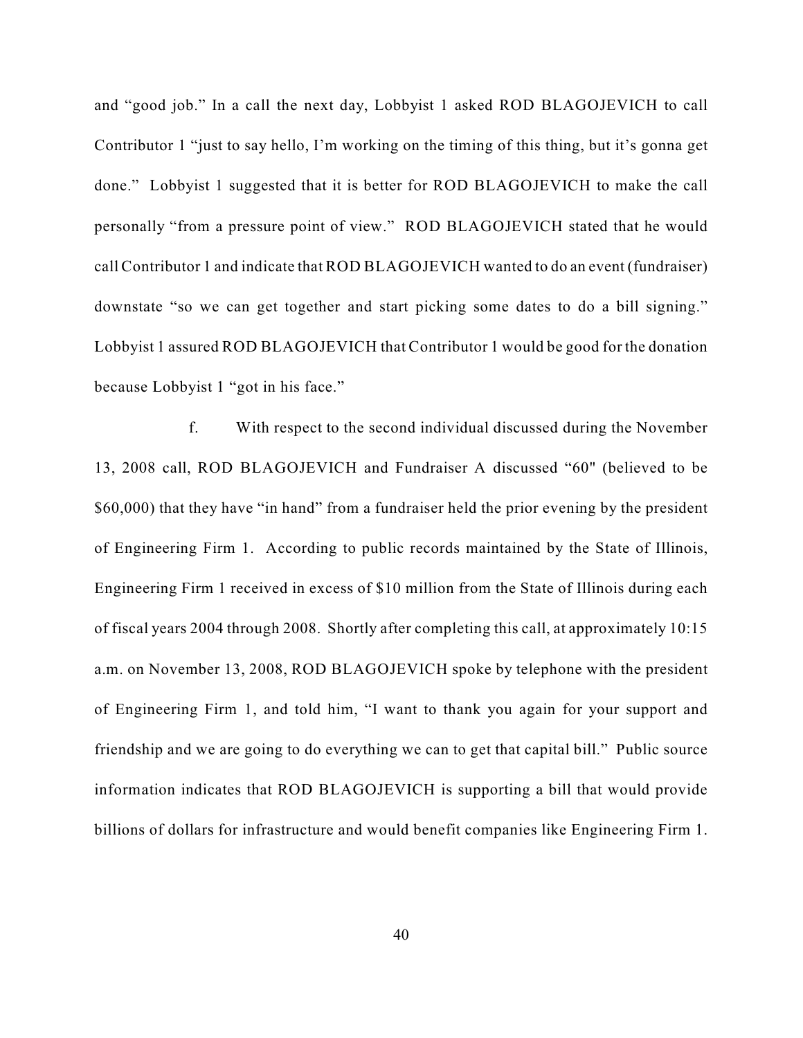and "good job." In a call the next day, Lobbyist 1 asked ROD BLAGOJEVICH to call Contributor 1 "just to say hello, I'm working on the timing of this thing, but it's gonna get done." Lobbyist 1 suggested that it is better for ROD BLAGOJEVICH to make the call personally "from a pressure point of view." ROD BLAGOJEVICH stated that he would call Contributor 1 and indicate that ROD BLAGOJEVICH wanted to do an event (fundraiser) downstate "so we can get together and start picking some dates to do a bill signing." Lobbyist 1 assured ROD BLAGOJEVICH that Contributor 1 would be good for the donation because Lobbyist 1 "got in his face."

f. With respect to the second individual discussed during the November 13, 2008 call, ROD BLAGOJEVICH and Fundraiser A discussed "60" (believed to be $60,000) that they have "in hand" from a fundraiser held the prior evening by the president of Engineering Firm 1. According to public records maintained by the State of Illinois, Engineering Firm 1 received in excess of $10 million from the State of Illinois during each of fiscal years 2004 through 2008. Shortly after completing this call, at approximately 10:15 a.m. on November 13, 2008, ROD BLAGOJEVICH spoke by telephone with the president of Engineering Firm 1, and told him, "I want to thank you again for your support and friendship and we are going to do everything we can to get that capital bill." Public source information indicates that ROD BLAGOJEVICH is supporting a bill that would provide billions of dollars for infrastructure and would benefit companies like Engineering Firm 1.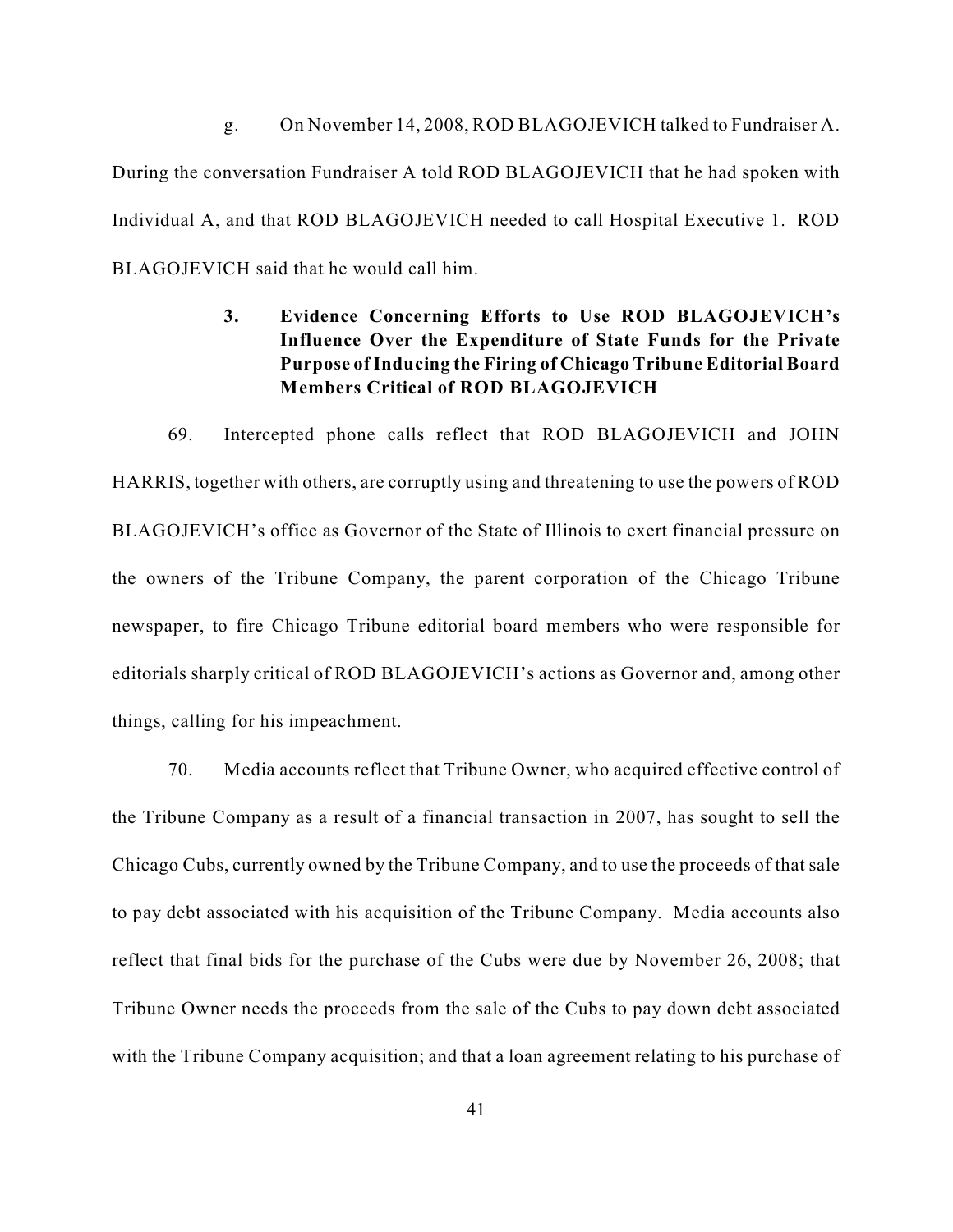g. On November 14, 2008, ROD BLAGOJEVICH talked to Fundraiser A. During the conversation Fundraiser A told ROD BLAGOJEVICH that he had spoken with Individual A, and that ROD BLAGOJEVICH needed to call Hospital Executive 1. ROD BLAGOJEVICH said that he would call him.

### 3. Evidence Concerning Efforts to Use ROD BLAGOJEVICH's Influence Over the Expenditure of State Funds for the Private Purpose of Inducing the Firing of Chicago Tribune Editorial Board Members Critical of ROD BLAGOJEVICH

69. Intercepted phone calls reflect that ROD BLAGOJEVICH and JOHN HARRIS, together with others, are corruptly using and threatening to use the powers of ROD BLAGOJEVICH's office as Governor of the State of Illinois to exert financial pressure on the owners of the Tribune Company, the parent corporation of the Chicago Tribune newspaper, to fire Chicago Tribune editorial board members who were responsible for editorials sharply critical of ROD BLAGOJEVICH's actions as Governor and, among other things, calling for his impeachment.

70. Media accounts reflect that Tribune Owner, who acquired effective control of the Tribune Company as a result of a financial transaction in 2007, has sought to sell the Chicago Cubs, currently owned by the Tribune Company, and to use the proceeds of that sale to pay debt associated with his acquisition of the Tribune Company. Media accounts also reflect that final bids for the purchase of the Cubs were due by November 26, 2008; that Tribune Owner needs the proceeds from the sale of the Cubs to pay down debt associated with the Tribune Company acquisition; and that a loan agreement relating to his purchase of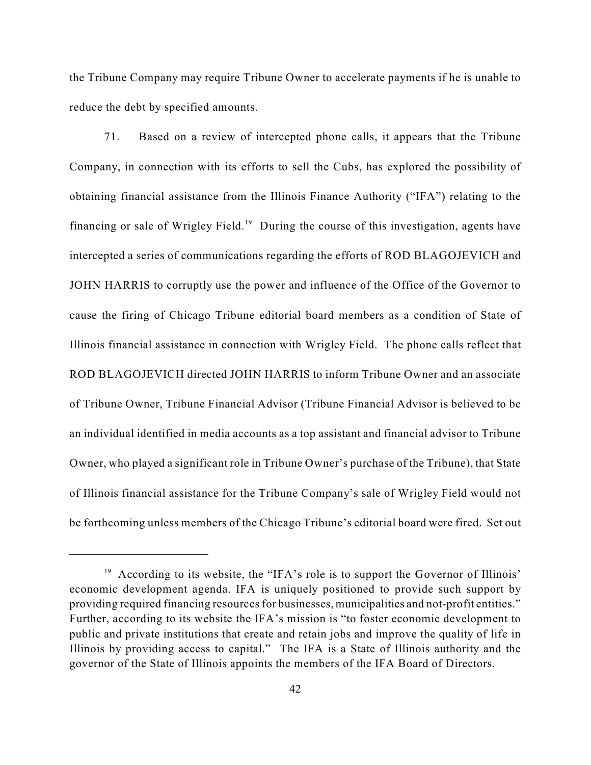the Tribune Company may require Tribune Owner to accelerate payments if he is unable to reduce the debt by specified amounts.

71. Based on a review of intercepted phone calls, it appears that the Tribune Company, in connection with its efforts to sell the Cubs, has explored the possibility of obtaining financial assistance from the Illinois Finance Authority ("IFA") relating to the financing or sale of Wrigley Field.[19] During the course of this investigation, agents have intercepted a series of communications regarding the efforts of ROD BLAGOJEVICH and JOHN HARRIS to corruptly use the power and influence of the Office of the Governor to cause the firing of Chicago Tribune editorial board members as a condition of State of Illinois financial assistance in connection with Wrigley Field. The phone calls reflect that ROD BLAGOJEVICH directed JOHN HARRIS to inform Tribune Owner and an associate of Tribune Owner, Tribune Financial Advisor (Tribune Financial Advisor is believed to be an individual identified in media accounts as a top assistant and financial advisor to Tribune Owner, who played a significant role in Tribune Owner's purchase of the Tribune), that State of Illinois financial assistance for the Tribune Company's sale of Wrigley Field would not be forthcoming unless members of the Chicago Tribune's editorial board were fired. Set out

---

[19] According to its website, the "IFA's role is to support the Governor of Illinois' economic development agenda. IFA is uniquely positioned to provide such support by providing required financing resources for businesses, municipalities and not-profit entities." Further, according to its website the IFA's mission is "to foster economic development to public and private institutions that create and retain jobs and improve the quality of life in Illinois by providing access to capital." The IFA is a State of Illinois authority and the governor of the State of Illinois appoints the members of the IFA Board of Directors.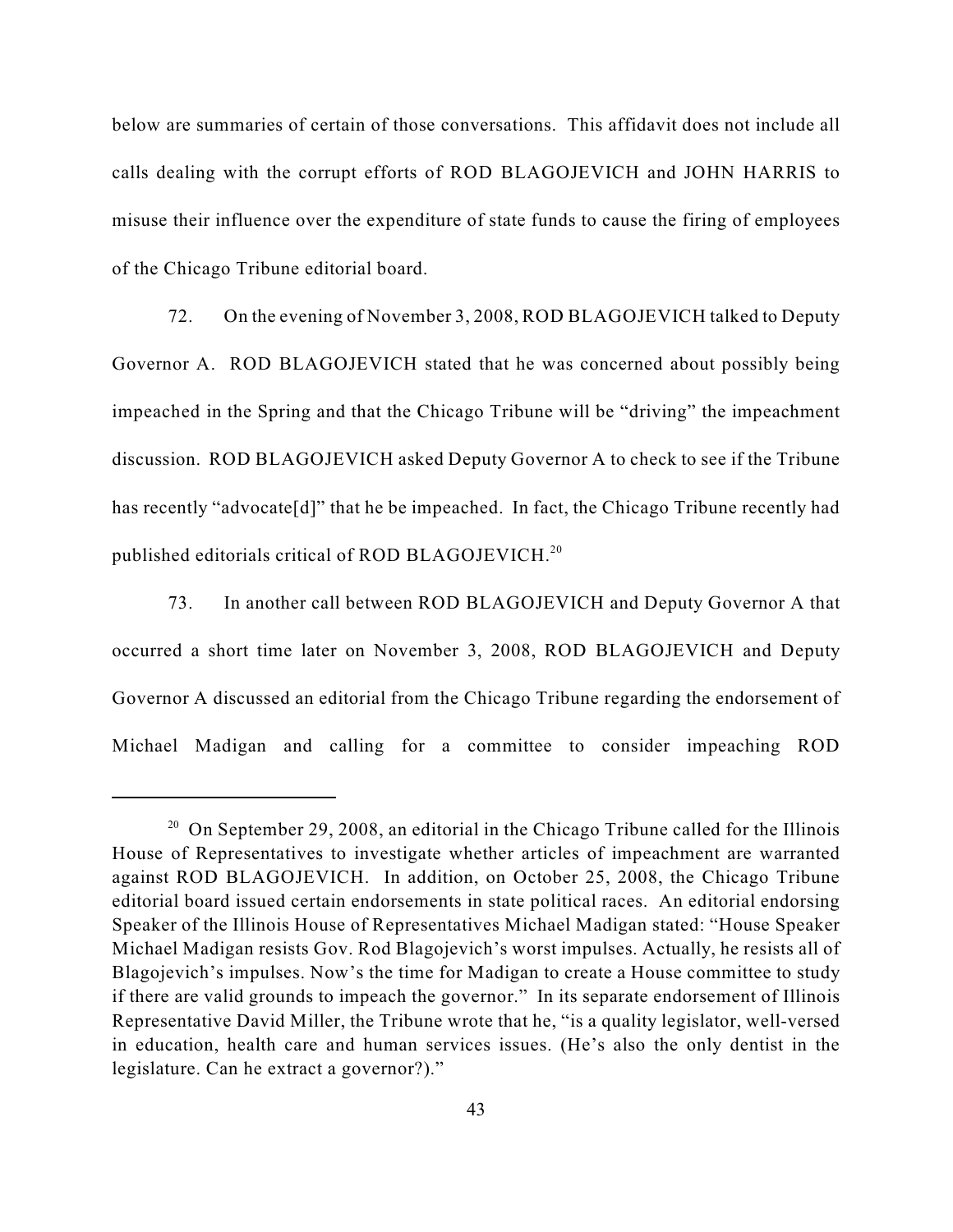below are summaries of certain of those conversations. This affidavit does not include all calls dealing with the corrupt efforts of ROD BLAGOJEVICH and JOHN HARRIS to misuse their influence over the expenditure of state funds to cause the firing of employees of the Chicago Tribune editorial board.

72. On the evening of November 3, 2008, ROD BLAGOJEVICH talked to Deputy Governor A. ROD BLAGOJEVICH stated that he was concerned about possibly being impeached in the Spring and that the Chicago Tribune will be "driving" the impeachment discussion. ROD BLAGOJEVICH asked Deputy Governor A to check to see if the Tribune has recently "advocate[d]" that he be impeached. In fact, the Chicago Tribune recently had published editorials critical of ROD BLAGOJEVICH.[20]

73. In another call between ROD BLAGOJEVICH and Deputy Governor A that occurred a short time later on November 3, 2008, ROD BLAGOJEVICH and Deputy Governor A discussed an editorial from the Chicago Tribune regarding the endorsement of Michael Madigan and calling for a committee to consider impeaching ROD

---

[20] On September 29, 2008, an editorial in the Chicago Tribune called for the Illinois House of Representatives to investigate whether articles of impeachment are warranted against ROD BLAGOJEVICH. In addition, on October 25, 2008, the Chicago Tribune editorial board issued certain endorsements in state political races. An editorial endorsing Speaker of the Illinois House of Representatives Michael Madigan stated: "House Speaker Michael Madigan resists Gov. Rod Blagojevich's worst impulses. Actually, he resists all of Blagojevich's impulses. Now's the time for Madigan to create a House committee to study if there are valid grounds to impeach the governor." In its separate endorsement of Illinois Representative David Miller, the Tribune wrote that he, "is a quality legislator, well-versed in education, health care and human services issues. (He's also the only dentist in the legislature. Can he extract a governor?)."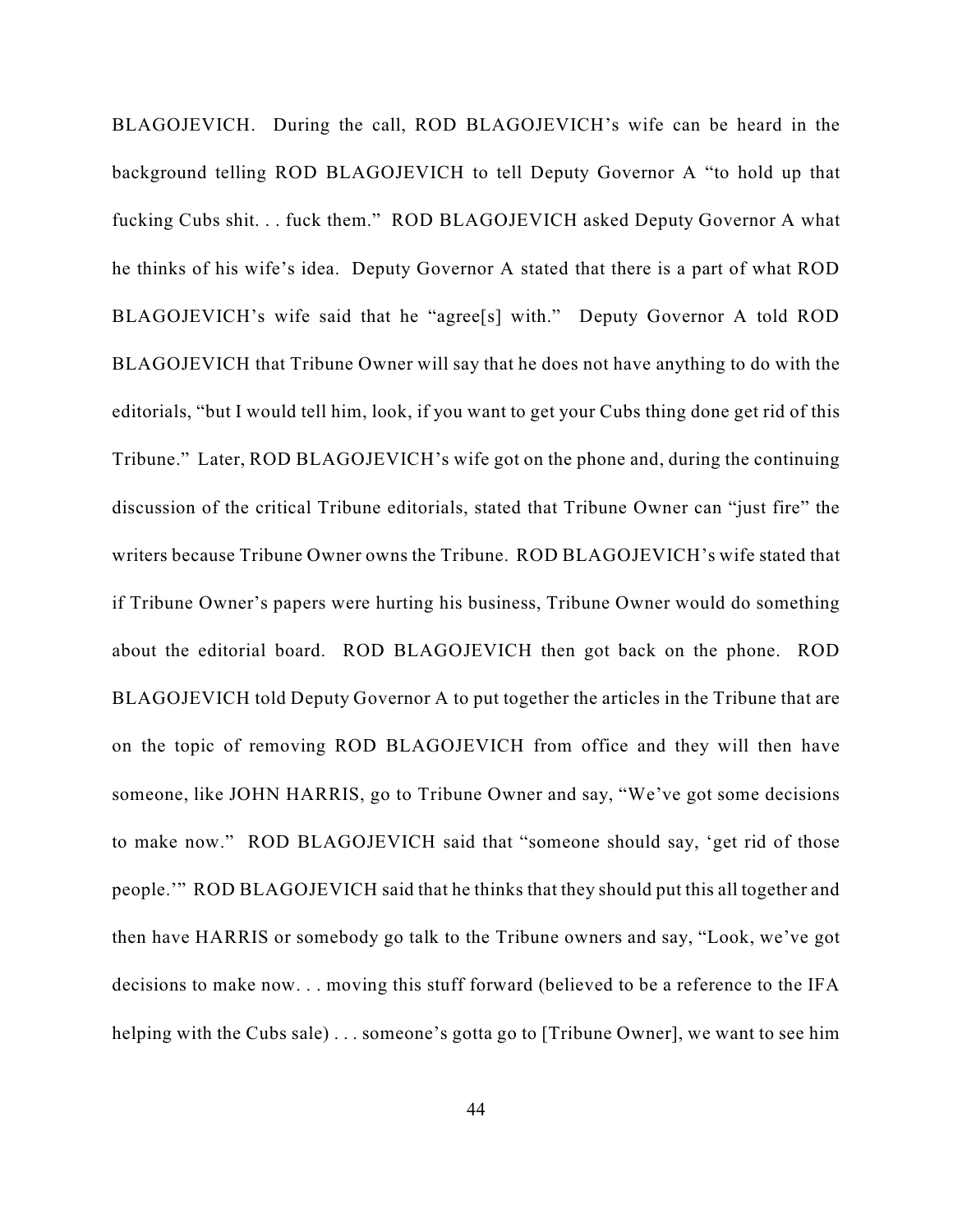BLAGOJEVICH. During the call, ROD BLAGOJEVICH's wife can be heard in the background telling ROD BLAGOJEVICH to tell Deputy Governor A "to hold up that fucking Cubs shit. . . fuck them." ROD BLAGOJEVICH asked Deputy Governor A what he thinks of his wife's idea. Deputy Governor A stated that there is a part of what ROD BLAGOJEVICH's wife said that he "agree[s] with." Deputy Governor A told ROD BLAGOJEVICH that Tribune Owner will say that he does not have anything to do with the editorials, "but I would tell him, look, if you want to get your Cubs thing done get rid of this Tribune." Later, ROD BLAGOJEVICH's wife got on the phone and, during the continuing discussion of the critical Tribune editorials, stated that Tribune Owner can "just fire" the writers because Tribune Owner owns the Tribune. ROD BLAGOJEVICH's wife stated that if Tribune Owner's papers were hurting his business, Tribune Owner would do something about the editorial board. ROD BLAGOJEVICH then got back on the phone. ROD BLAGOJEVICH told Deputy Governor A to put together the articles in the Tribune that are on the topic of removing ROD BLAGOJEVICH from office and they will then have someone, like JOHN HARRIS, go to Tribune Owner and say, "We've got some decisions to make now." ROD BLAGOJEVICH said that "someone should say, 'get rid of those people.'" ROD BLAGOJEVICH said that he thinks that they should put this all together and then have HARRIS or somebody go talk to the Tribune owners and say, "Look, we've got decisions to make now. . . moving this stuff forward (believed to be a reference to the IFA helping with the Cubs sale) . . . someone's gotta go to [Tribune Owner], we want to see him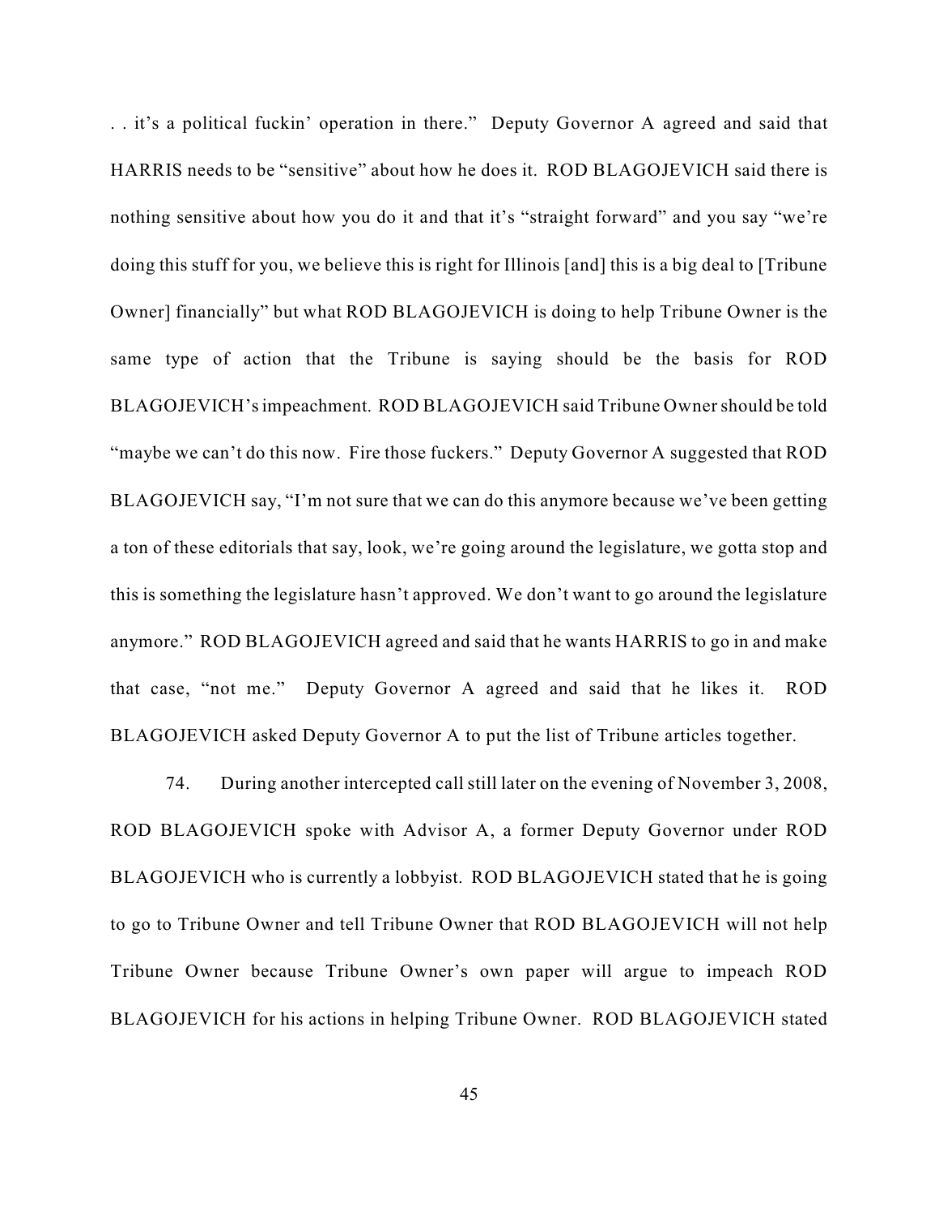. . it's a political fuckin' operation in there." Deputy Governor A agreed and said that HARRIS needs to be "sensitive" about how he does it. ROD BLAGOJEVICH said there is nothing sensitive about how you do it and that it's "straight forward" and you say "we're doing this stuff for you, we believe this is right for Illinois [and] this is a big deal to [Tribune Owner] financially" but what ROD BLAGOJEVICH is doing to help Tribune Owner is the same type of action that the Tribune is saying should be the basis for ROD BLAGOJEVICH's impeachment. ROD BLAGOJEVICH said Tribune Owner should be told "maybe we can't do this now. Fire those fuckers." Deputy Governor A suggested that ROD BLAGOJEVICH say, "I'm not sure that we can do this anymore because we've been getting a ton of these editorials that say, look, we're going around the legislature, we gotta stop and this is something the legislature hasn't approved. We don't want to go around the legislature anymore." ROD BLAGOJEVICH agreed and said that he wants HARRIS to go in and make that case, "not me." Deputy Governor A agreed and said that he likes it. ROD BLAGOJEVICH asked Deputy Governor A to put the list of Tribune articles together.

74. During another intercepted call still later on the evening of November 3, 2008, ROD BLAGOJEVICH spoke with Advisor A, a former Deputy Governor under ROD BLAGOJEVICH who is currently a lobbyist. ROD BLAGOJEVICH stated that he is going to go to Tribune Owner and tell Tribune Owner that ROD BLAGOJEVICH will not help Tribune Owner because Tribune Owner's own paper will argue to impeach ROD BLAGOJEVICH for his actions in helping Tribune Owner. ROD BLAGOJEVICH stated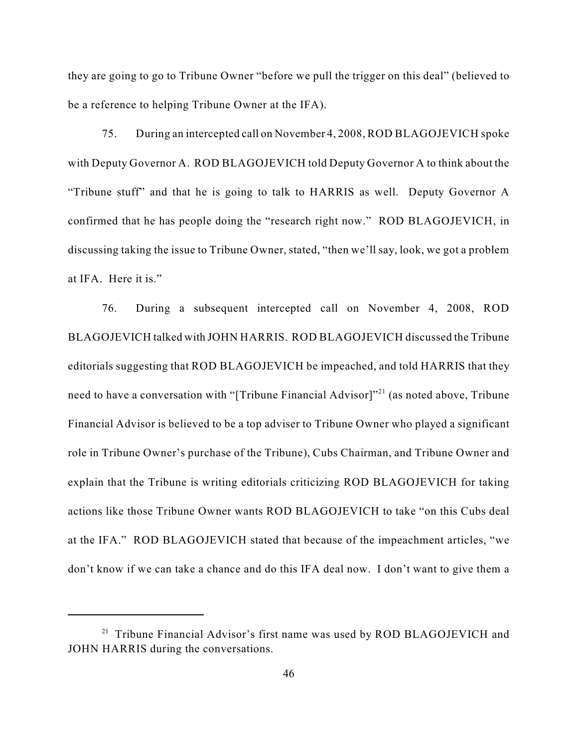they are going to go to Tribune Owner "before we pull the trigger on this deal" (believed to be a reference to helping Tribune Owner at the IFA).

75. During an intercepted call on November 4, 2008, ROD BLAGOJEVICH spoke with Deputy Governor A. ROD BLAGOJEVICH told Deputy Governor A to think about the "Tribune stuff" and that he is going to talk to HARRIS as well. Deputy Governor A confirmed that he has people doing the "research right now." ROD BLAGOJEVICH, in discussing taking the issue to Tribune Owner, stated, "then we'll say, look, we got a problem at IFA. Here it is."

76. During a subsequent intercepted call on November 4, 2008, ROD BLAGOJEVICH talked with JOHN HARRIS. ROD BLAGOJEVICH discussed the Tribune editorials suggesting that ROD BLAGOJEVICH be impeached, and told HARRIS that they need to have a conversation with "[Tribune Financial Advisor]"[21] (as noted above, Tribune Financial Advisor is believed to be a top adviser to Tribune Owner who played a significant role in Tribune Owner's purchase of the Tribune), Cubs Chairman, and Tribune Owner and explain that the Tribune is writing editorials criticizing ROD BLAGOJEVICH for taking actions like those Tribune Owner wants ROD BLAGOJEVICH to take "on this Cubs deal at the IFA." ROD BLAGOJEVICH stated that because of the impeachment articles, "we don't know if we can take a chance and do this IFA deal now. I don't want to give them a

---

[21] Tribune Financial Advisor's first name was used by ROD BLAGOJEVICH and JOHN HARRIS during the conversations.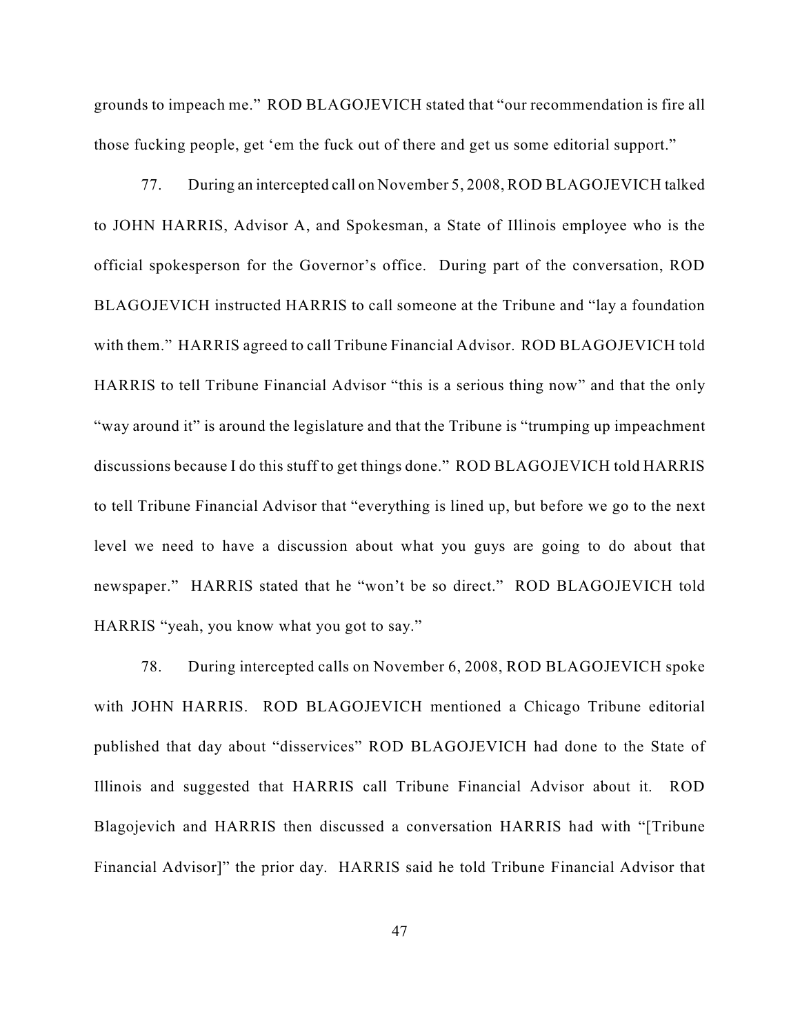grounds to impeach me." ROD BLAGOJEVICH stated that "our recommendation is fire all those fucking people, get 'em the fuck out of there and get us some editorial support."

77. During an intercepted call on November 5, 2008, ROD BLAGOJEVICH talked to JOHN HARRIS, Advisor A, and Spokesman, a State of Illinois employee who is the official spokesperson for the Governor's office. During part of the conversation, ROD BLAGOJEVICH instructed HARRIS to call someone at the Tribune and "lay a foundation with them." HARRIS agreed to call Tribune Financial Advisor. ROD BLAGOJEVICH told HARRIS to tell Tribune Financial Advisor "this is a serious thing now" and that the only "way around it" is around the legislature and that the Tribune is "trumping up impeachment discussions because I do this stuff to get things done." ROD BLAGOJEVICH told HARRIS to tell Tribune Financial Advisor that "everything is lined up, but before we go to the next level we need to have a discussion about what you guys are going to do about that newspaper." HARRIS stated that he "won't be so direct." ROD BLAGOJEVICH told HARRIS "yeah, you know what you got to say."

78. During intercepted calls on November 6, 2008, ROD BLAGOJEVICH spoke with JOHN HARRIS. ROD BLAGOJEVICH mentioned a Chicago Tribune editorial published that day about "disservices" ROD BLAGOJEVICH had done to the State of Illinois and suggested that HARRIS call Tribune Financial Advisor about it. ROD Blagojevich and HARRIS then discussed a conversation HARRIS had with "[Tribune Financial Advisor]" the prior day. HARRIS said he told Tribune Financial Advisor that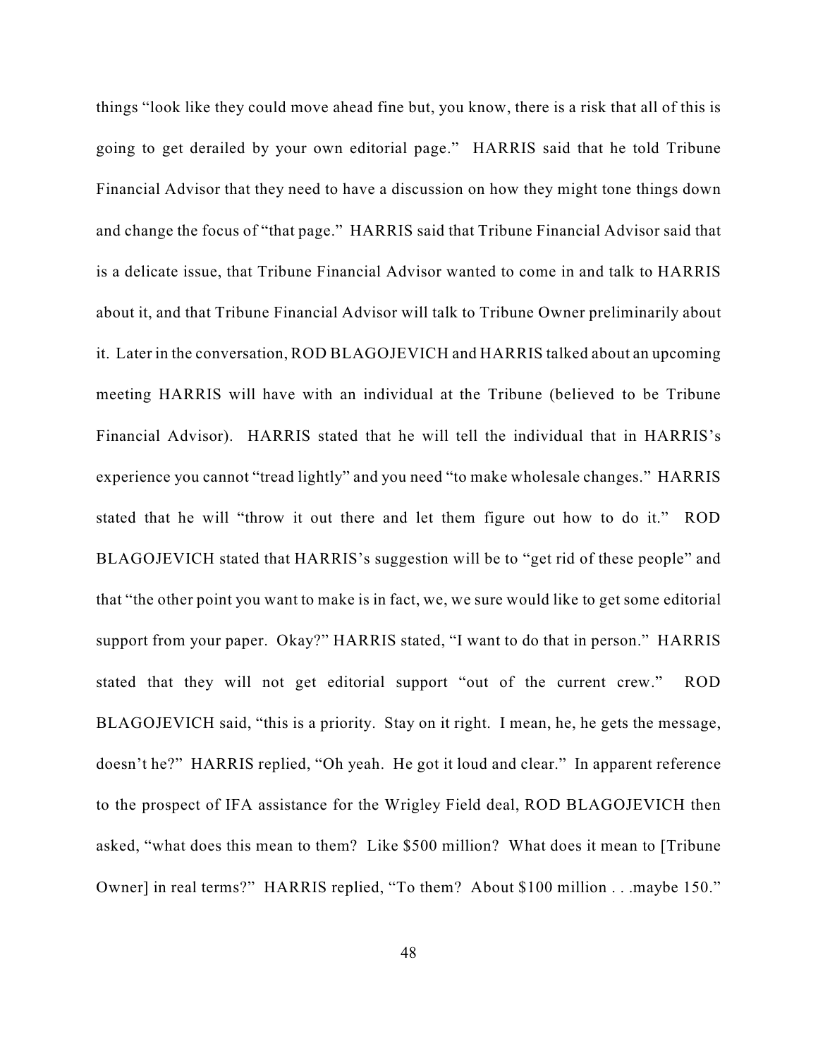things "look like they could move ahead fine but, you know, there is a risk that all of this is going to get derailed by your own editorial page." HARRIS said that he told Tribune Financial Advisor that they need to have a discussion on how they might tone things down and change the focus of "that page." HARRIS said that Tribune Financial Advisor said that is a delicate issue, that Tribune Financial Advisor wanted to come in and talk to HARRIS about it, and that Tribune Financial Advisor will talk to Tribune Owner preliminarily about it. Later in the conversation, ROD BLAGOJEVICH and HARRIS talked about an upcoming meeting HARRIS will have with an individual at the Tribune (believed to be Tribune Financial Advisor). HARRIS stated that he will tell the individual that in HARRIS's experience you cannot "tread lightly" and you need "to make wholesale changes." HARRIS stated that he will "throw it out there and let them figure out how to do it." ROD BLAGOJEVICH stated that HARRIS's suggestion will be to "get rid of these people" and that "the other point you want to make is in fact, we, we sure would like to get some editorial support from your paper. Okay?" HARRIS stated, "I want to do that in person." HARRIS stated that they will not get editorial support "out of the current crew." ROD BLAGOJEVICH said, "this is a priority. Stay on it right. I mean, he, he gets the message, doesn't he?" HARRIS replied, "Oh yeah. He got it loud and clear." In apparent reference to the prospect of IFA assistance for the Wrigley Field deal, ROD BLAGOJEVICH then asked, "what does this mean to them? Like $500 million? What does it mean to [Tribune Owner] in real terms?" HARRIS replied, "To them? About $100 million . . .maybe 150."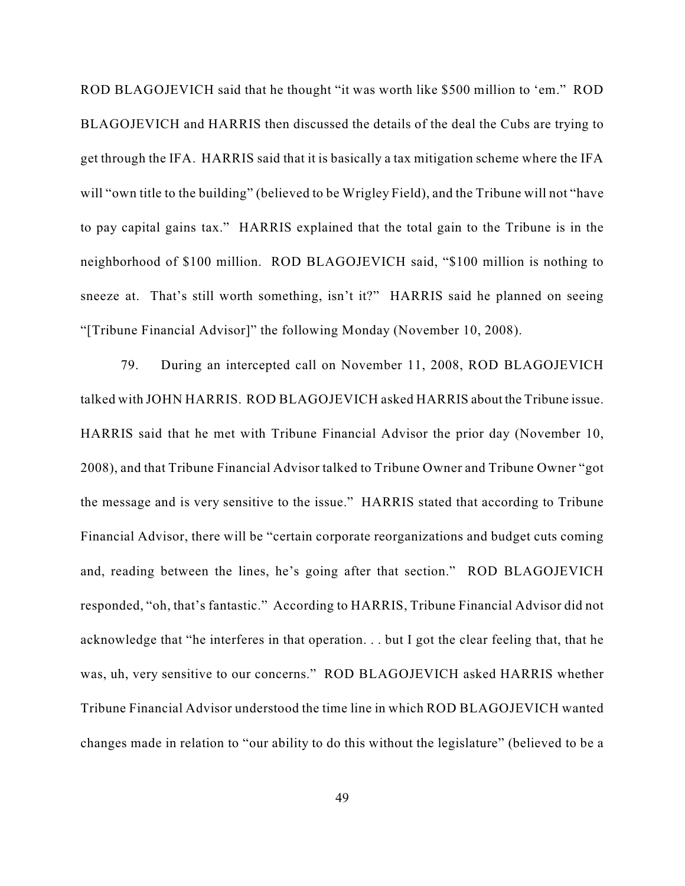ROD BLAGOJEVICH said that he thought "it was worth like $500 million to 'em." ROD BLAGOJEVICH and HARRIS then discussed the details of the deal the Cubs are trying to get through the IFA. HARRIS said that it is basically a tax mitigation scheme where the IFA will "own title to the building" (believed to be Wrigley Field), and the Tribune will not "have to pay capital gains tax." HARRIS explained that the total gain to the Tribune is in the neighborhood of $100 million. ROD BLAGOJEVICH said, "$100 million is nothing to sneeze at. That's still worth something, isn't it?" HARRIS said he planned on seeing "[Tribune Financial Advisor]" the following Monday (November 10, 2008).

79. During an intercepted call on November 11, 2008, ROD BLAGOJEVICH talked with JOHN HARRIS. ROD BLAGOJEVICH asked HARRIS about the Tribune issue. HARRIS said that he met with Tribune Financial Advisor the prior day (November 10, 2008), and that Tribune Financial Advisor talked to Tribune Owner and Tribune Owner "got the message and is very sensitive to the issue." HARRIS stated that according to Tribune Financial Advisor, there will be "certain corporate reorganizations and budget cuts coming and, reading between the lines, he's going after that section." ROD BLAGOJEVICH responded, "oh, that's fantastic." According to HARRIS, Tribune Financial Advisor did not acknowledge that "he interferes in that operation. . . but I got the clear feeling that, that he was, uh, very sensitive to our concerns." ROD BLAGOJEVICH asked HARRIS whether Tribune Financial Advisor understood the time line in which ROD BLAGOJEVICH wanted changes made in relation to "our ability to do this without the legislature" (believed to be a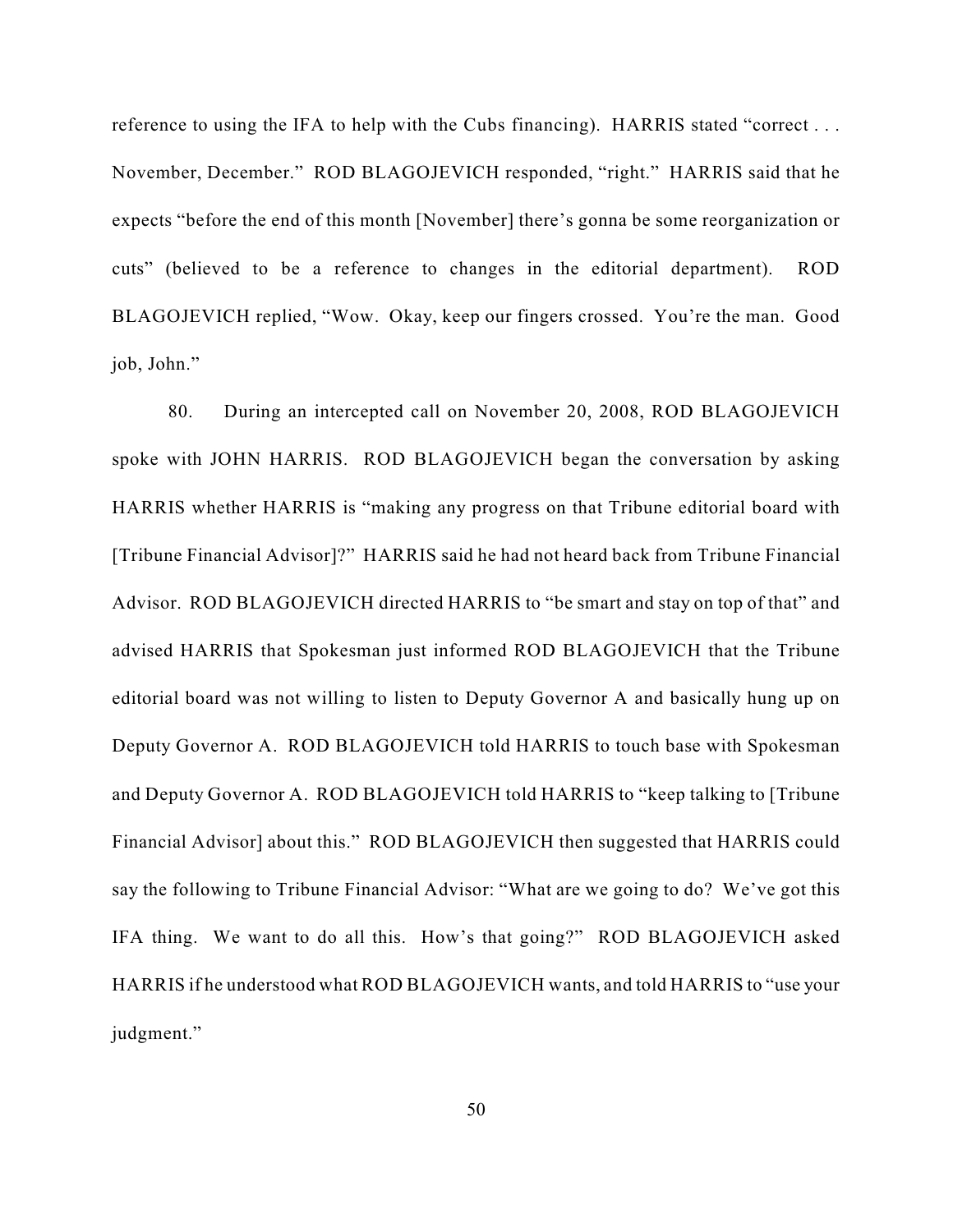reference to using the IFA to help with the Cubs financing). HARRIS stated "correct . . . November, December." ROD BLAGOJEVICH responded, "right." HARRIS said that he expects "before the end of this month [November] there's gonna be some reorganization or cuts" (believed to be a reference to changes in the editorial department). ROD BLAGOJEVICH replied, "Wow. Okay, keep our fingers crossed. You're the man. Good job, John."

80. During an intercepted call on November 20, 2008, ROD BLAGOJEVICH spoke with JOHN HARRIS. ROD BLAGOJEVICH began the conversation by asking HARRIS whether HARRIS is "making any progress on that Tribune editorial board with [Tribune Financial Advisor]?" HARRIS said he had not heard back from Tribune Financial Advisor. ROD BLAGOJEVICH directed HARRIS to "be smart and stay on top of that" and advised HARRIS that Spokesman just informed ROD BLAGOJEVICH that the Tribune editorial board was not willing to listen to Deputy Governor A and basically hung up on Deputy Governor A. ROD BLAGOJEVICH told HARRIS to touch base with Spokesman and Deputy Governor A. ROD BLAGOJEVICH told HARRIS to "keep talking to [Tribune Financial Advisor] about this." ROD BLAGOJEVICH then suggested that HARRIS could say the following to Tribune Financial Advisor: "What are we going to do? We've got this IFA thing. We want to do all this. How's that going?" ROD BLAGOJEVICH asked HARRIS if he understood what ROD BLAGOJEVICH wants, and told HARRIS to "use your judgment."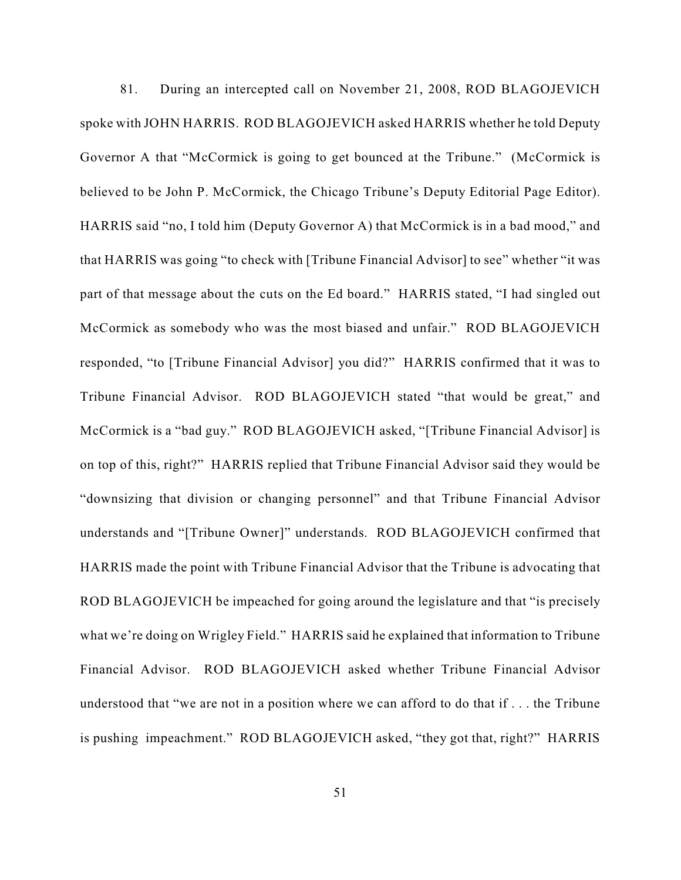81. During an intercepted call on November 21, 2008, ROD BLAGOJEVICH spoke with JOHN HARRIS. ROD BLAGOJEVICH asked HARRIS whether he told Deputy Governor A that "McCormick is going to get bounced at the Tribune." (McCormick is believed to be John P. McCormick, the Chicago Tribune's Deputy Editorial Page Editor). HARRIS said "no, I told him (Deputy Governor A) that McCormick is in a bad mood," and that HARRIS was going "to check with [Tribune Financial Advisor] to see" whether "it was part of that message about the cuts on the Ed board." HARRIS stated, "I had singled out McCormick as somebody who was the most biased and unfair." ROD BLAGOJEVICH responded, "to [Tribune Financial Advisor] you did?" HARRIS confirmed that it was to Tribune Financial Advisor. ROD BLAGOJEVICH stated "that would be great," and McCormick is a "bad guy." ROD BLAGOJEVICH asked, "[Tribune Financial Advisor] is on top of this, right?" HARRIS replied that Tribune Financial Advisor said they would be "downsizing that division or changing personnel" and that Tribune Financial Advisor understands and "[Tribune Owner]" understands. ROD BLAGOJEVICH confirmed that HARRIS made the point with Tribune Financial Advisor that the Tribune is advocating that ROD BLAGOJEVICH be impeached for going around the legislature and that "is precisely what we're doing on Wrigley Field." HARRIS said he explained that information to Tribune Financial Advisor. ROD BLAGOJEVICH asked whether Tribune Financial Advisor understood that "we are not in a position where we can afford to do that if . . . the Tribune is pushing impeachment." ROD BLAGOJEVICH asked, "they got that, right?" HARRIS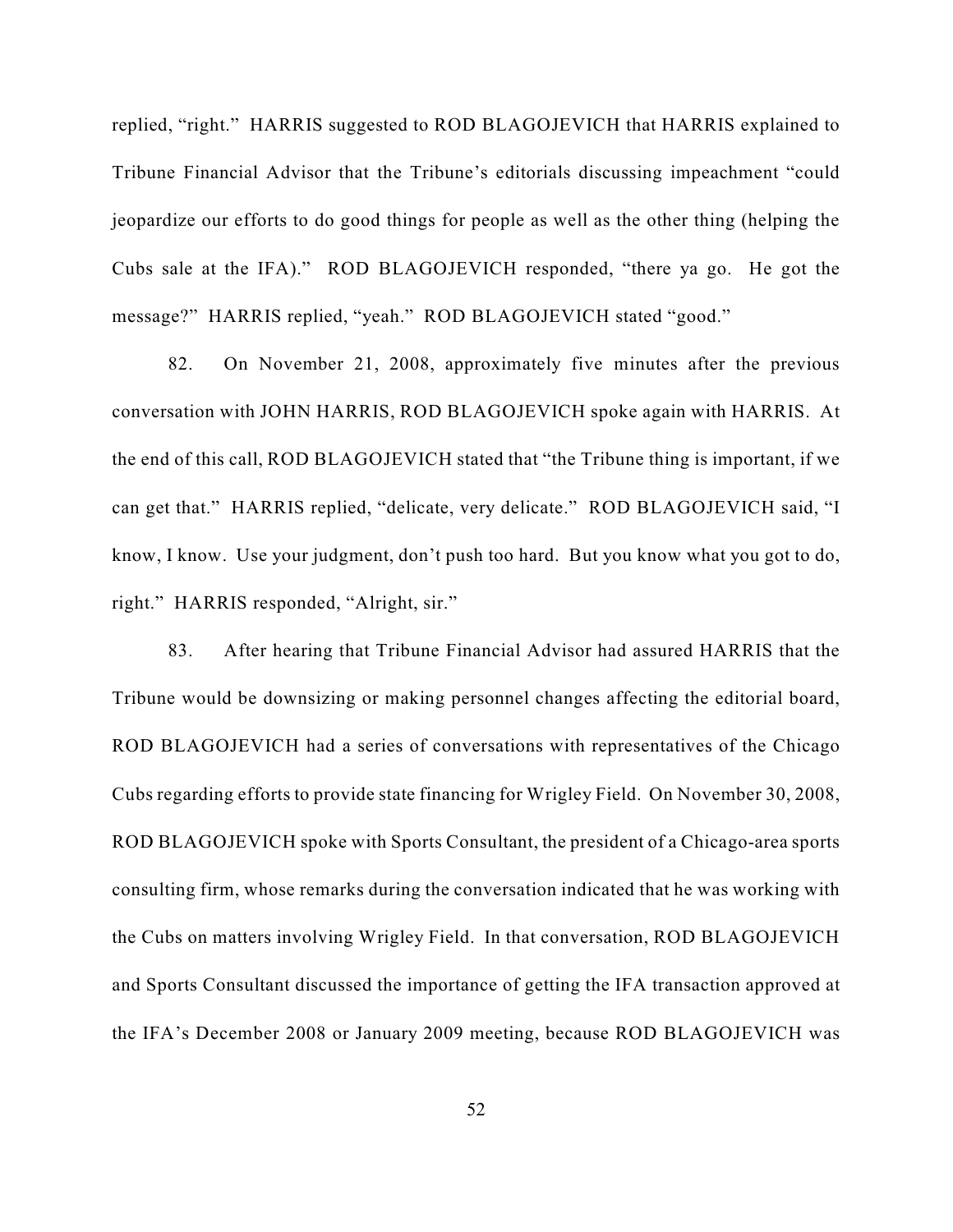replied, "right." HARRIS suggested to ROD BLAGOJEVICH that HARRIS explained to Tribune Financial Advisor that the Tribune's editorials discussing impeachment "could jeopardize our efforts to do good things for people as well as the other thing (helping the Cubs sale at the IFA)." ROD BLAGOJEVICH responded, "there ya go. He got the message?" HARRIS replied, "yeah." ROD BLAGOJEVICH stated "good."

82. On November 21, 2008, approximately five minutes after the previous conversation with JOHN HARRIS, ROD BLAGOJEVICH spoke again with HARRIS. At the end of this call, ROD BLAGOJEVICH stated that "the Tribune thing is important, if we can get that." HARRIS replied, "delicate, very delicate." ROD BLAGOJEVICH said, "I know, I know. Use your judgment, don't push too hard. But you know what you got to do, right." HARRIS responded, "Alright, sir."

83. After hearing that Tribune Financial Advisor had assured HARRIS that the Tribune would be downsizing or making personnel changes affecting the editorial board, ROD BLAGOJEVICH had a series of conversations with representatives of the Chicago Cubs regarding efforts to provide state financing for Wrigley Field. On November 30, 2008, ROD BLAGOJEVICH spoke with Sports Consultant, the president of a Chicago-area sports consulting firm, whose remarks during the conversation indicated that he was working with the Cubs on matters involving Wrigley Field. In that conversation, ROD BLAGOJEVICH and Sports Consultant discussed the importance of getting the IFA transaction approved at the IFA's December 2008 or January 2009 meeting, because ROD BLAGOJEVICH was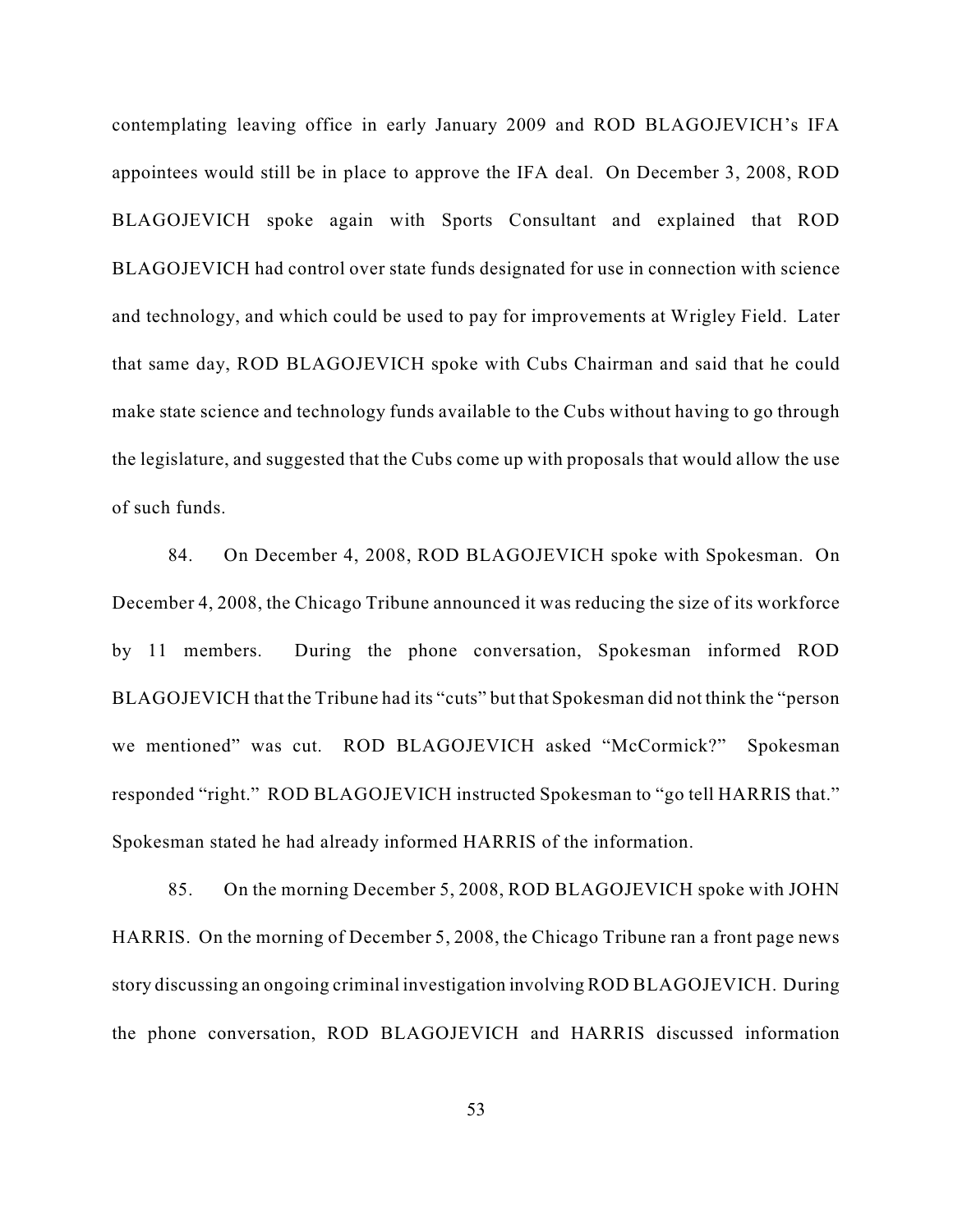contemplating leaving office in early January 2009 and ROD BLAGOJEVICH's IFA appointees would still be in place to approve the IFA deal. On December 3, 2008, ROD BLAGOJEVICH spoke again with Sports Consultant and explained that ROD BLAGOJEVICH had control over state funds designated for use in connection with science and technology, and which could be used to pay for improvements at Wrigley Field. Later that same day, ROD BLAGOJEVICH spoke with Cubs Chairman and said that he could make state science and technology funds available to the Cubs without having to go through the legislature, and suggested that the Cubs come up with proposals that would allow the use of such funds.

84. On December 4, 2008, ROD BLAGOJEVICH spoke with Spokesman. On December 4, 2008, the Chicago Tribune announced it was reducing the size of its workforce by 11 members. During the phone conversation, Spokesman informed ROD BLAGOJEVICH that the Tribune had its "cuts" but that Spokesman did not think the "person we mentioned" was cut. ROD BLAGOJEVICH asked "McCormick?" Spokesman responded "right." ROD BLAGOJEVICH instructed Spokesman to "go tell HARRIS that." Spokesman stated he had already informed HARRIS of the information.

85. On the morning December 5, 2008, ROD BLAGOJEVICH spoke with JOHN HARRIS. On the morning of December 5, 2008, the Chicago Tribune ran a front page news story discussing an ongoing criminal investigation involving ROD BLAGOJEVICH. During the phone conversation, ROD BLAGOJEVICH and HARRIS discussed information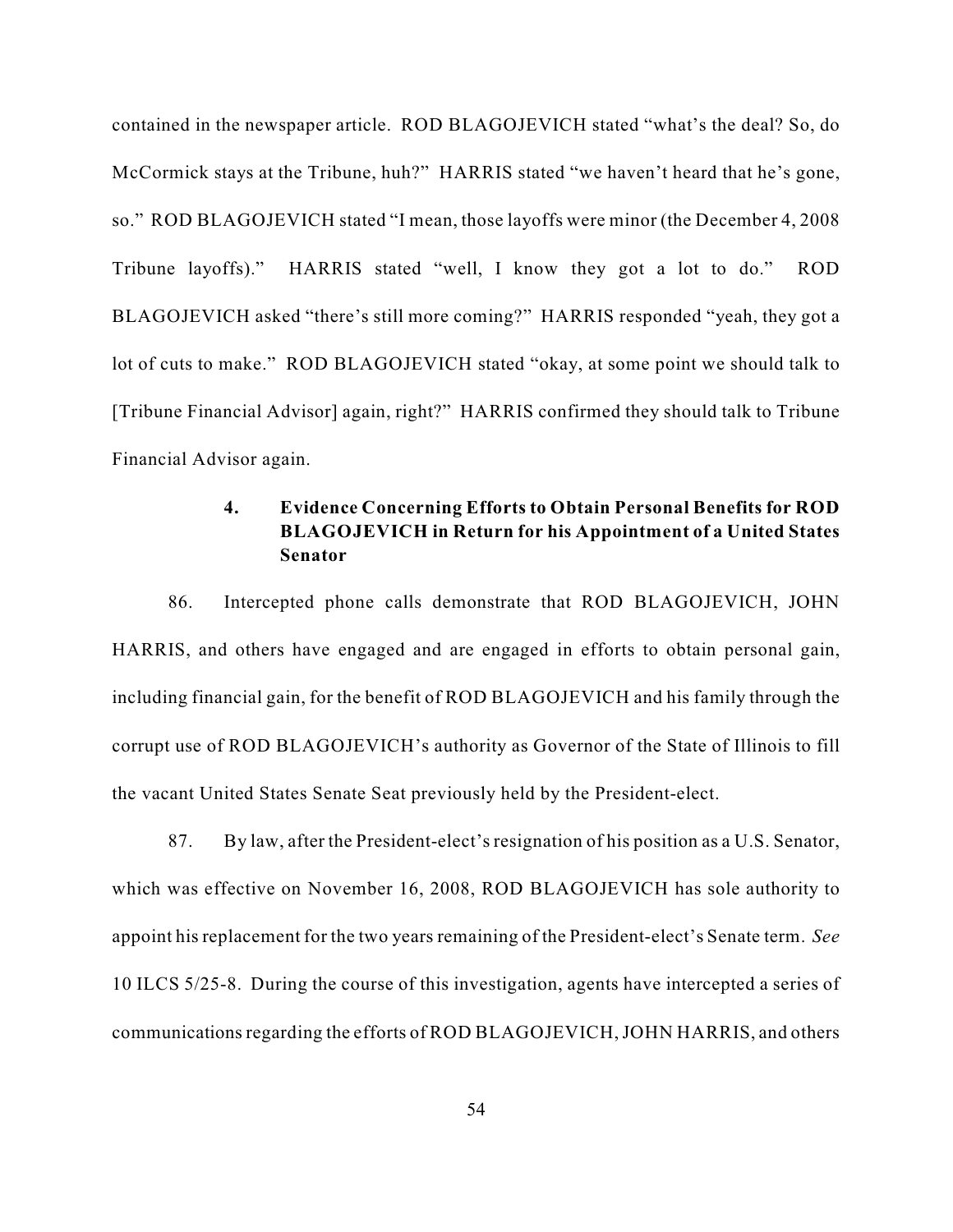contained in the newspaper article. ROD BLAGOJEVICH stated "what's the deal? So, do McCormick stays at the Tribune, huh?" HARRIS stated "we haven't heard that he's gone, so." ROD BLAGOJEVICH stated "I mean, those layoffs were minor (the December 4, 2008 Tribune layoffs)." HARRIS stated "well, I know they got a lot to do." ROD BLAGOJEVICH asked "there's still more coming?" HARRIS responded "yeah, they got a lot of cuts to make." ROD BLAGOJEVICH stated "okay, at some point we should talk to [Tribune Financial Advisor] again, right?" HARRIS confirmed they should talk to Tribune Financial Advisor again.

### 4. Evidence Concerning Efforts to Obtain Personal Benefits for ROD BLAGOJEVICH in Return for his Appointment of a United States Senator

86. Intercepted phone calls demonstrate that ROD BLAGOJEVICH, JOHN HARRIS, and others have engaged and are engaged in efforts to obtain personal gain, including financial gain, for the benefit of ROD BLAGOJEVICH and his family through the corrupt use of ROD BLAGOJEVICH's authority as Governor of the State of Illinois to fill the vacant United States Senate Seat previously held by the President-elect.

87. By law, after the President-elect's resignation of his position as a U.S. Senator, which was effective on November 16, 2008, ROD BLAGOJEVICH has sole authority to appoint his replacement for the two years remaining of the President-elect's Senate term. *See* 10 ILCS 5/25-8. During the course of this investigation, agents have intercepted a series of communications regarding the efforts of ROD BLAGOJEVICH, JOHN HARRIS, and others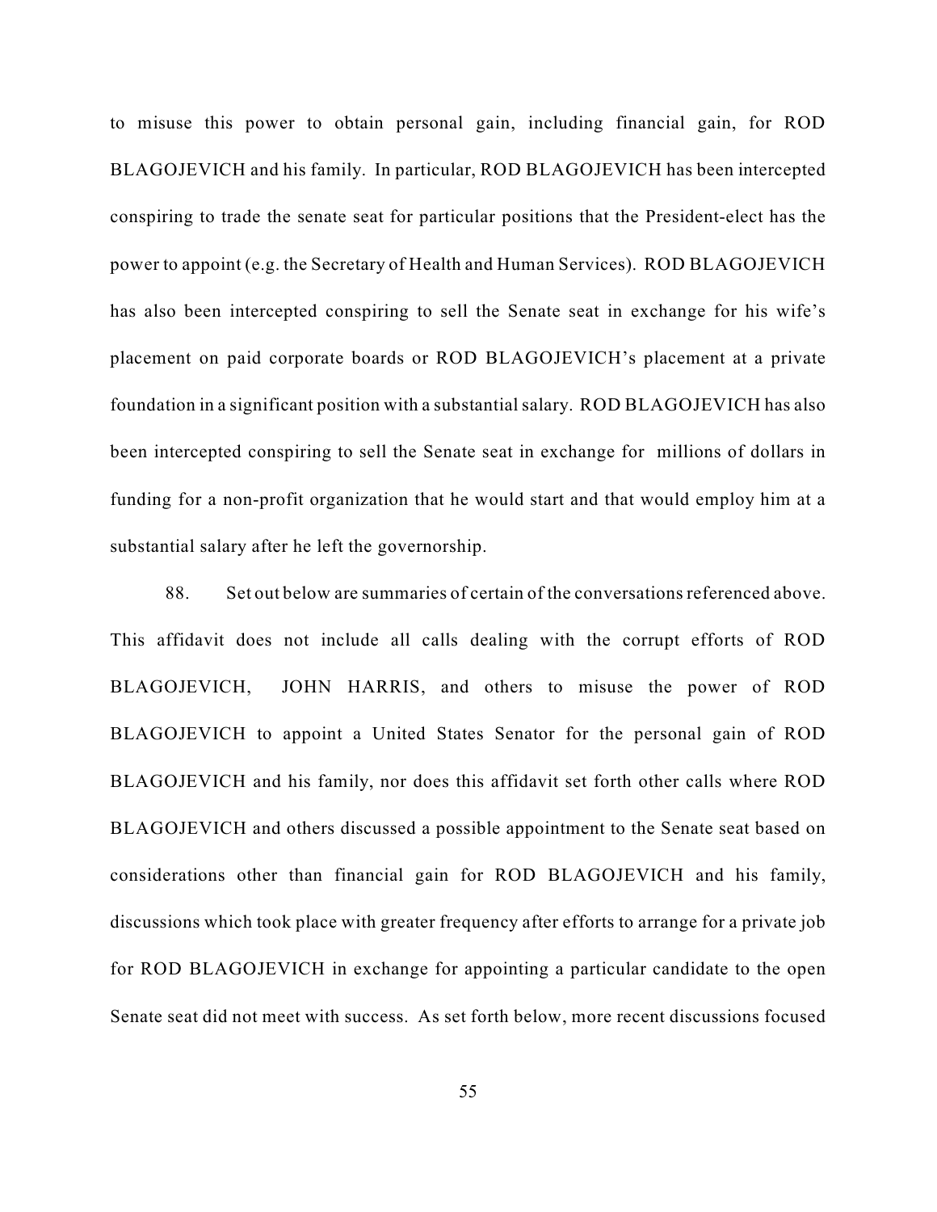to misuse this power to obtain personal gain, including financial gain, for ROD BLAGOJEVICH and his family. In particular, ROD BLAGOJEVICH has been intercepted conspiring to trade the senate seat for particular positions that the President-elect has the power to appoint (e.g. the Secretary of Health and Human Services). ROD BLAGOJEVICH has also been intercepted conspiring to sell the Senate seat in exchange for his wife's placement on paid corporate boards or ROD BLAGOJEVICH's placement at a private foundation in a significant position with a substantial salary. ROD BLAGOJEVICH has also been intercepted conspiring to sell the Senate seat in exchange for millions of dollars in funding for a non-profit organization that he would start and that would employ him at a substantial salary after he left the governorship.

88. Set out below are summaries of certain of the conversations referenced above. This affidavit does not include all calls dealing with the corrupt efforts of ROD BLAGOJEVICH, JOHN HARRIS, and others to misuse the power of ROD BLAGOJEVICH to appoint a United States Senator for the personal gain of ROD BLAGOJEVICH and his family, nor does this affidavit set forth other calls where ROD BLAGOJEVICH and others discussed a possible appointment to the Senate seat based on considerations other than financial gain for ROD BLAGOJEVICH and his family, discussions which took place with greater frequency after efforts to arrange for a private job for ROD BLAGOJEVICH in exchange for appointing a particular candidate to the open Senate seat did not meet with success. As set forth below, more recent discussions focused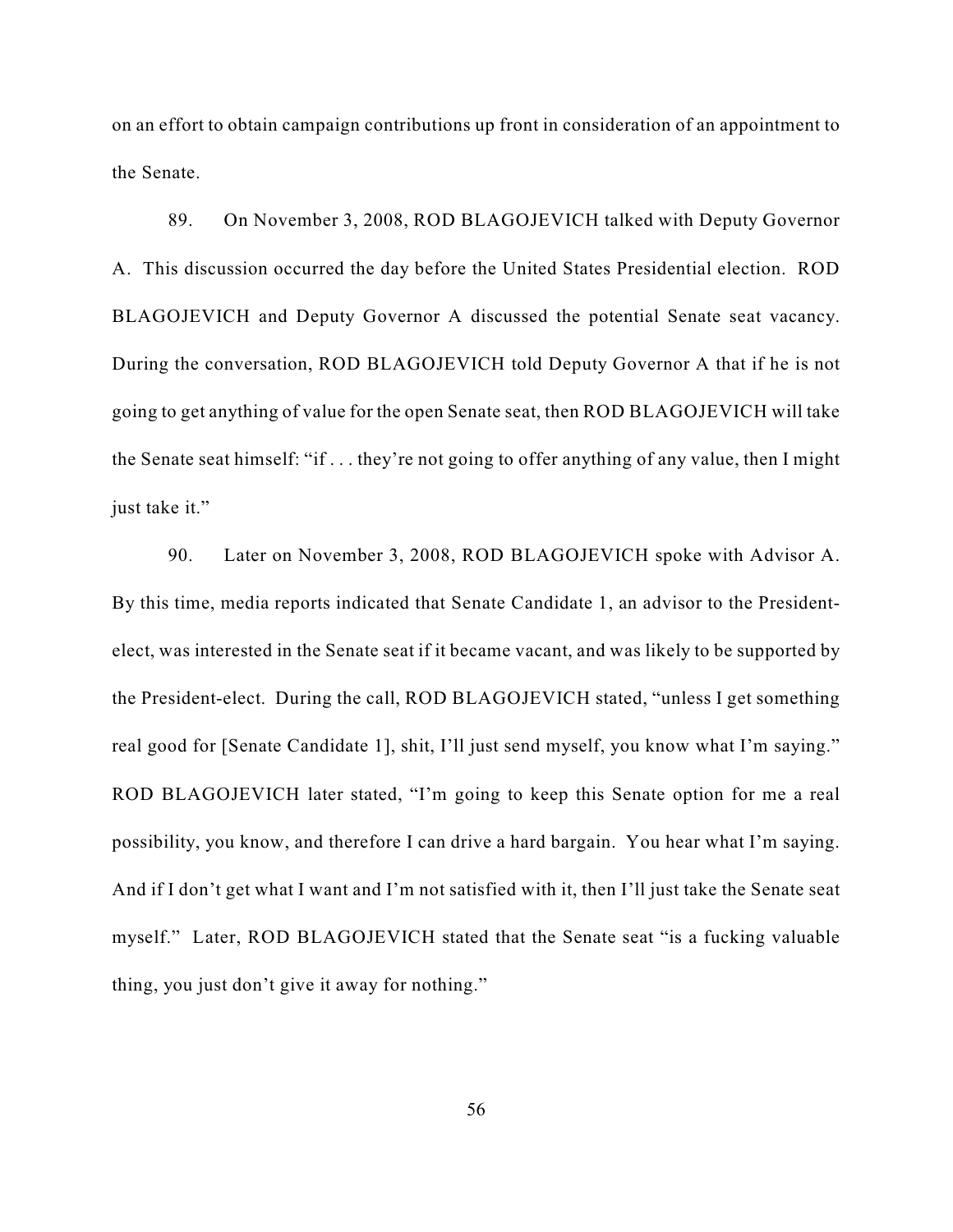on an effort to obtain campaign contributions up front in consideration of an appointment to the Senate.

89. On November 3, 2008, ROD BLAGOJEVICH talked with Deputy Governor A. This discussion occurred the day before the United States Presidential election. ROD BLAGOJEVICH and Deputy Governor A discussed the potential Senate seat vacancy. During the conversation, ROD BLAGOJEVICH told Deputy Governor A that if he is not going to get anything of value for the open Senate seat, then ROD BLAGOJEVICH will take the Senate seat himself: "if . . . they're not going to offer anything of any value, then I might just take it."

90. Later on November 3, 2008, ROD BLAGOJEVICH spoke with Advisor A. By this time, media reports indicated that Senate Candidate 1, an advisor to the President-elect, was interested in the Senate seat if it became vacant, and was likely to be supported by the President-elect. During the call, ROD BLAGOJEVICH stated, "unless I get something real good for [Senate Candidate 1], shit, I'll just send myself, you know what I'm saying." ROD BLAGOJEVICH later stated, "I'm going to keep this Senate option for me a real possibility, you know, and therefore I can drive a hard bargain. You hear what I'm saying. And if I don't get what I want and I'm not satisfied with it, then I'll just take the Senate seat myself." Later, ROD BLAGOJEVICH stated that the Senate seat "is a fucking valuable thing, you just don't give it away for nothing."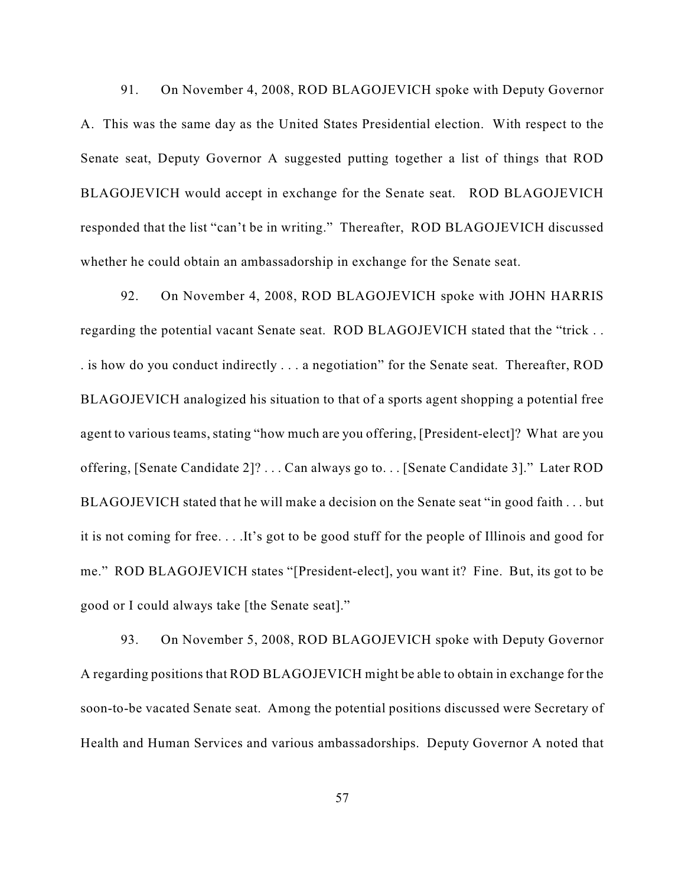91. On November 4, 2008, ROD BLAGOJEVICH spoke with Deputy Governor A. This was the same day as the United States Presidential election. With respect to the Senate seat, Deputy Governor A suggested putting together a list of things that ROD BLAGOJEVICH would accept in exchange for the Senate seat. ROD BLAGOJEVICH responded that the list "can't be in writing." Thereafter, ROD BLAGOJEVICH discussed whether he could obtain an ambassadorship in exchange for the Senate seat.

92. On November 4, 2008, ROD BLAGOJEVICH spoke with JOHN HARRIS regarding the potential vacant Senate seat. ROD BLAGOJEVICH stated that the "trick . . . is how do you conduct indirectly . . . a negotiation" for the Senate seat. Thereafter, ROD BLAGOJEVICH analogized his situation to that of a sports agent shopping a potential free agent to various teams, stating "how much are you offering, [President-elect]? What are you offering, [Senate Candidate 2]? . . . Can always go to. . . [Senate Candidate 3]." Later ROD BLAGOJEVICH stated that he will make a decision on the Senate seat "in good faith . . . but it is not coming for free. . . .It's got to be good stuff for the people of Illinois and good for me." ROD BLAGOJEVICH states "[President-elect], you want it? Fine. But, its got to be good or I could always take [the Senate seat]."

93. On November 5, 2008, ROD BLAGOJEVICH spoke with Deputy Governor A regarding positions that ROD BLAGOJEVICH might be able to obtain in exchange for the soon-to-be vacated Senate seat. Among the potential positions discussed were Secretary of Health and Human Services and various ambassadorships. Deputy Governor A noted that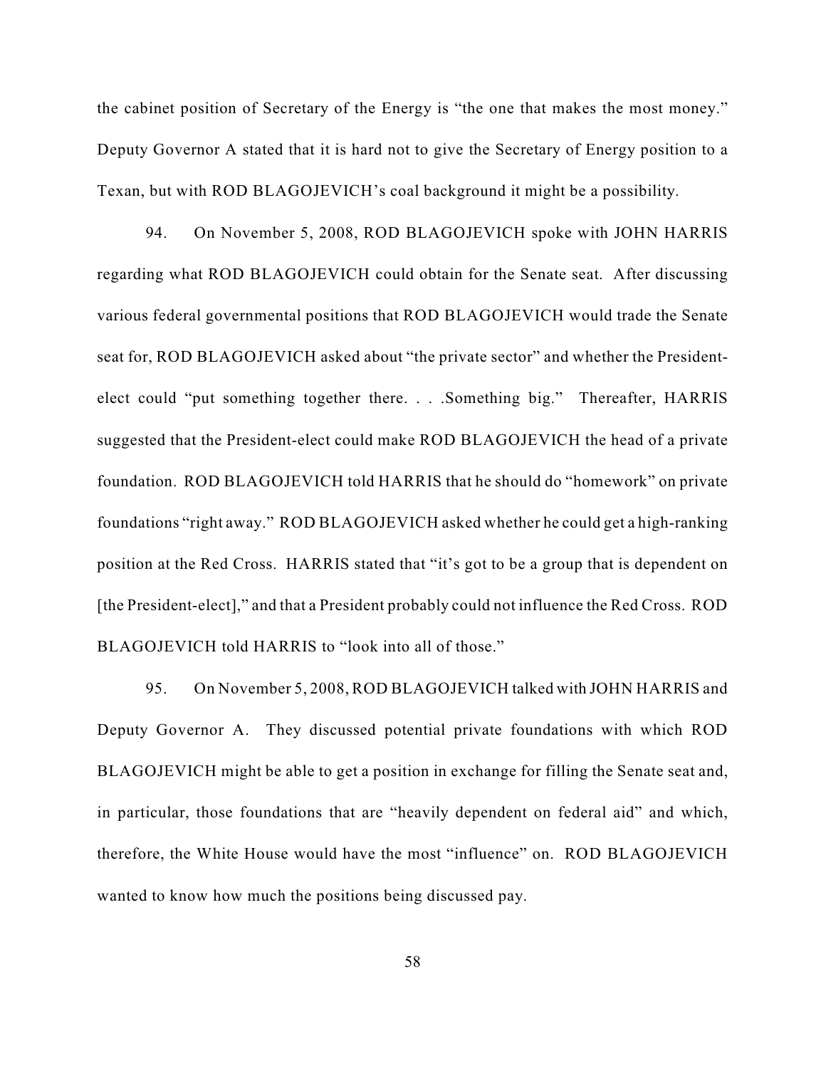the cabinet position of Secretary of the Energy is "the one that makes the most money." Deputy Governor A stated that it is hard not to give the Secretary of Energy position to a Texan, but with ROD BLAGOJEVICH's coal background it might be a possibility.

94. On November 5, 2008, ROD BLAGOJEVICH spoke with JOHN HARRIS regarding what ROD BLAGOJEVICH could obtain for the Senate seat. After discussing various federal governmental positions that ROD BLAGOJEVICH would trade the Senate seat for, ROD BLAGOJEVICH asked about "the private sector" and whether the President-elect could "put something together there. . . .Something big." Thereafter, HARRIS suggested that the President-elect could make ROD BLAGOJEVICH the head of a private foundation. ROD BLAGOJEVICH told HARRIS that he should do "homework" on private foundations "right away." ROD BLAGOJEVICH asked whether he could get a high-ranking position at the Red Cross. HARRIS stated that "it's got to be a group that is dependent on [the President-elect]," and that a President probably could not influence the Red Cross. ROD BLAGOJEVICH told HARRIS to "look into all of those."

95. On November 5, 2008, ROD BLAGOJEVICH talked with JOHN HARRIS and Deputy Governor A. They discussed potential private foundations with which ROD BLAGOJEVICH might be able to get a position in exchange for filling the Senate seat and, in particular, those foundations that are "heavily dependent on federal aid" and which, therefore, the White House would have the most "influence" on. ROD BLAGOJEVICH wanted to know how much the positions being discussed pay.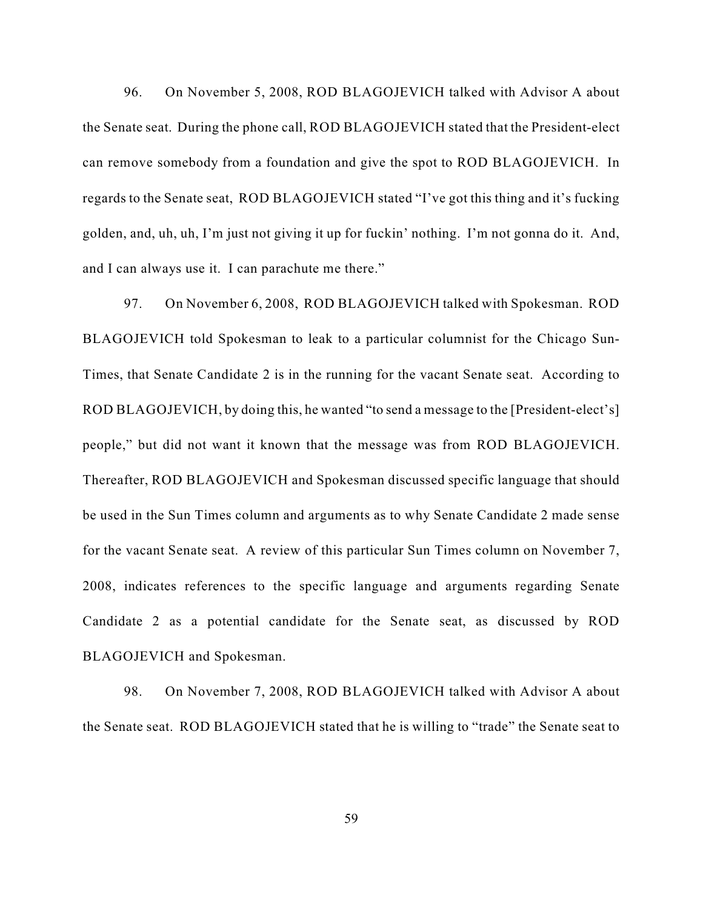96. On November 5, 2008, ROD BLAGOJEVICH talked with Advisor A about the Senate seat. During the phone call, ROD BLAGOJEVICH stated that the President-elect can remove somebody from a foundation and give the spot to ROD BLAGOJEVICH. In regards to the Senate seat, ROD BLAGOJEVICH stated "I've got this thing and it's fucking golden, and, uh, uh, I'm just not giving it up for fuckin' nothing. I'm not gonna do it. And, and I can always use it. I can parachute me there."

97. On November 6, 2008, ROD BLAGOJEVICH talked with Spokesman. ROD BLAGOJEVICH told Spokesman to leak to a particular columnist for the Chicago Sun-Times, that Senate Candidate 2 is in the running for the vacant Senate seat. According to ROD BLAGOJEVICH, by doing this, he wanted "to send a message to the [President-elect's] people," but did not want it known that the message was from ROD BLAGOJEVICH. Thereafter, ROD BLAGOJEVICH and Spokesman discussed specific language that should be used in the Sun Times column and arguments as to why Senate Candidate 2 made sense for the vacant Senate seat. A review of this particular Sun Times column on November 7, 2008, indicates references to the specific language and arguments regarding Senate Candidate 2 as a potential candidate for the Senate seat, as discussed by ROD BLAGOJEVICH and Spokesman.

98. On November 7, 2008, ROD BLAGOJEVICH talked with Advisor A about the Senate seat. ROD BLAGOJEVICH stated that he is willing to "trade" the Senate seat to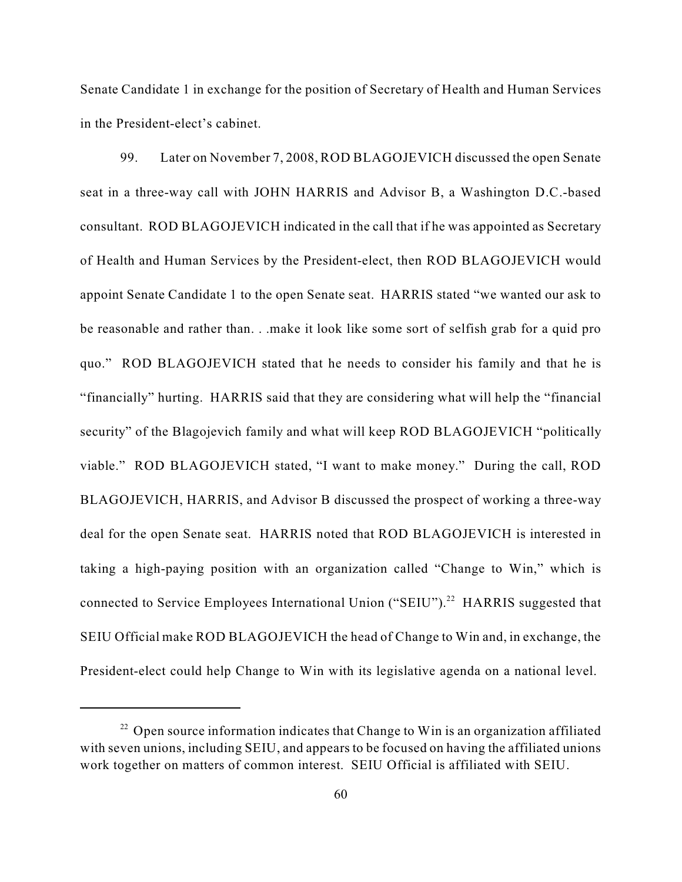Senate Candidate 1 in exchange for the position of Secretary of Health and Human Services in the President-elect's cabinet.

99. Later on November 7, 2008, ROD BLAGOJEVICH discussed the open Senate seat in a three-way call with JOHN HARRIS and Advisor B, a Washington D.C.-based consultant. ROD BLAGOJEVICH indicated in the call that if he was appointed as Secretary of Health and Human Services by the President-elect, then ROD BLAGOJEVICH would appoint Senate Candidate 1 to the open Senate seat. HARRIS stated "we wanted our ask to be reasonable and rather than. . .make it look like some sort of selfish grab for a quid pro quo." ROD BLAGOJEVICH stated that he needs to consider his family and that he is "financially" hurting. HARRIS said that they are considering what will help the "financial security" of the Blagojevich family and what will keep ROD BLAGOJEVICH "politically viable." ROD BLAGOJEVICH stated, "I want to make money." During the call, ROD BLAGOJEVICH, HARRIS, and Advisor B discussed the prospect of working a three-way deal for the open Senate seat. HARRIS noted that ROD BLAGOJEVICH is interested in taking a high-paying position with an organization called "Change to Win," which is connected to Service Employees International Union ("SEIU").[22] HARRIS suggested that SEIU Official make ROD BLAGOJEVICH the head of Change to Win and, in exchange, the President-elect could help Change to Win with its legislative agenda on a national level.

---

[22] Open source information indicates that Change to Win is an organization affiliated with seven unions, including SEIU, and appears to be focused on having the affiliated unions work together on matters of common interest. SEIU Official is affiliated with SEIU.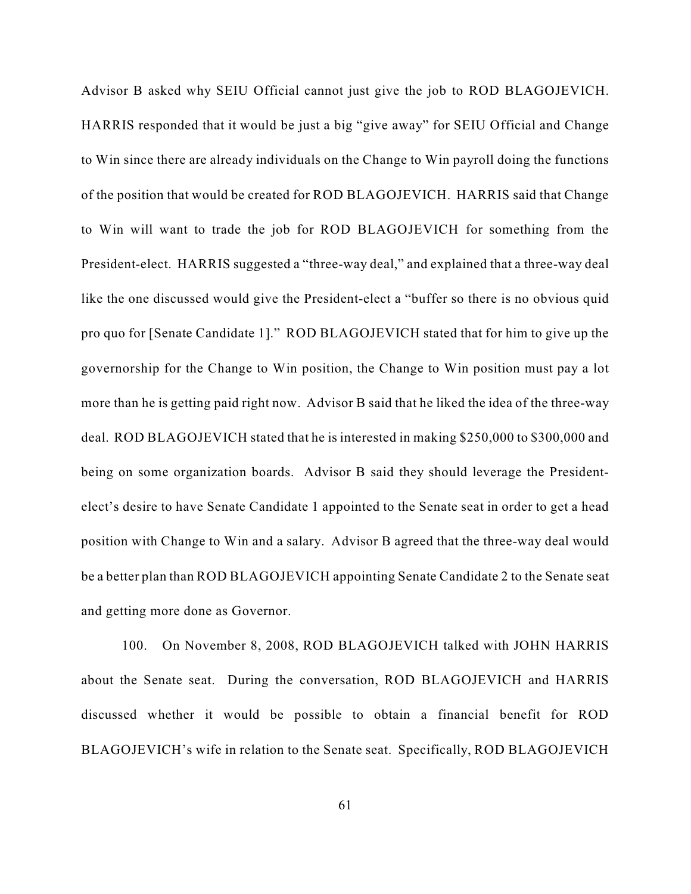Advisor B asked why SEIU Official cannot just give the job to ROD BLAGOJEVICH. HARRIS responded that it would be just a big "give away" for SEIU Official and Change to Win since there are already individuals on the Change to Win payroll doing the functions of the position that would be created for ROD BLAGOJEVICH. HARRIS said that Change to Win will want to trade the job for ROD BLAGOJEVICH for something from the President-elect. HARRIS suggested a "three-way deal," and explained that a three-way deal like the one discussed would give the President-elect a "buffer so there is no obvious quid pro quo for [Senate Candidate 1]." ROD BLAGOJEVICH stated that for him to give up the governorship for the Change to Win position, the Change to Win position must pay a lot more than he is getting paid right now. Advisor B said that he liked the idea of the three-way deal. ROD BLAGOJEVICH stated that he is interested in making $250,000 to $300,000 and being on some organization boards. Advisor B said they should leverage the President-elect's desire to have Senate Candidate 1 appointed to the Senate seat in order to get a head position with Change to Win and a salary. Advisor B agreed that the three-way deal would be a better plan than ROD BLAGOJEVICH appointing Senate Candidate 2 to the Senate seat and getting more done as Governor.

100. On November 8, 2008, ROD BLAGOJEVICH talked with JOHN HARRIS about the Senate seat. During the conversation, ROD BLAGOJEVICH and HARRIS discussed whether it would be possible to obtain a financial benefit for ROD BLAGOJEVICH's wife in relation to the Senate seat. Specifically, ROD BLAGOJEVICH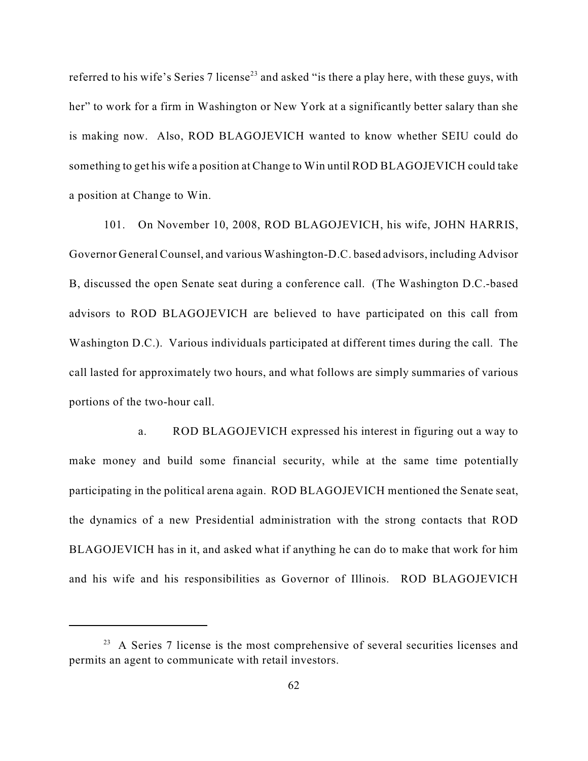referred to his wife's Series 7 license[23] and asked "is there a play here, with these guys, with her" to work for a firm in Washington or New York at a significantly better salary than she is making now. Also, ROD BLAGOJEVICH wanted to know whether SEIU could do something to get his wife a position at Change to Win until ROD BLAGOJEVICH could take a position at Change to Win.

101. On November 10, 2008, ROD BLAGOJEVICH, his wife, JOHN HARRIS, Governor General Counsel, and various Washington-D.C. based advisors, including Advisor B, discussed the open Senate seat during a conference call. (The Washington D.C.-based advisors to ROD BLAGOJEVICH are believed to have participated on this call from Washington D.C.). Various individuals participated at different times during the call. The call lasted for approximately two hours, and what follows are simply summaries of various portions of the two-hour call.

a. ROD BLAGOJEVICH expressed his interest in figuring out a way to make money and build some financial security, while at the same time potentially participating in the political arena again. ROD BLAGOJEVICH mentioned the Senate seat, the dynamics of a new Presidential administration with the strong contacts that ROD BLAGOJEVICH has in it, and asked what if anything he can do to make that work for him and his wife and his responsibilities as Governor of Illinois. ROD BLAGOJEVICH

[23] A Series 7 license is the most comprehensive of several securities licenses and permits an agent to communicate with retail investors.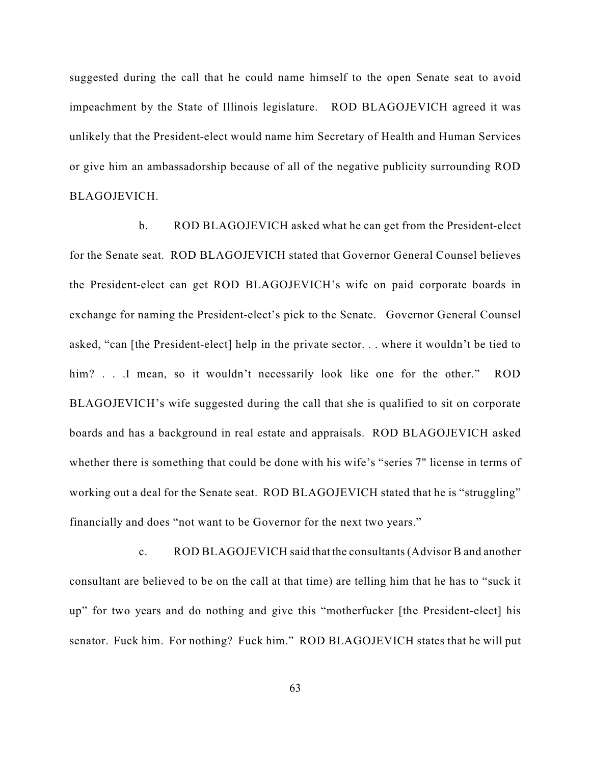suggested during the call that he could name himself to the open Senate seat to avoid impeachment by the State of Illinois legislature. ROD BLAGOJEVICH agreed it was unlikely that the President-elect would name him Secretary of Health and Human Services or give him an ambassadorship because of all of the negative publicity surrounding ROD BLAGOJEVICH.

b. ROD BLAGOJEVICH asked what he can get from the President-elect for the Senate seat. ROD BLAGOJEVICH stated that Governor General Counsel believes the President-elect can get ROD BLAGOJEVICH's wife on paid corporate boards in exchange for naming the President-elect's pick to the Senate. Governor General Counsel asked, "can [the President-elect] help in the private sector. . . where it wouldn't be tied to him? . . .I mean, so it wouldn't necessarily look like one for the other." ROD BLAGOJEVICH's wife suggested during the call that she is qualified to sit on corporate boards and has a background in real estate and appraisals. ROD BLAGOJEVICH asked whether there is something that could be done with his wife's "series 7" license in terms of working out a deal for the Senate seat. ROD BLAGOJEVICH stated that he is "struggling" financially and does "not want to be Governor for the next two years."

c. ROD BLAGOJEVICH said that the consultants (Advisor B and another consultant are believed to be on the call at that time) are telling him that he has to "suck it up" for two years and do nothing and give this "motherfucker [the President-elect] his senator. Fuck him. For nothing? Fuck him." ROD BLAGOJEVICH states that he will put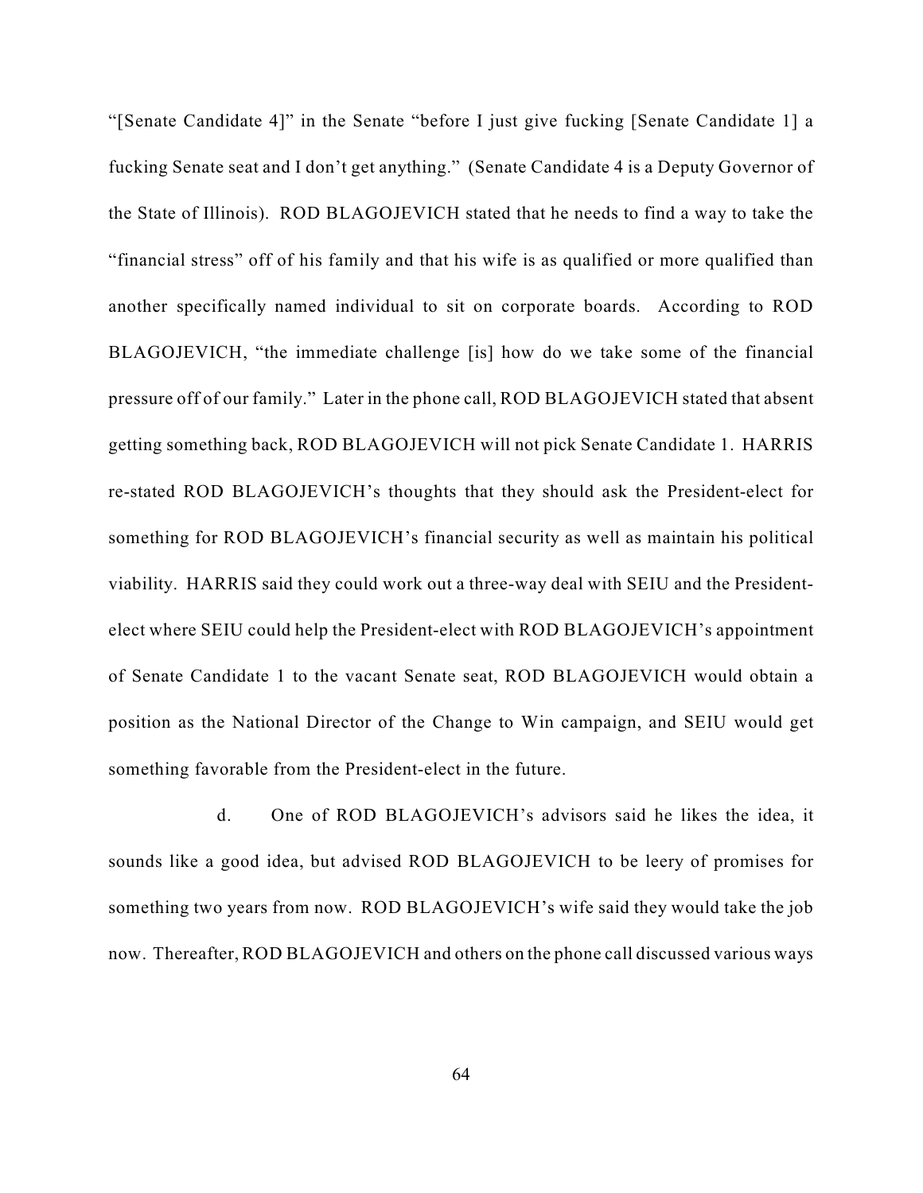"[Senate Candidate 4]" in the Senate "before I just give fucking [Senate Candidate 1] a fucking Senate seat and I don't get anything." (Senate Candidate 4 is a Deputy Governor of the State of Illinois). ROD BLAGOJEVICH stated that he needs to find a way to take the "financial stress" off of his family and that his wife is as qualified or more qualified than another specifically named individual to sit on corporate boards. According to ROD BLAGOJEVICH, "the immediate challenge [is] how do we take some of the financial pressure off of our family." Later in the phone call, ROD BLAGOJEVICH stated that absent getting something back, ROD BLAGOJEVICH will not pick Senate Candidate 1. HARRIS re-stated ROD BLAGOJEVICH's thoughts that they should ask the President-elect for something for ROD BLAGOJEVICH's financial security as well as maintain his political viability. HARRIS said they could work out a three-way deal with SEIU and the President-elect where SEIU could help the President-elect with ROD BLAGOJEVICH's appointment of Senate Candidate 1 to the vacant Senate seat, ROD BLAGOJEVICH would obtain a position as the National Director of the Change to Win campaign, and SEIU would get something favorable from the President-elect in the future.

d. One of ROD BLAGOJEVICH's advisors said he likes the idea, it sounds like a good idea, but advised ROD BLAGOJEVICH to be leery of promises for something two years from now. ROD BLAGOJEVICH's wife said they would take the job now. Thereafter, ROD BLAGOJEVICH and others on the phone call discussed various ways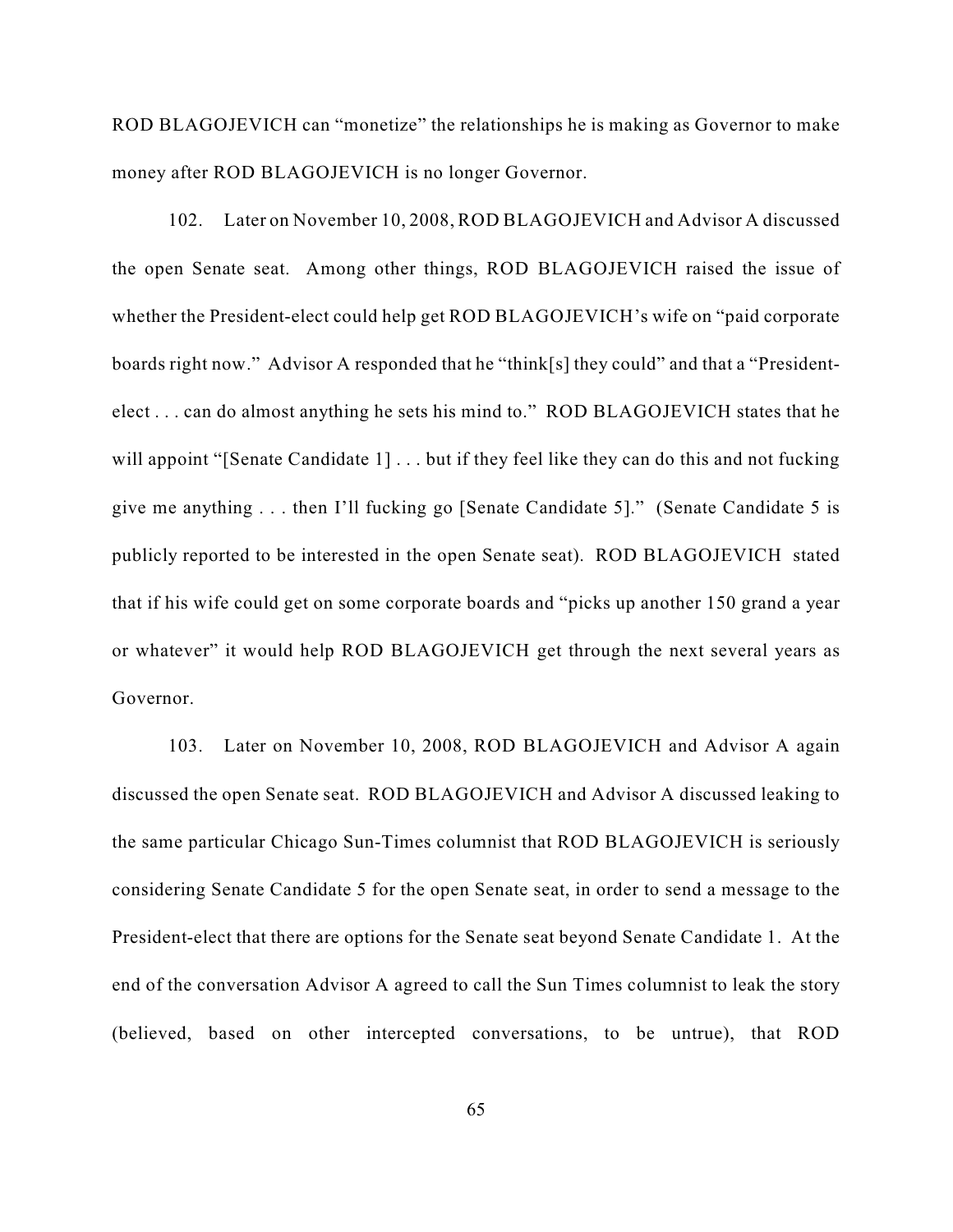ROD BLAGOJEVICH can "monetize" the relationships he is making as Governor to make money after ROD BLAGOJEVICH is no longer Governor.

102. Later on November 10, 2008, ROD BLAGOJEVICH and Advisor A discussed the open Senate seat. Among other things, ROD BLAGOJEVICH raised the issue of whether the President-elect could help get ROD BLAGOJEVICH's wife on "paid corporate boards right now." Advisor A responded that he "think[s] they could" and that a "President-elect . . . can do almost anything he sets his mind to." ROD BLAGOJEVICH states that he will appoint "[Senate Candidate 1] . . . but if they feel like they can do this and not fucking give me anything . . . then I'll fucking go [Senate Candidate 5]." (Senate Candidate 5 is publicly reported to be interested in the open Senate seat). ROD BLAGOJEVICH stated that if his wife could get on some corporate boards and "picks up another 150 grand a year or whatever" it would help ROD BLAGOJEVICH get through the next several years as Governor.

103. Later on November 10, 2008, ROD BLAGOJEVICH and Advisor A again discussed the open Senate seat. ROD BLAGOJEVICH and Advisor A discussed leaking to the same particular Chicago Sun-Times columnist that ROD BLAGOJEVICH is seriously considering Senate Candidate 5 for the open Senate seat, in order to send a message to the President-elect that there are options for the Senate seat beyond Senate Candidate 1. At the end of the conversation Advisor A agreed to call the Sun Times columnist to leak the story (believed, based on other intercepted conversations, to be untrue), that ROD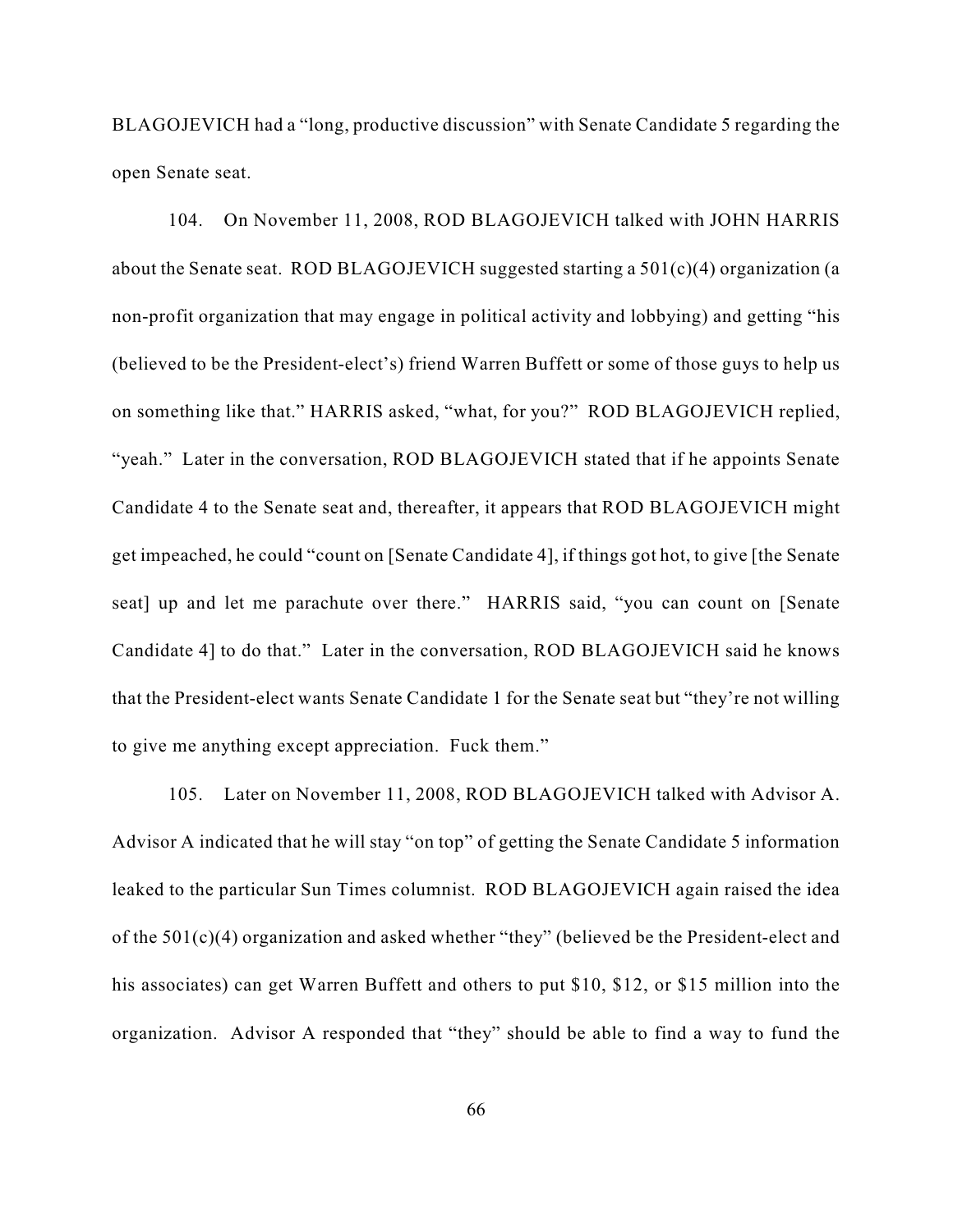BLAGOJEVICH had a "long, productive discussion" with Senate Candidate 5 regarding the open Senate seat.

104. On November 11, 2008, ROD BLAGOJEVICH talked with JOHN HARRIS about the Senate seat. ROD BLAGOJEVICH suggested starting a 501(c)(4) organization (a non-profit organization that may engage in political activity and lobbying) and getting "his (believed to be the President-elect's) friend Warren Buffett or some of those guys to help us on something like that." HARRIS asked, "what, for you?" ROD BLAGOJEVICH replied, "yeah." Later in the conversation, ROD BLAGOJEVICH stated that if he appoints Senate Candidate 4 to the Senate seat and, thereafter, it appears that ROD BLAGOJEVICH might get impeached, he could "count on [Senate Candidate 4], if things got hot, to give [the Senate seat] up and let me parachute over there." HARRIS said, "you can count on [Senate Candidate 4] to do that." Later in the conversation, ROD BLAGOJEVICH said he knows that the President-elect wants Senate Candidate 1 for the Senate seat but "they're not willing to give me anything except appreciation. Fuck them."

105. Later on November 11, 2008, ROD BLAGOJEVICH talked with Advisor A. Advisor A indicated that he will stay "on top" of getting the Senate Candidate 5 information leaked to the particular Sun Times columnist. ROD BLAGOJEVICH again raised the idea of the 501(c)(4) organization and asked whether "they" (believed be the President-elect and his associates) can get Warren Buffett and others to put $10, $12, or $15 million into the organization. Advisor A responded that "they" should be able to find a way to fund the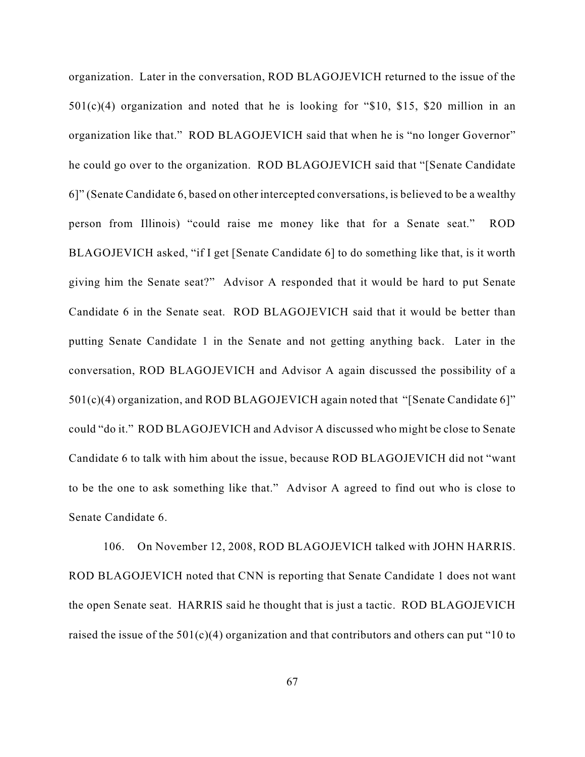organization. Later in the conversation, ROD BLAGOJEVICH returned to the issue of the 501(c)(4) organization and noted that he is looking for "$10, $15, $20 million in an organization like that." ROD BLAGOJEVICH said that when he is "no longer Governor" he could go over to the organization. ROD BLAGOJEVICH said that "[Senate Candidate 6]" (Senate Candidate 6, based on other intercepted conversations, is believed to be a wealthy person from Illinois) "could raise me money like that for a Senate seat." ROD BLAGOJEVICH asked, "if I get [Senate Candidate 6] to do something like that, is it worth giving him the Senate seat?" Advisor A responded that it would be hard to put Senate Candidate 6 in the Senate seat. ROD BLAGOJEVICH said that it would be better than putting Senate Candidate 1 in the Senate and not getting anything back. Later in the conversation, ROD BLAGOJEVICH and Advisor A again discussed the possibility of a 501(c)(4) organization, and ROD BLAGOJEVICH again noted that "[Senate Candidate 6]" could "do it." ROD BLAGOJEVICH and Advisor A discussed who might be close to Senate Candidate 6 to talk with him about the issue, because ROD BLAGOJEVICH did not "want to be the one to ask something like that." Advisor A agreed to find out who is close to Senate Candidate 6.

106. On November 12, 2008, ROD BLAGOJEVICH talked with JOHN HARRIS. ROD BLAGOJEVICH noted that CNN is reporting that Senate Candidate 1 does not want the open Senate seat. HARRIS said he thought that is just a tactic. ROD BLAGOJEVICH raised the issue of the 501(c)(4) organization and that contributors and others can put "10 to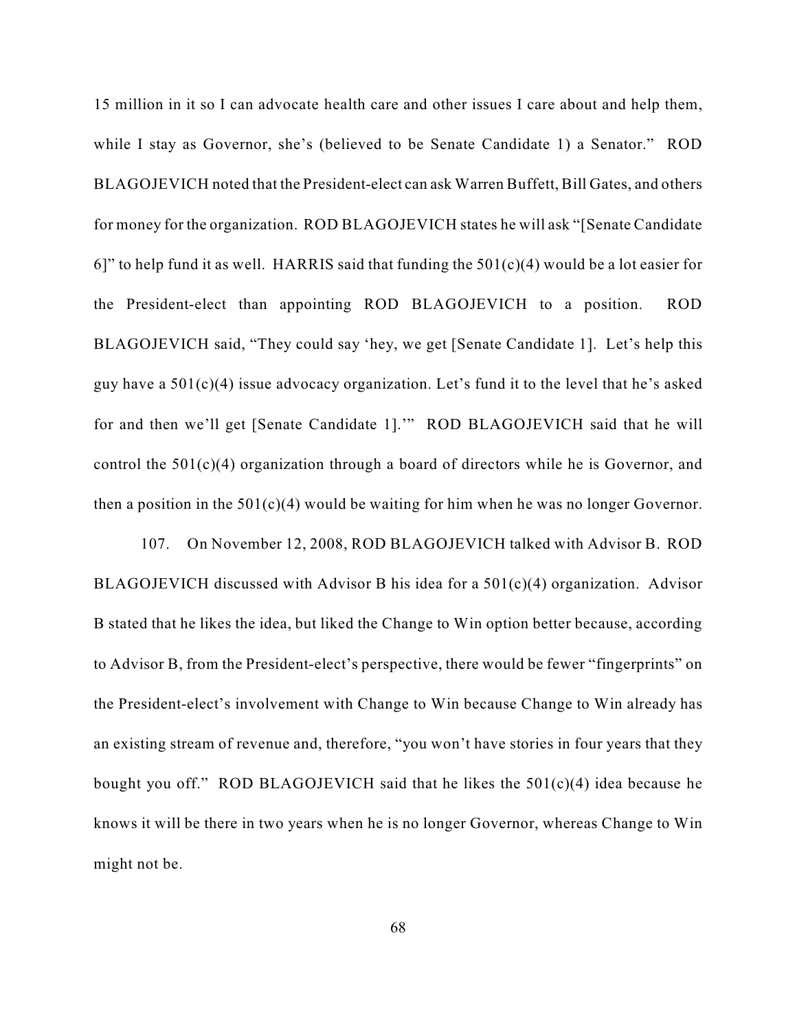15 million in it so I can advocate health care and other issues I care about and help them, while I stay as Governor, she's (believed to be Senate Candidate 1) a Senator." ROD BLAGOJEVICH noted that the President-elect can ask Warren Buffett, Bill Gates, and others for money for the organization. ROD BLAGOJEVICH states he will ask "[Senate Candidate 6]" to help fund it as well. HARRIS said that funding the 501(c)(4) would be a lot easier for the President-elect than appointing ROD BLAGOJEVICH to a position. ROD BLAGOJEVICH said, "They could say 'hey, we get [Senate Candidate 1]. Let's help this guy have a 501(c)(4) issue advocacy organization. Let's fund it to the level that he's asked for and then we'll get [Senate Candidate 1].'" ROD BLAGOJEVICH said that he will control the 501(c)(4) organization through a board of directors while he is Governor, and then a position in the 501(c)(4) would be waiting for him when he was no longer Governor.

107. On November 12, 2008, ROD BLAGOJEVICH talked with Advisor B. ROD BLAGOJEVICH discussed with Advisor B his idea for a 501(c)(4) organization. Advisor B stated that he likes the idea, but liked the Change to Win option better because, according to Advisor B, from the President-elect's perspective, there would be fewer "fingerprints" on the President-elect's involvement with Change to Win because Change to Win already has an existing stream of revenue and, therefore, "you won't have stories in four years that they bought you off." ROD BLAGOJEVICH said that he likes the 501(c)(4) idea because he knows it will be there in two years when he is no longer Governor, whereas Change to Win might not be.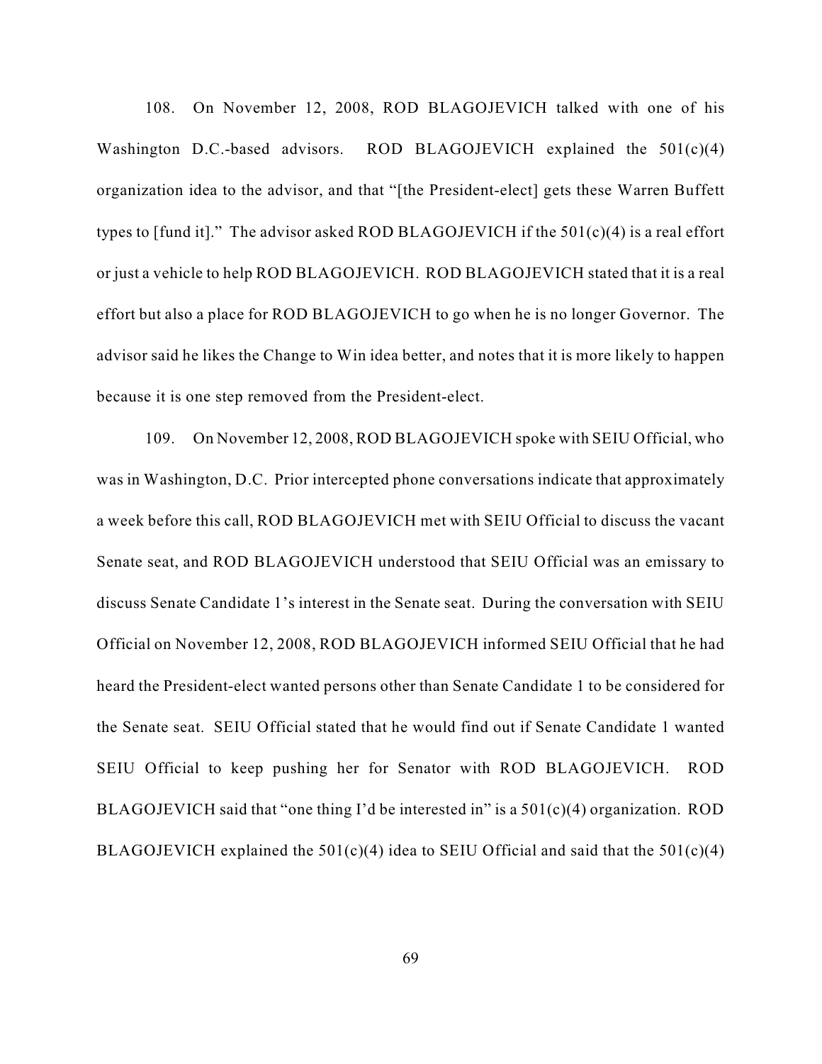108. On November 12, 2008, ROD BLAGOJEVICH talked with one of his Washington D.C.-based advisors. ROD BLAGOJEVICH explained the 501(c)(4) organization idea to the advisor, and that "[the President-elect] gets these Warren Buffett types to [fund it]." The advisor asked ROD BLAGOJEVICH if the 501(c)(4) is a real effort or just a vehicle to help ROD BLAGOJEVICH. ROD BLAGOJEVICH stated that it is a real effort but also a place for ROD BLAGOJEVICH to go when he is no longer Governor. The advisor said he likes the Change to Win idea better, and notes that it is more likely to happen because it is one step removed from the President-elect.

109. On November 12, 2008, ROD BLAGOJEVICH spoke with SEIU Official, who was in Washington, D.C. Prior intercepted phone conversations indicate that approximately a week before this call, ROD BLAGOJEVICH met with SEIU Official to discuss the vacant Senate seat, and ROD BLAGOJEVICH understood that SEIU Official was an emissary to discuss Senate Candidate 1's interest in the Senate seat. During the conversation with SEIU Official on November 12, 2008, ROD BLAGOJEVICH informed SEIU Official that he had heard the President-elect wanted persons other than Senate Candidate 1 to be considered for the Senate seat. SEIU Official stated that he would find out if Senate Candidate 1 wanted SEIU Official to keep pushing her for Senator with ROD BLAGOJEVICH. ROD BLAGOJEVICH said that "one thing I'd be interested in" is a 501(c)(4) organization. ROD BLAGOJEVICH explained the 501(c)(4) idea to SEIU Official and said that the 501(c)(4)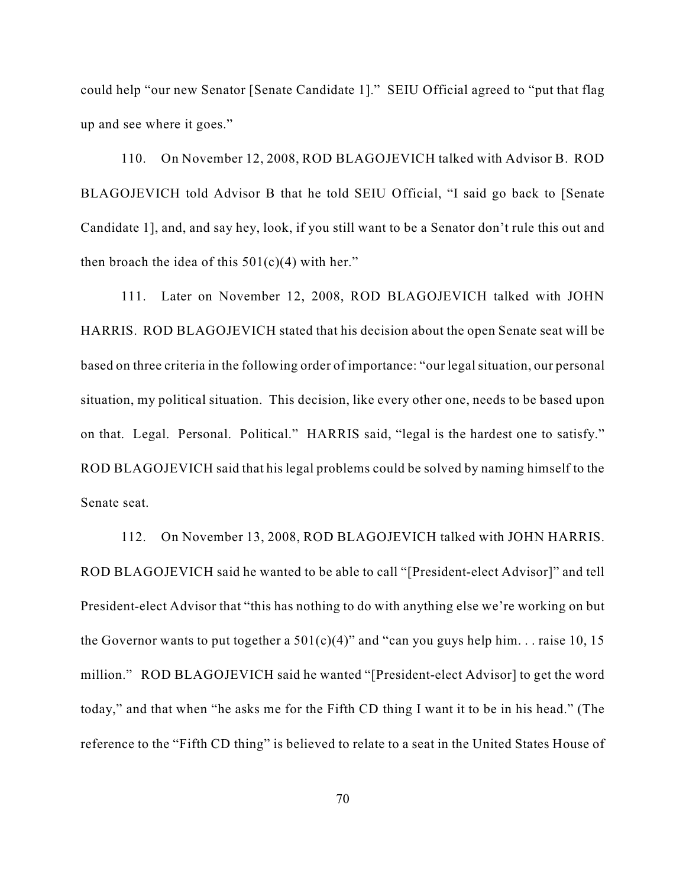could help "our new Senator [Senate Candidate 1]." SEIU Official agreed to "put that flag up and see where it goes."

110. On November 12, 2008, ROD BLAGOJEVICH talked with Advisor B. ROD BLAGOJEVICH told Advisor B that he told SEIU Official, "I said go back to [Senate Candidate 1], and, and say hey, look, if you still want to be a Senator don't rule this out and then broach the idea of this 501(c)(4) with her."

111. Later on November 12, 2008, ROD BLAGOJEVICH talked with JOHN HARRIS. ROD BLAGOJEVICH stated that his decision about the open Senate seat will be based on three criteria in the following order of importance: "our legal situation, our personal situation, my political situation. This decision, like every other one, needs to be based upon on that. Legal. Personal. Political." HARRIS said, "legal is the hardest one to satisfy." ROD BLAGOJEVICH said that his legal problems could be solved by naming himself to the Senate seat.

112. On November 13, 2008, ROD BLAGOJEVICH talked with JOHN HARRIS. ROD BLAGOJEVICH said he wanted to be able to call "[President-elect Advisor]" and tell President-elect Advisor that "this has nothing to do with anything else we're working on but the Governor wants to put together a 501(c)(4)" and "can you guys help him. . . raise 10, 15 million." ROD BLAGOJEVICH said he wanted "[President-elect Advisor] to get the word today," and that when "he asks me for the Fifth CD thing I want it to be in his head." (The reference to the "Fifth CD thing" is believed to relate to a seat in the United States House of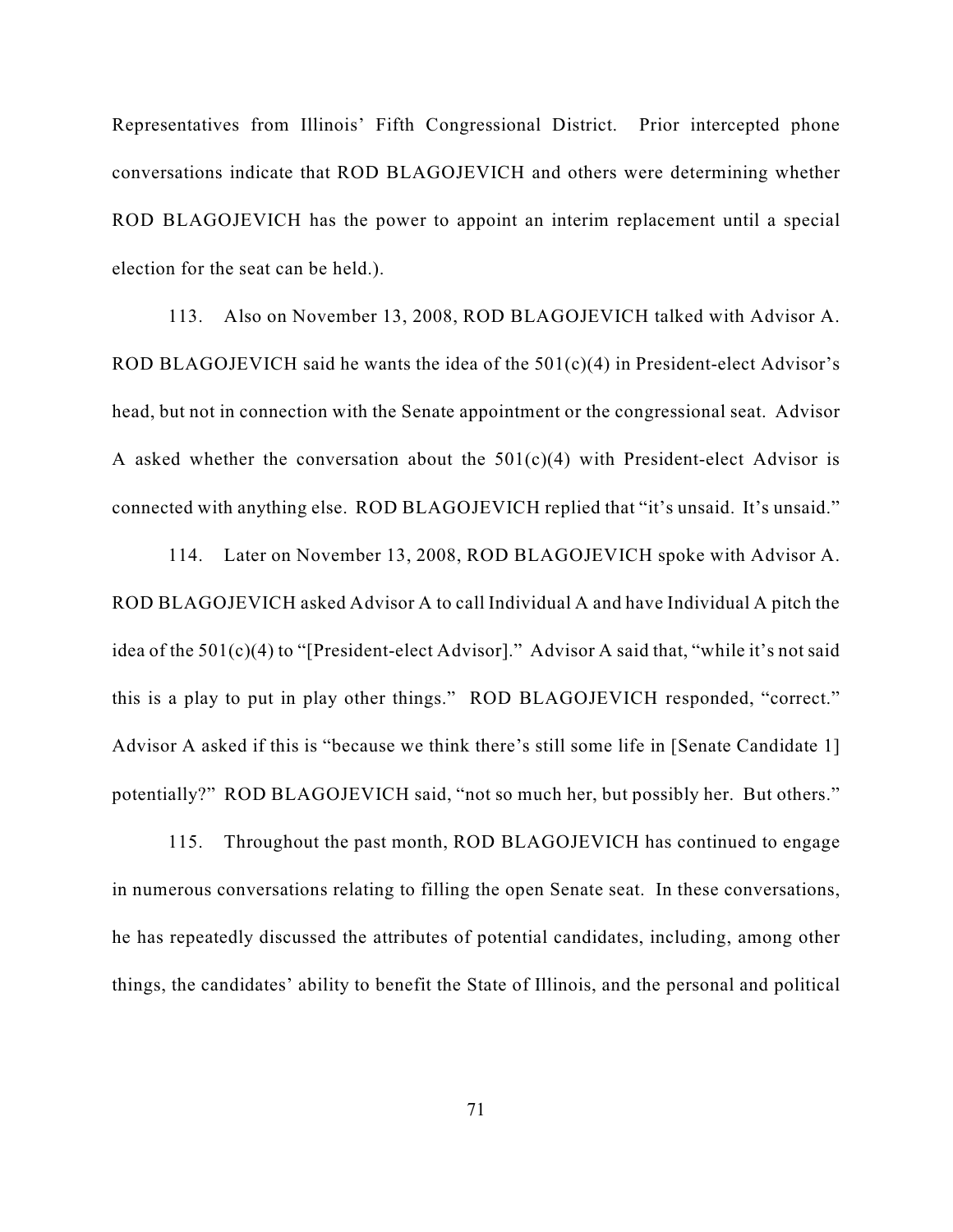Representatives from Illinois' Fifth Congressional District. Prior intercepted phone conversations indicate that ROD BLAGOJEVICH and others were determining whether ROD BLAGOJEVICH has the power to appoint an interim replacement until a special election for the seat can be held.).

113. Also on November 13, 2008, ROD BLAGOJEVICH talked with Advisor A. ROD BLAGOJEVICH said he wants the idea of the 501(c)(4) in President-elect Advisor's head, but not in connection with the Senate appointment or the congressional seat. Advisor A asked whether the conversation about the 501(c)(4) with President-elect Advisor is connected with anything else. ROD BLAGOJEVICH replied that "it's unsaid. It's unsaid."

114. Later on November 13, 2008, ROD BLAGOJEVICH spoke with Advisor A. ROD BLAGOJEVICH asked Advisor A to call Individual A and have Individual A pitch the idea of the 501(c)(4) to "[President-elect Advisor]." Advisor A said that, "while it's not said this is a play to put in play other things." ROD BLAGOJEVICH responded, "correct." Advisor A asked if this is "because we think there's still some life in [Senate Candidate 1] potentially?" ROD BLAGOJEVICH said, "not so much her, but possibly her. But others."

115. Throughout the past month, ROD BLAGOJEVICH has continued to engage in numerous conversations relating to filling the open Senate seat. In these conversations, he has repeatedly discussed the attributes of potential candidates, including, among other things, the candidates' ability to benefit the State of Illinois, and the personal and political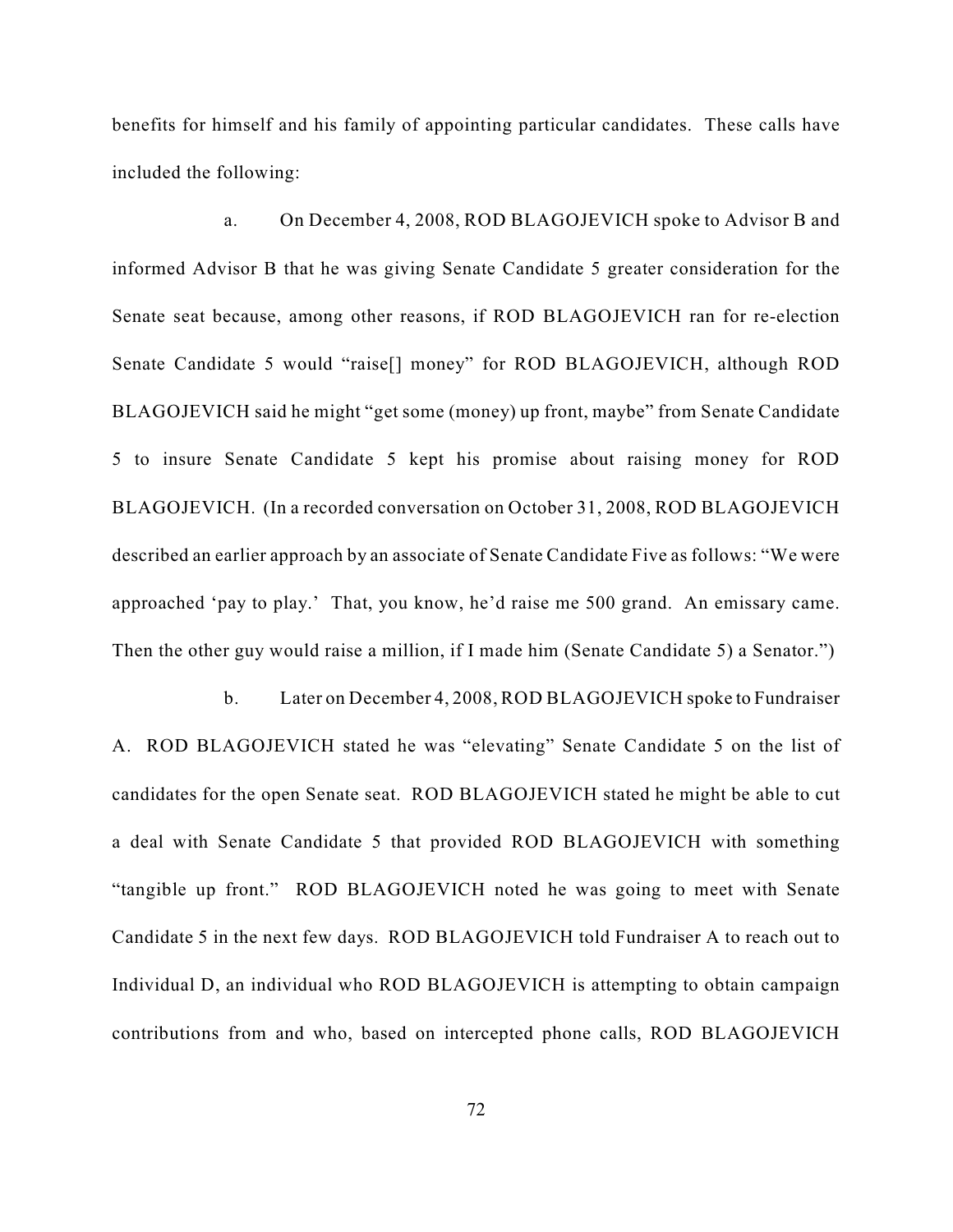benefits for himself and his family of appointing particular candidates. These calls have included the following:

a. On December 4, 2008, ROD BLAGOJEVICH spoke to Advisor B and informed Advisor B that he was giving Senate Candidate 5 greater consideration for the Senate seat because, among other reasons, if ROD BLAGOJEVICH ran for re-election Senate Candidate 5 would "raise[] money" for ROD BLAGOJEVICH, although ROD BLAGOJEVICH said he might "get some (money) up front, maybe" from Senate Candidate 5 to insure Senate Candidate 5 kept his promise about raising money for ROD BLAGOJEVICH. (In a recorded conversation on October 31, 2008, ROD BLAGOJEVICH described an earlier approach by an associate of Senate Candidate Five as follows: "We were approached 'pay to play.' That, you know, he'd raise me 500 grand. An emissary came. Then the other guy would raise a million, if I made him (Senate Candidate 5) a Senator.")

b. Later on December 4, 2008, ROD BLAGOJEVICH spoke to Fundraiser A. ROD BLAGOJEVICH stated he was "elevating" Senate Candidate 5 on the list of candidates for the open Senate seat. ROD BLAGOJEVICH stated he might be able to cut a deal with Senate Candidate 5 that provided ROD BLAGOJEVICH with something "tangible up front." ROD BLAGOJEVICH noted he was going to meet with Senate Candidate 5 in the next few days. ROD BLAGOJEVICH told Fundraiser A to reach out to Individual D, an individual who ROD BLAGOJEVICH is attempting to obtain campaign contributions from and who, based on intercepted phone calls, ROD BLAGOJEVICH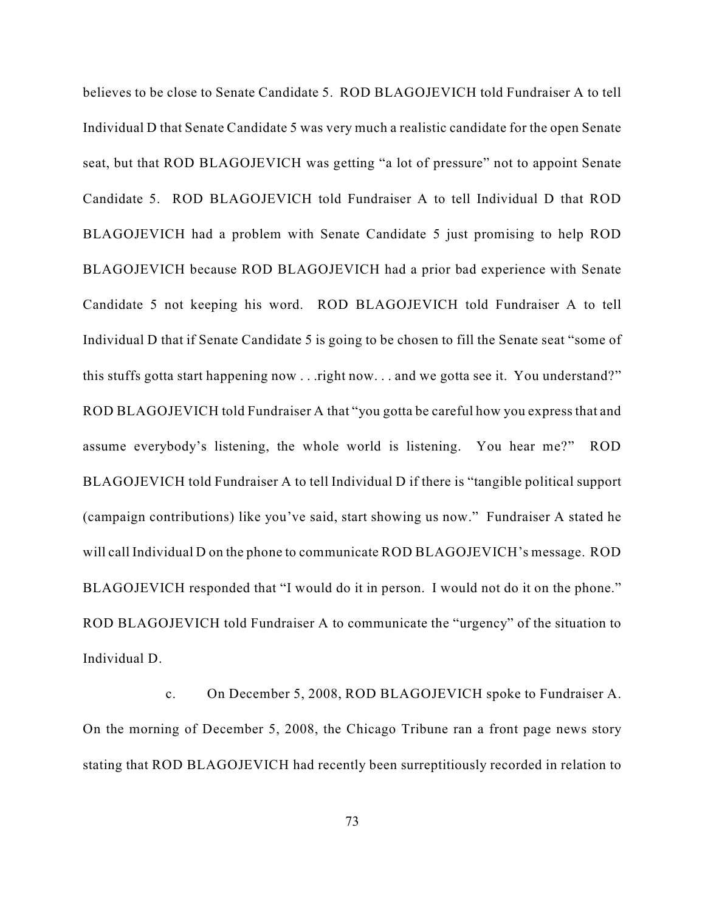believes to be close to Senate Candidate 5. ROD BLAGOJEVICH told Fundraiser A to tell Individual D that Senate Candidate 5 was very much a realistic candidate for the open Senate seat, but that ROD BLAGOJEVICH was getting "a lot of pressure" not to appoint Senate Candidate 5. ROD BLAGOJEVICH told Fundraiser A to tell Individual D that ROD BLAGOJEVICH had a problem with Senate Candidate 5 just promising to help ROD BLAGOJEVICH because ROD BLAGOJEVICH had a prior bad experience with Senate Candidate 5 not keeping his word. ROD BLAGOJEVICH told Fundraiser A to tell Individual D that if Senate Candidate 5 is going to be chosen to fill the Senate seat "some of this stuffs gotta start happening now . . .right now. . . and we gotta see it. You understand?" ROD BLAGOJEVICH told Fundraiser A that "you gotta be careful how you express that and assume everybody's listening, the whole world is listening. You hear me?" ROD BLAGOJEVICH told Fundraiser A to tell Individual D if there is "tangible political support (campaign contributions) like you've said, start showing us now." Fundraiser A stated he will call Individual D on the phone to communicate ROD BLAGOJEVICH's message. ROD BLAGOJEVICH responded that "I would do it in person. I would not do it on the phone." ROD BLAGOJEVICH told Fundraiser A to communicate the "urgency" of the situation to Individual D.

c. On December 5, 2008, ROD BLAGOJEVICH spoke to Fundraiser A. On the morning of December 5, 2008, the Chicago Tribune ran a front page news story stating that ROD BLAGOJEVICH had recently been surreptitiously recorded in relation to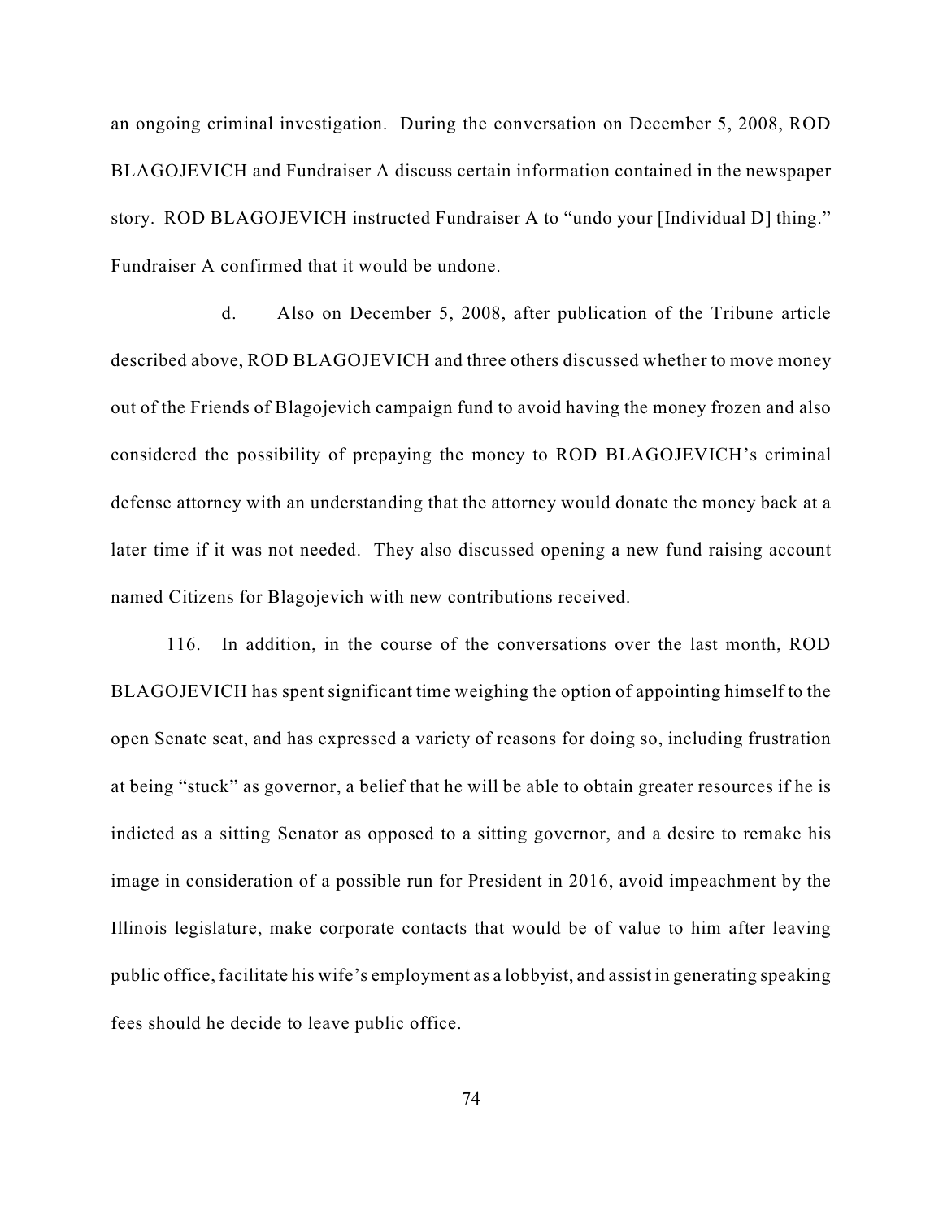an ongoing criminal investigation. During the conversation on December 5, 2008, ROD BLAGOJEVICH and Fundraiser A discuss certain information contained in the newspaper story. ROD BLAGOJEVICH instructed Fundraiser A to "undo your [Individual D] thing." Fundraiser A confirmed that it would be undone.

d. Also on December 5, 2008, after publication of the Tribune article described above, ROD BLAGOJEVICH and three others discussed whether to move money out of the Friends of Blagojevich campaign fund to avoid having the money frozen and also considered the possibility of prepaying the money to ROD BLAGOJEVICH's criminal defense attorney with an understanding that the attorney would donate the money back at a later time if it was not needed. They also discussed opening a new fund raising account named Citizens for Blagojevich with new contributions received.

116. In addition, in the course of the conversations over the last month, ROD BLAGOJEVICH has spent significant time weighing the option of appointing himself to the open Senate seat, and has expressed a variety of reasons for doing so, including frustration at being "stuck" as governor, a belief that he will be able to obtain greater resources if he is indicted as a sitting Senator as opposed to a sitting governor, and a desire to remake his image in consideration of a possible run for President in 2016, avoid impeachment by the Illinois legislature, make corporate contacts that would be of value to him after leaving public office, facilitate his wife's employment as a lobbyist, and assist in generating speaking fees should he decide to leave public office.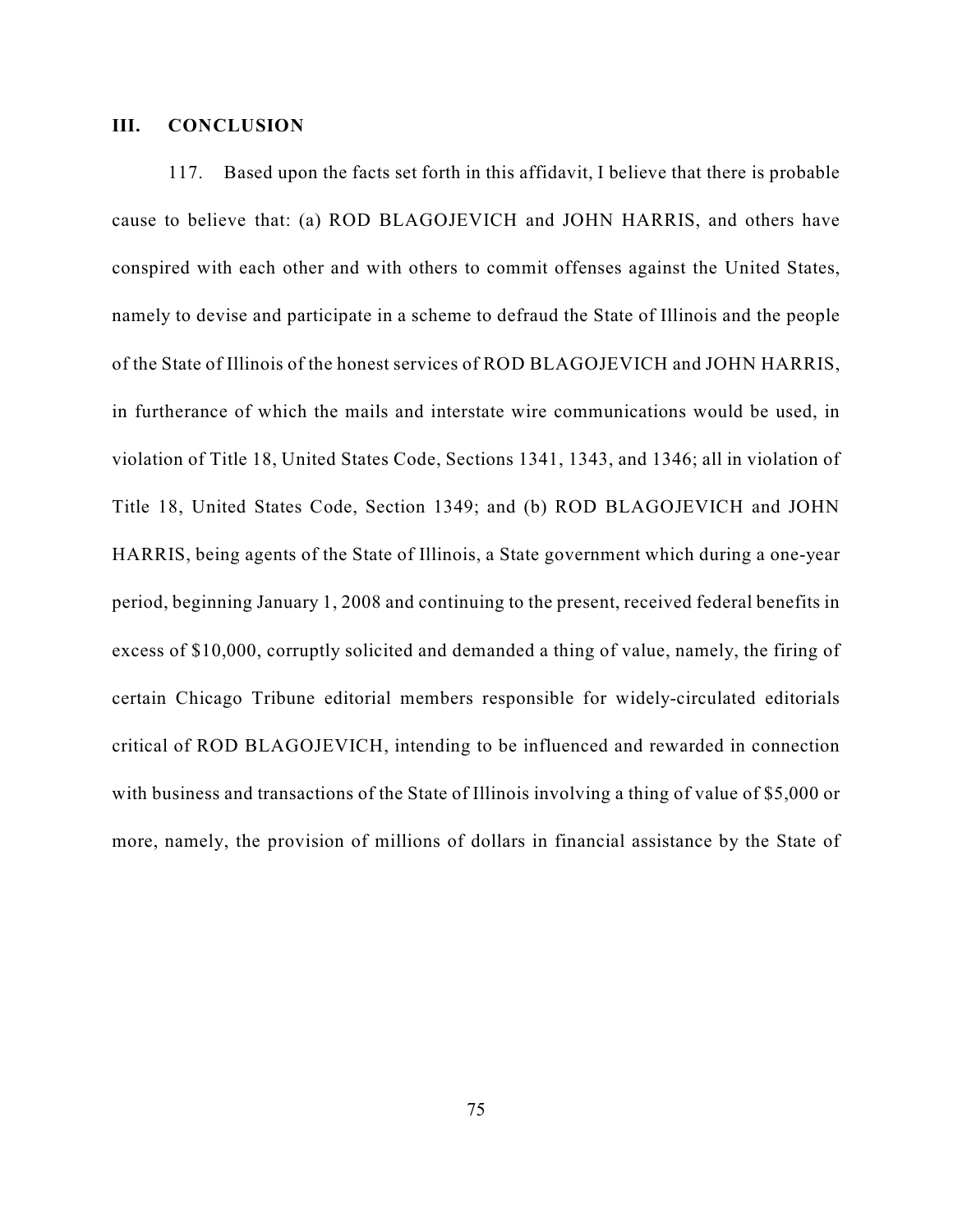## III. CONCLUSION

117. Based upon the facts set forth in this affidavit, I believe that there is probable cause to believe that: (a) ROD BLAGOJEVICH and JOHN HARRIS, and others have conspired with each other and with others to commit offenses against the United States, namely to devise and participate in a scheme to defraud the State of Illinois and the people of the State of Illinois of the honest services of ROD BLAGOJEVICH and JOHN HARRIS, in furtherance of which the mails and interstate wire communications would be used, in violation of Title 18, United States Code, Sections 1341, 1343, and 1346; all in violation of Title 18, United States Code, Section 1349; and (b) ROD BLAGOJEVICH and JOHN HARRIS, being agents of the State of Illinois, a State government which during a one-year period, beginning January 1, 2008 and continuing to the present, received federal benefits in excess of $10,000, corruptly solicited and demanded a thing of value, namely, the firing of certain Chicago Tribune editorial members responsible for widely-circulated editorials critical of ROD BLAGOJEVICH, intending to be influenced and rewarded in connection with business and transactions of the State of Illinois involving a thing of value of $5,000 or more, namely, the provision of millions of dollars in financial assistance by the State of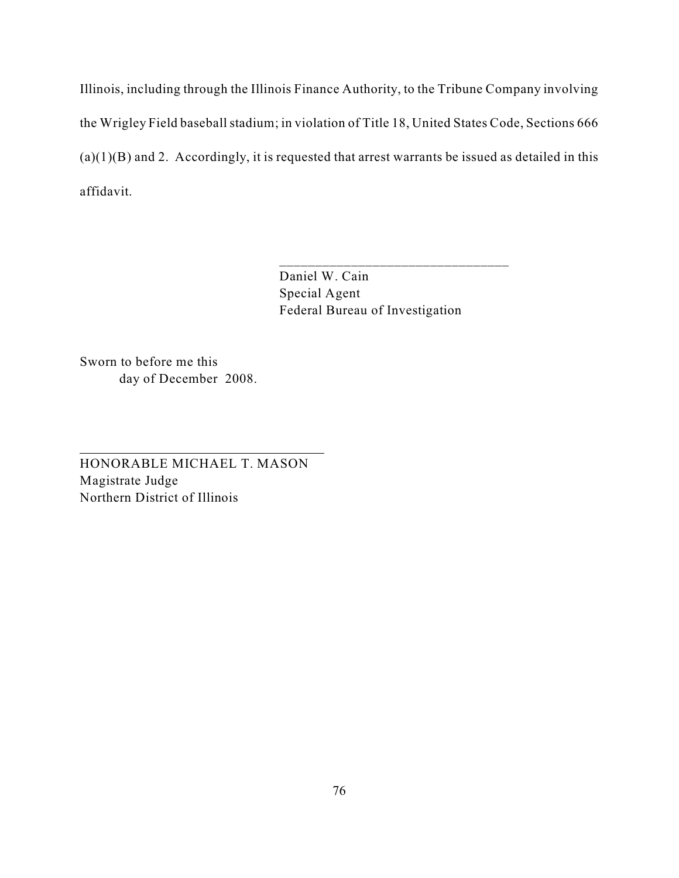Illinois, including through the Illinois Finance Authority, to the Tribune Company involving the Wrigley Field baseball stadium; in violation of Title 18, United States Code, Sections 666 (a)(1)(B) and 2. Accordingly, it is requested that arrest warrants be issued as detailed in this affidavit.

_________________________________
Daniel W. Cain
Special Agent
Federal Bureau of Investigation

Sworn to before me this
day of December 2008.

_________________________________
HONORABLE MICHAEL T. MASON
Magistrate Judge
Northern District of Illinois